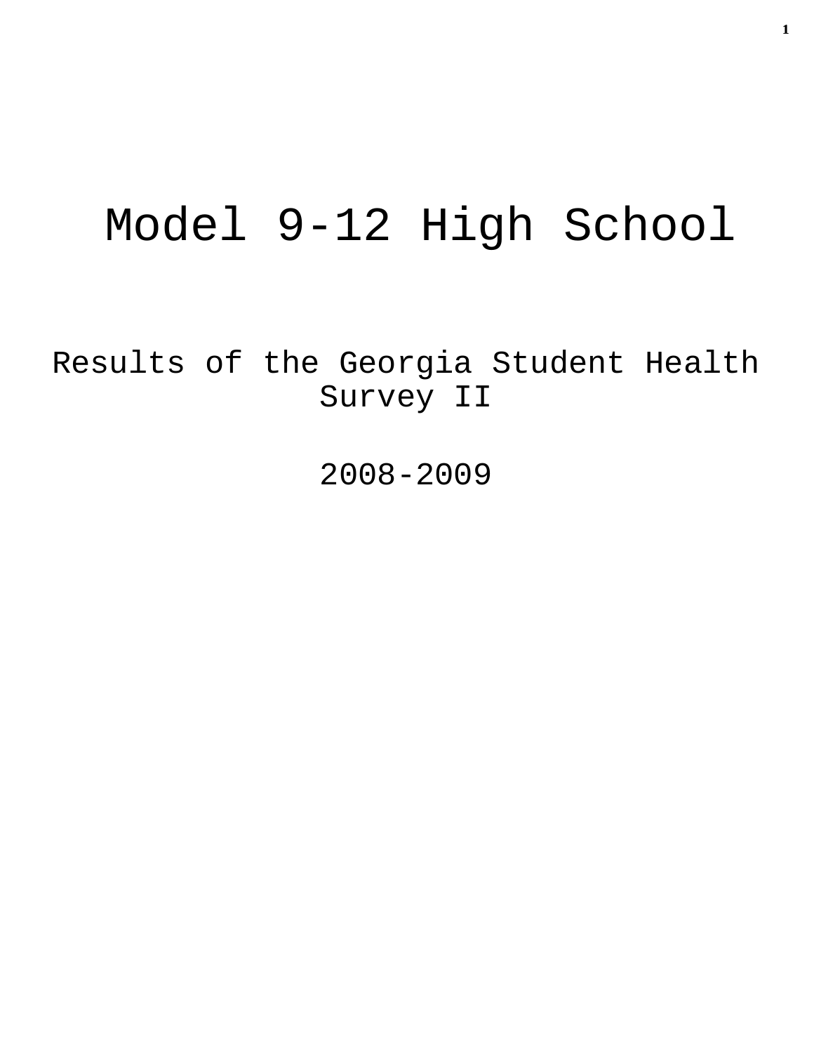# Model 9-12 High School

Results of the Georgia Student Health Survey II

2008-2009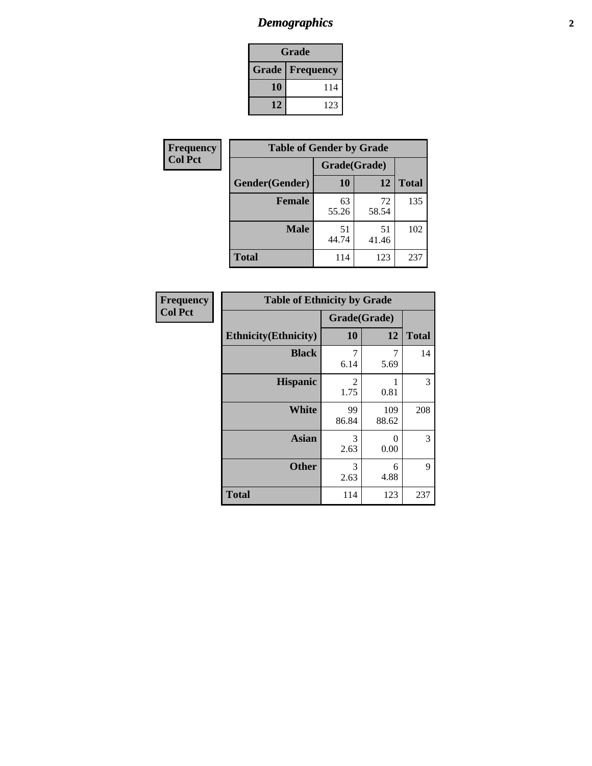## Demographics

| Grade | |
|---|---|
| **Grade** | **Frequency** |
| 10 | 114 |
| 12 | 123 |

**Frequency**
**Col Pct**

| Table of Gender by Grade | | | |
|---|---|---|---|
| | Grade(Grade) | | |
| Gender(Gender) | 10 | 12 | Total |
| **Female** | 63<br>55.26 | 72<br>58.54 | 135 |
| **Male** | 51<br>44.74 | 51<br>41.46 | 102 |
| **Total** | 114 | 123 | 237 |

**Frequency**
**Col Pct**

| Table of Ethnicity by Grade | | | |
|---|---|---|---|
| | Grade(Grade) | | |
| Ethnicity(Ethnicity) | 10 | 12 | Total |
| **Black** | 7<br>6.14 | 7<br>5.69 | 14 |
| **Hispanic** | 2<br>1.75 | 1<br>0.81 | 3 |
| **White** | 99<br>86.84 | 109<br>88.62 | 208 |
| **Asian** | 3<br>2.63 | 0<br>0.00 | 3 |
| **Other** | 3<br>2.63 | 6<br>4.88 | 9 |
| **Total** | 114 | 123 | 237 |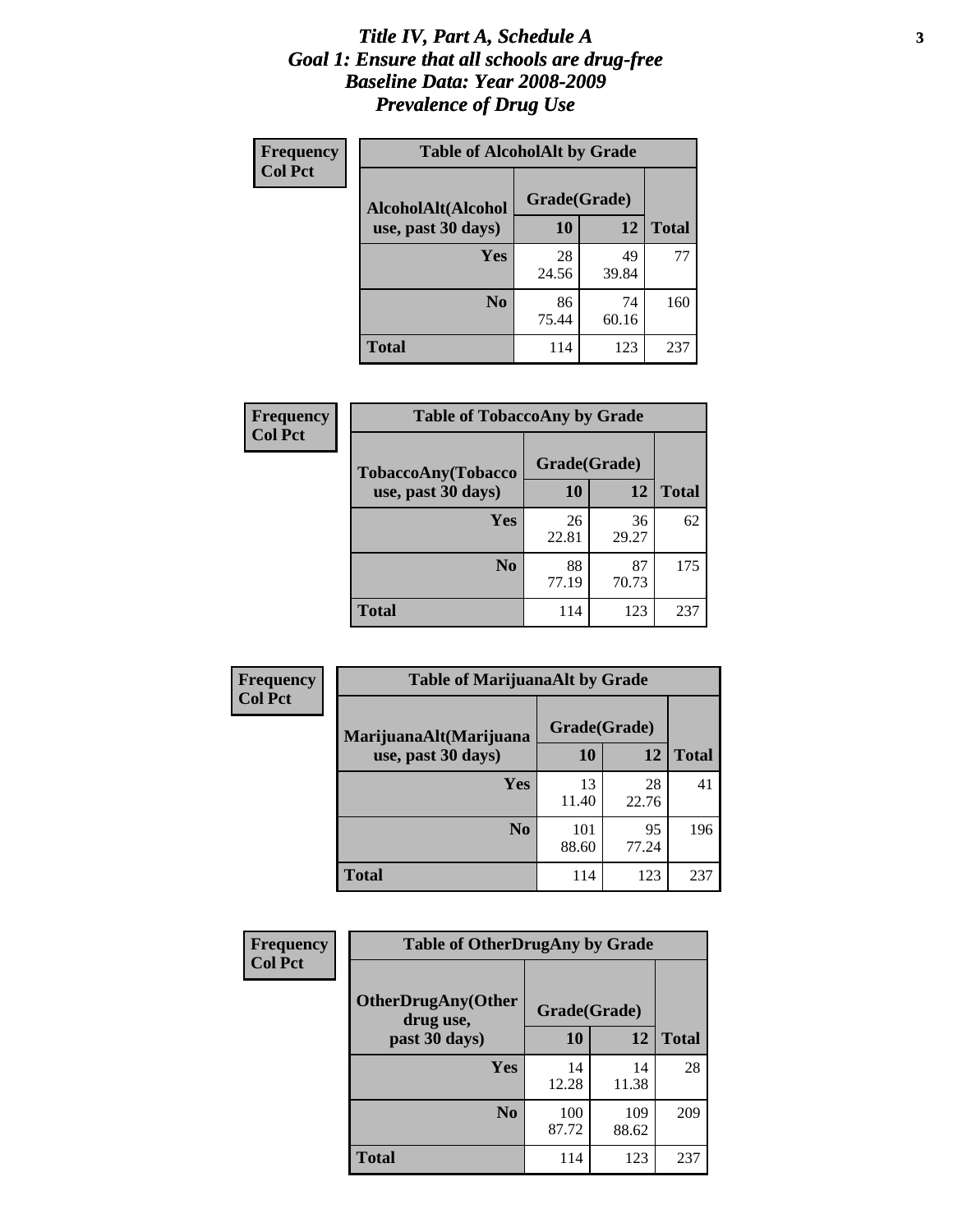# Title IV, Part A, Schedule A
## Goal 1: Ensure that all schools are drug-free
## Baseline Data: Year 2008-2009
## Prevalence of Drug Use

**Frequency**
**Col Pct**

| Table of AlcoholAlt by Grade | | | |
|---|---|---|---|
| AlcoholAlt(Alcohol use, past 30 days) | Grade(Grade) | | |
| | 10 | 12 | Total |
| Yes | 28<br>24.56 | 49<br>39.84 | 77 |
| No | 86<br>75.44 | 74<br>60.16 | 160 |
| Total | 114 | 123 | 237 |

**Frequency**
**Col Pct**

| Table of TobaccoAny by Grade | | | |
|---|---|---|---|
| TobaccoAny(Tobacco use, past 30 days) | Grade(Grade) | | |
| | 10 | 12 | Total |
| Yes | 26<br>22.81 | 36<br>29.27 | 62 |
| No | 88<br>77.19 | 87<br>70.73 | 175 |
| Total | 114 | 123 | 237 |

**Frequency**
**Col Pct**

| Table of MarijuanaAlt by Grade | | | |
|---|---|---|---|
| MarijuanaAlt(Marijuana use, past 30 days) | Grade(Grade) | | |
| | 10 | 12 | Total |
| Yes | 13<br>11.40 | 28<br>22.76 | 41 |
| No | 101<br>88.60 | 95<br>77.24 | 196 |
| Total | 114 | 123 | 237 |

**Frequency**
**Col Pct**

| Table of OtherDrugAny by Grade | | | |
|---|---|---|---|
| OtherDrugAny(Other drug use, past 30 days) | Grade(Grade) | | |
| | 10 | 12 | Total |
| Yes | 14<br>12.28 | 14<br>11.38 | 28 |
| No | 100<br>87.72 | 109<br>88.62 | 209 |
| Total | 114 | 123 | 237 |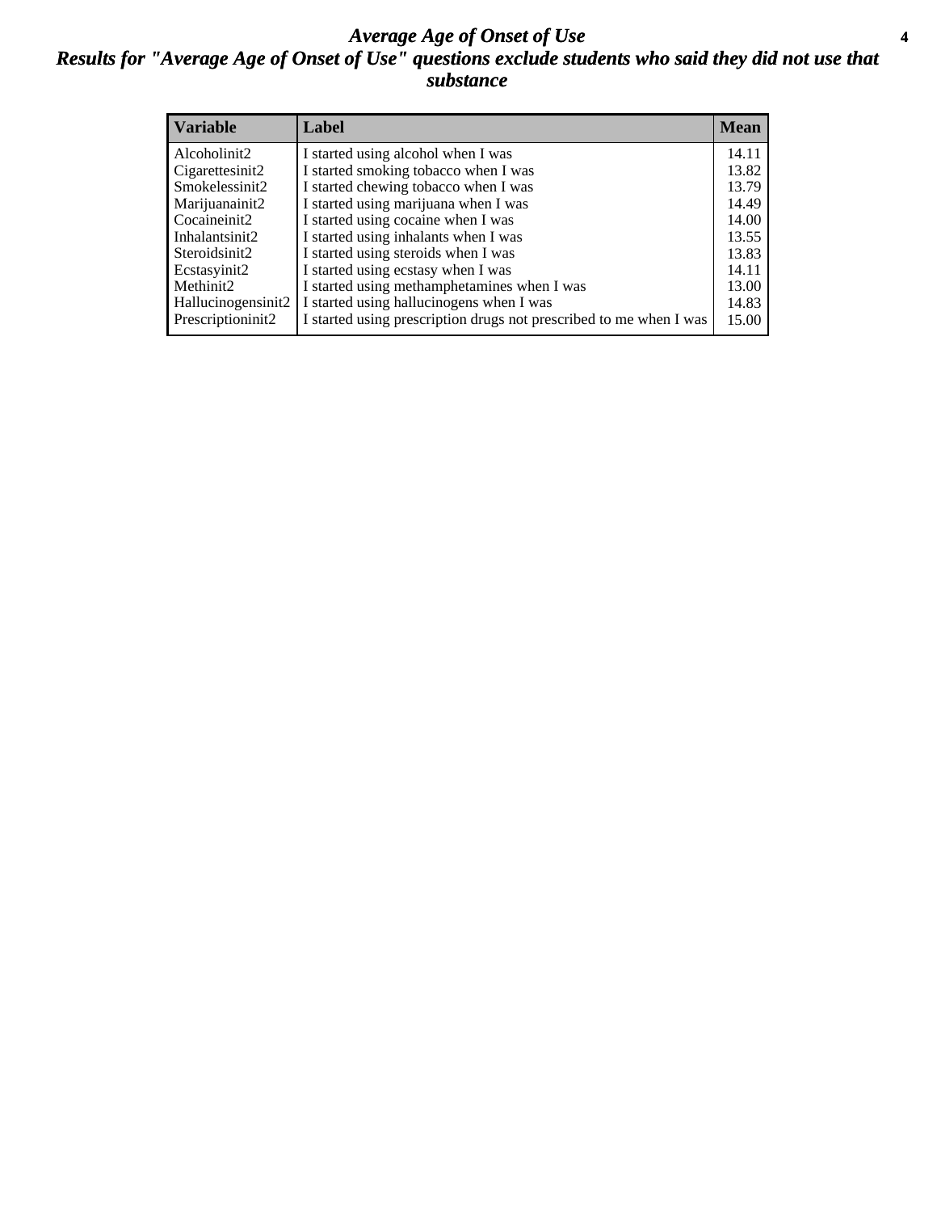# *Average Age of Onset of Use*

## *Results for "Average Age of Onset of Use" questions exclude students who said they did not use that substance*

| Variable | Label | Mean |
|---|---|---|
| Alcoholinit2 | I started using alcohol when I was | 14.11 |
| Cigarettesinit2 | I started smoking tobacco when I was | 13.82 |
| Smokelessinit2 | I started chewing tobacco when I was | 13.79 |
| Marijuanainit2 | I started using marijuana when I was | 14.49 |
| Cocaineinit2 | I started using cocaine when I was | 14.00 |
| Inhalantsinit2 | I started using inhalants when I was | 13.55 |
| Steroidsinit2 | I started using steroids when I was | 13.83 |
| Ecstasyinit2 | I started using ecstasy when I was | 14.11 |
| Methinit2 | I started using methamphetamines when I was | 13.00 |
| Hallucinogensinit2 | I started using hallucinogens when I was | 14.83 |
| Prescriptioninit2 | I started using prescription drugs not prescribed to me when I was | 15.00 |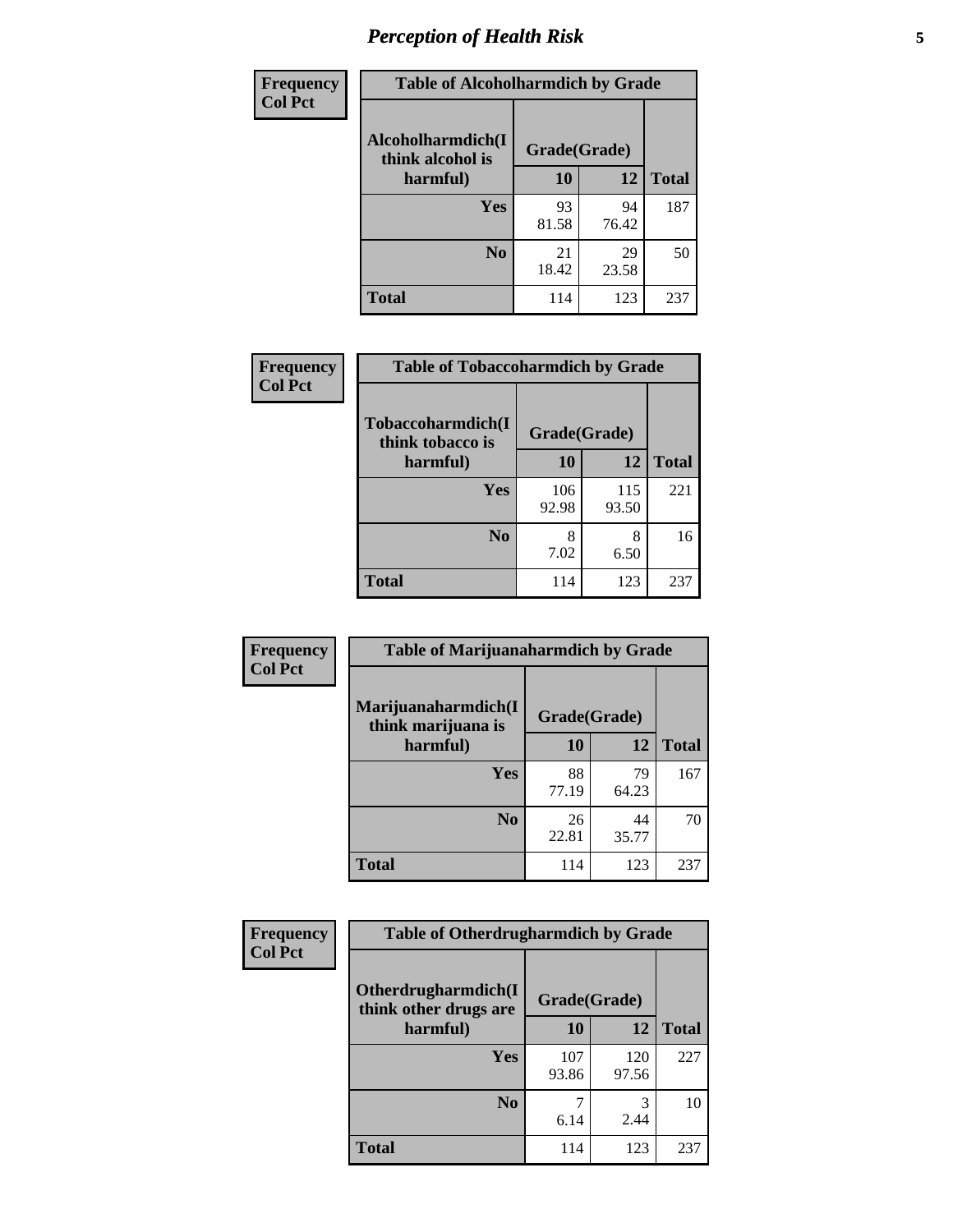# Perception of Health Risk

**Frequency**
**Col Pct**

| Table of Alcoholharmdich by Grade | | | |
|---|---|---|---|
| Alcoholharmdich(I think alcohol is harmful) | Grade(Grade) | | Total |
| | 10 | 12 | |
| Yes | 93<br>81.58 | 94<br>76.42 | 187 |
| No | 21<br>18.42 | 29<br>23.58 | 50 |
| Total | 114 | 123 | 237 |

**Frequency**
**Col Pct**

| Table of Tobaccoharmdich by Grade | | | |
|---|---|---|---|
| Tobaccoharmdich(I think tobacco is harmful) | Grade(Grade) | | Total |
| | 10 | 12 | |
| Yes | 106<br>92.98 | 115<br>93.50 | 221 |
| No | 8<br>7.02 | 8<br>6.50 | 16 |
| Total | 114 | 123 | 237 |

**Frequency**
**Col Pct**

| Table of Marijuanaharmdich by Grade | | | |
|---|---|---|---|
| Marijuanaharmdich(I think marijuana is harmful) | Grade(Grade) | | Total |
| | 10 | 12 | |
| Yes | 88<br>77.19 | 79<br>64.23 | 167 |
| No | 26<br>22.81 | 44<br>35.77 | 70 |
| Total | 114 | 123 | 237 |

**Frequency**
**Col Pct**

| Table of Otherdrugharmdich by Grade | | | |
|---|---|---|---|
| Otherdrugharmdich(I think other drugs are harmful) | Grade(Grade) | | Total |
| | 10 | 12 | |
| Yes | 107<br>93.86 | 120<br>97.56 | 227 |
| No | 7<br>6.14 | 3<br>2.44 | 10 |
| Total | 114 | 123 | 237 |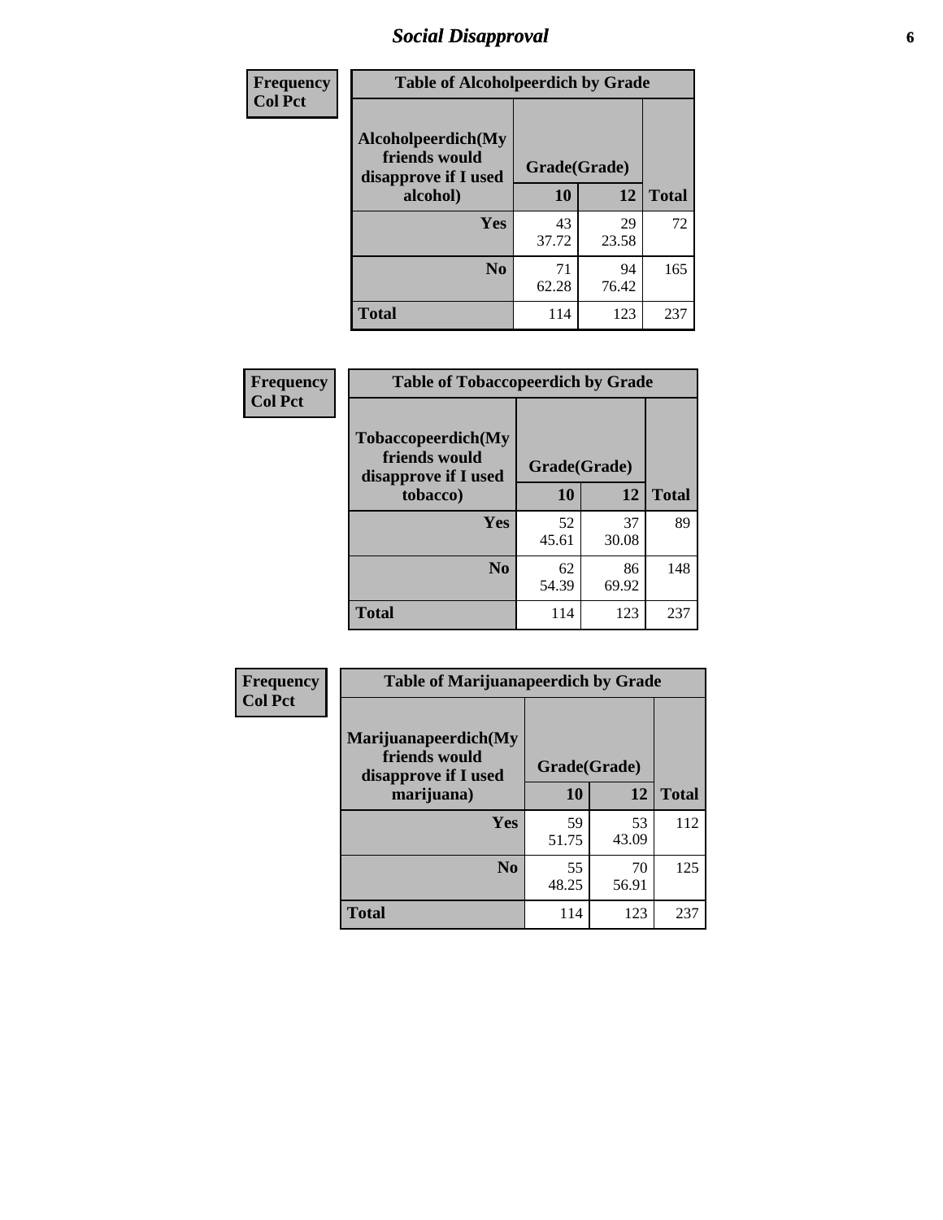## Social Disapproval

| Frequency Col Pct | Table of Alcoholpeerdich by Grade | | |
|---|---|---|---|
| Alcoholpeerdich(My friends would disapprove if I used alcohol) | Grade(Grade) | | |
| | 10 | 12 | Total |
| Yes | 43<br>37.72 | 29<br>23.58 | 72 |
| No | 71<br>62.28 | 94<br>76.42 | 165 |
| Total | 114 | 123 | 237 |

| Frequency Col Pct | Table of Tobaccopeerdich by Grade | | |
|---|---|---|---|
| Tobaccopeerdich(My friends would disapprove if I used tobacco) | Grade(Grade) | | |
| | 10 | 12 | Total |
| Yes | 52<br>45.61 | 37<br>30.08 | 89 |
| No | 62<br>54.39 | 86<br>69.92 | 148 |
| Total | 114 | 123 | 237 |

| Frequency Col Pct | Table of Marijuanapeerdich by Grade | | |
|---|---|---|---|
| Marijuanapeerdich(My friends would disapprove if I used marijuana) | Grade(Grade) | | |
| | 10 | 12 | Total |
| Yes | 59<br>51.75 | 53<br>43.09 | 112 |
| No | 55<br>48.25 | 70<br>56.91 | 125 |
| Total | 114 | 123 | 237 |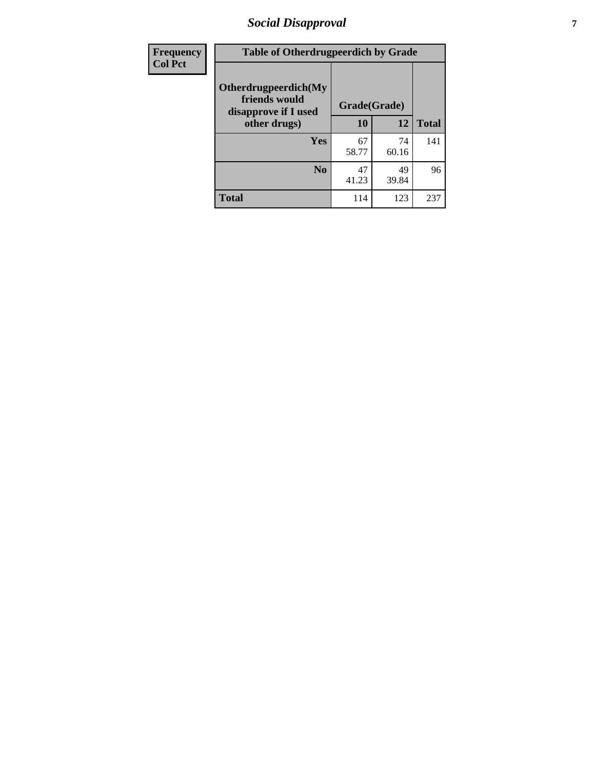| Frequency Col Pct | Table of Otherdrugpeerdich by Grade | | |
|---|---|---|---|
| Otherdrugpeerdich(My friends would disapprove if I used other drugs) | Grade(Grade) | | |
| | 10 | 12 | Total |
| Yes | 67<br>58.77 | 74<br>60.16 | 141 |
| No | 47<br>41.23 | 49<br>39.84 | 96 |
| Total | 114 | 123 | 237 |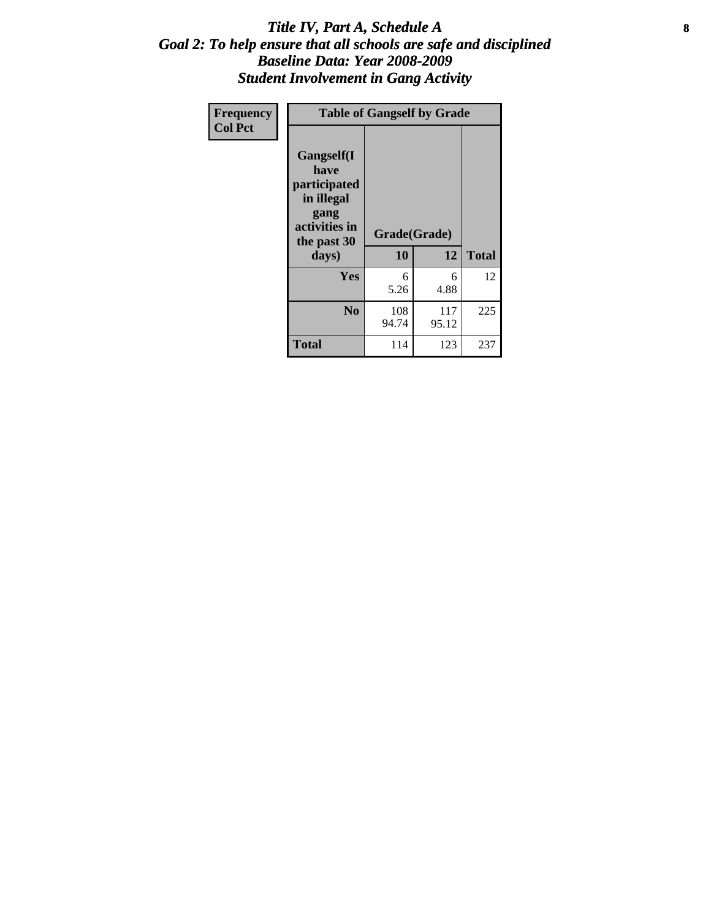# *Title IV, Part A, Schedule A*
## *Goal 2: To help ensure that all schools are safe and disciplined*
## *Baseline Data: Year 2008-2009*
## *Student Involvement in Gang Activity*

| Frequency<br>Col Pct | Table of Gangself by Grade | | |
|---|---|---|---|
| Gangself(I have participated in illegal gang activities in the past 30 days) | Grade(Grade) | | |
| | 10 | 12 | Total |
| Yes | 6<br>5.26 | 6<br>4.88 | 12 |
| No | 108<br>94.74 | 117<br>95.12 | 225 |
| Total | 114 | 123 | 237 |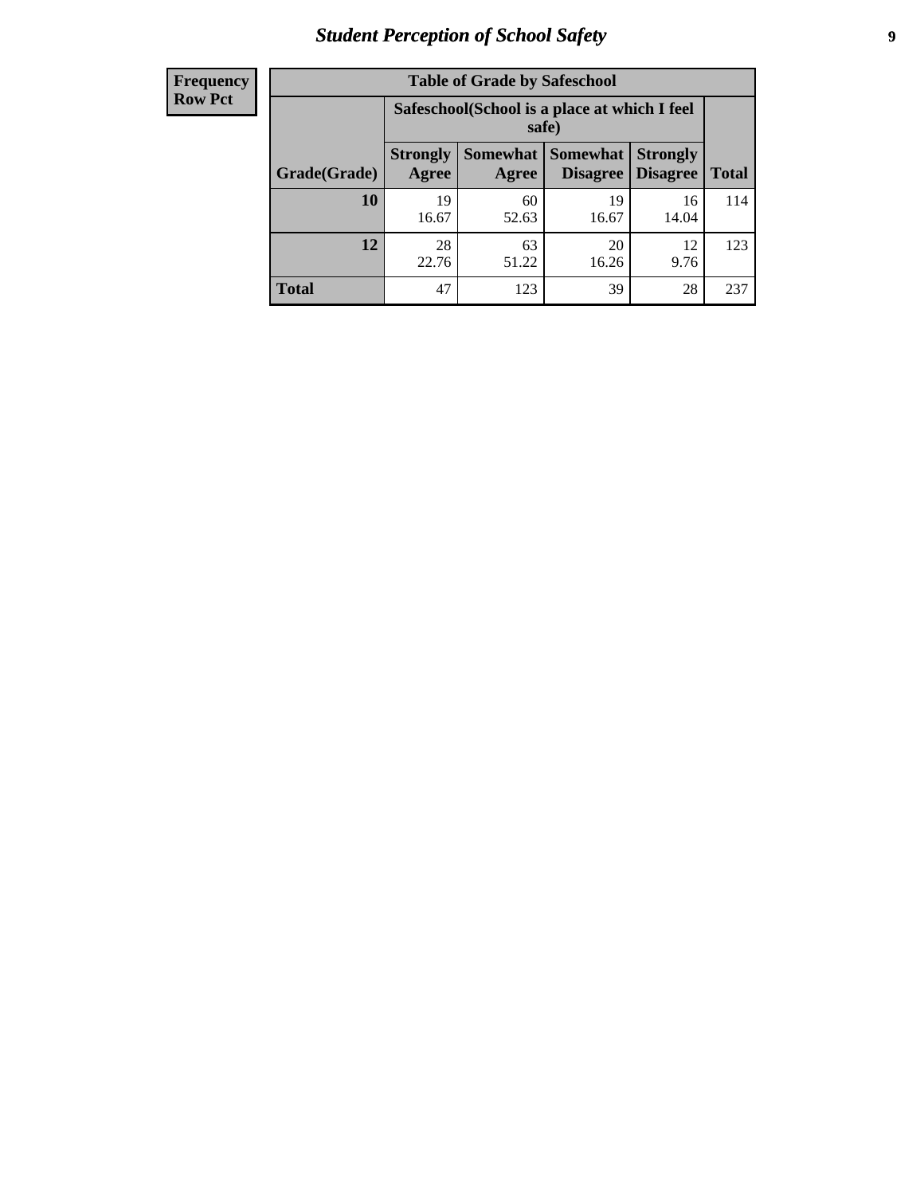# Student Perception of School Safety

| Frequency Row Pct | Table of Grade by Safeschool | | | | |
|---|---|---|---|---|---|
| | Safeschool(School is a place at which I feel safe) | | | | |
| Grade(Grade) | Strongly Agree | Somewhat Agree | Somewhat Disagree | Strongly Disagree | Total |
| 10 | 19<br>16.67 | 60<br>52.63 | 19<br>16.67 | 16<br>14.04 | 114 |
| 12 | 28<br>22.76 | 63<br>51.22 | 20<br>16.26 | 12<br>9.76 | 123 |
| Total | 47 | 123 | 39 | 28 | 237 |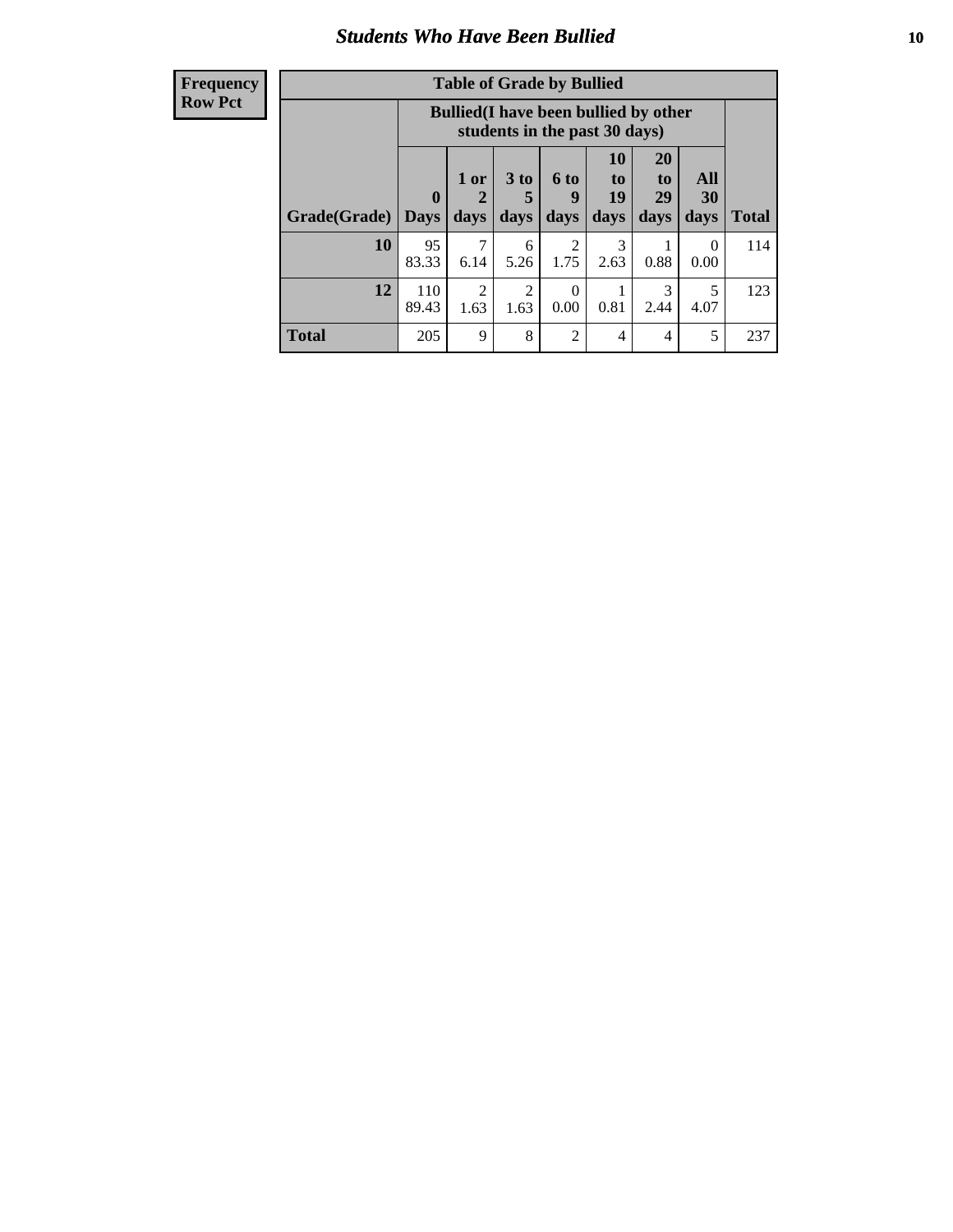## Students Who Have Been Bullied

**Frequency**
**Row Pct**

**Table of Grade by Bullied**

| Grade(Grade) | Bullied(I have been bullied by other students in the past 30 days) | | | | | | | Total |
|---|---|---|---|---|---|---|---|---|
| | 0 Days | 1 or 2 days | 3 to 5 days | 6 to 9 days | 10 to 19 days | 20 to 29 days | All 30 days | |
| **10** | 95<br>83.33 | 7<br>6.14 | 6<br>5.26 | 2<br>1.75 | 3<br>2.63 | 1<br>0.88 | 0<br>0.00 | 114 |
| **12** | 110<br>89.43 | 2<br>1.63 | 2<br>1.63 | 0<br>0.00 | 1<br>0.81 | 3<br>2.44 | 5<br>4.07 | 123 |
| **Total** | 205 | 9 | 8 | 2 | 4 | 4 | 5 | 237 |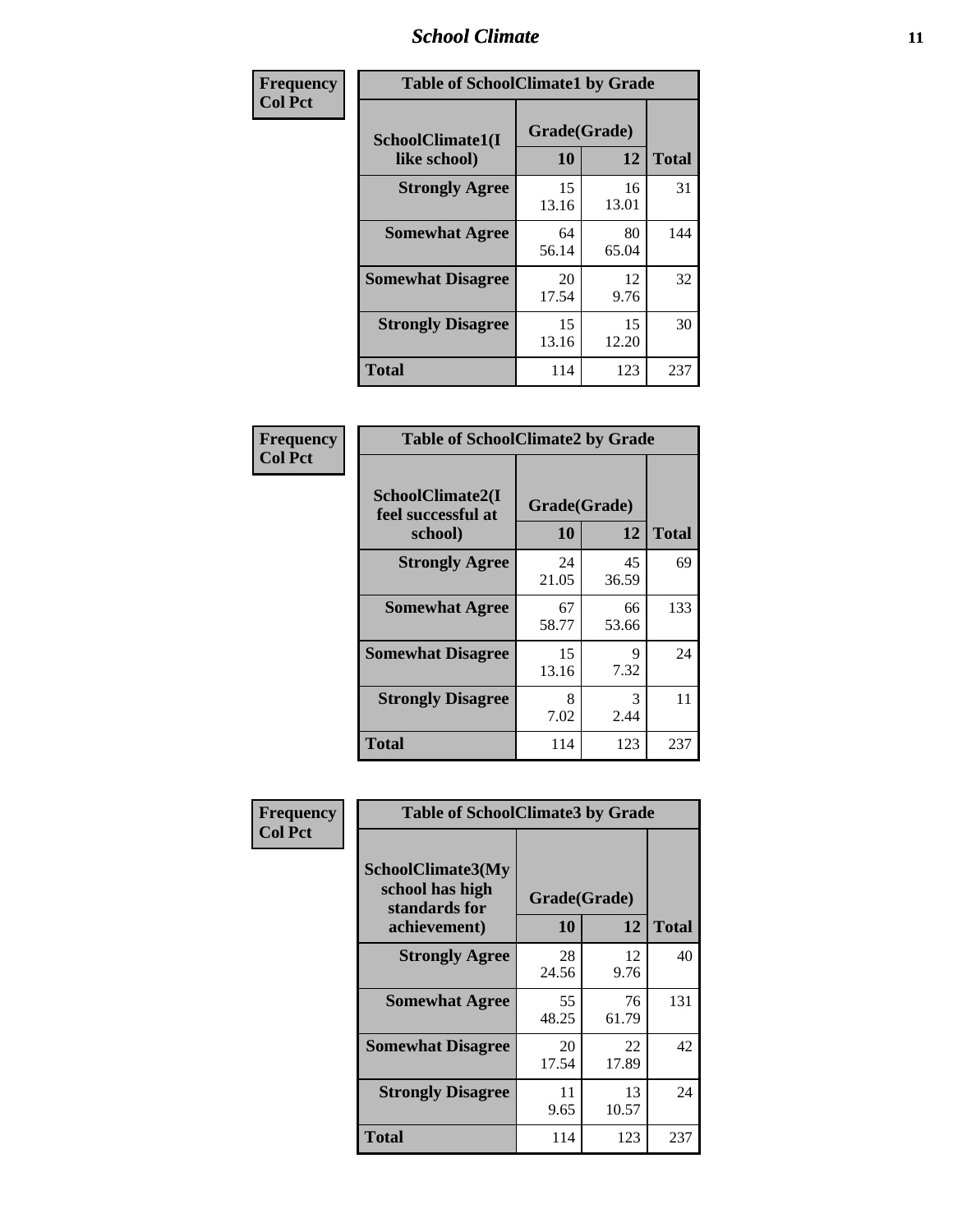| Frequency<br>Col Pct |
|---|

| Table of SchoolClimate1 by Grade | | | |
|---|---|---|---|
| SchoolClimate1(I like school) | Grade(Grade) | | Total |
| | 10 | 12 | |
| Strongly Agree | 15<br>13.16 | 16<br>13.01 | 31 |
| Somewhat Agree | 64<br>56.14 | 80<br>65.04 | 144 |
| Somewhat Disagree | 20<br>17.54 | 12<br>9.76 | 32 |
| Strongly Disagree | 15<br>13.16 | 15<br>12.20 | 30 |
| Total | 114 | 123 | 237 |

| Frequency<br>Col Pct |
|---|

| Table of SchoolClimate2 by Grade | | | |
|---|---|---|---|
| SchoolClimate2(I feel successful at school) | Grade(Grade) | | Total |
| | 10 | 12 | |
| Strongly Agree | 24<br>21.05 | 45<br>36.59 | 69 |
| Somewhat Agree | 67<br>58.77 | 66<br>53.66 | 133 |
| Somewhat Disagree | 15<br>13.16 | 9<br>7.32 | 24 |
| Strongly Disagree | 8<br>7.02 | 3<br>2.44 | 11 |
| Total | 114 | 123 | 237 |

| Frequency<br>Col Pct |
|---|

| Table of SchoolClimate3 by Grade | | | |
|---|---|---|---|
| SchoolClimate3(My school has high standards for achievement) | Grade(Grade) | | Total |
| | 10 | 12 | |
| Strongly Agree | 28<br>24.56 | 12<br>9.76 | 40 |
| Somewhat Agree | 55<br>48.25 | 76<br>61.79 | 131 |
| Somewhat Disagree | 20<br>17.54 | 22<br>17.89 | 42 |
| Strongly Disagree | 11<br>9.65 | 13<br>10.57 | 24 |
| Total | 114 | 123 | 237 |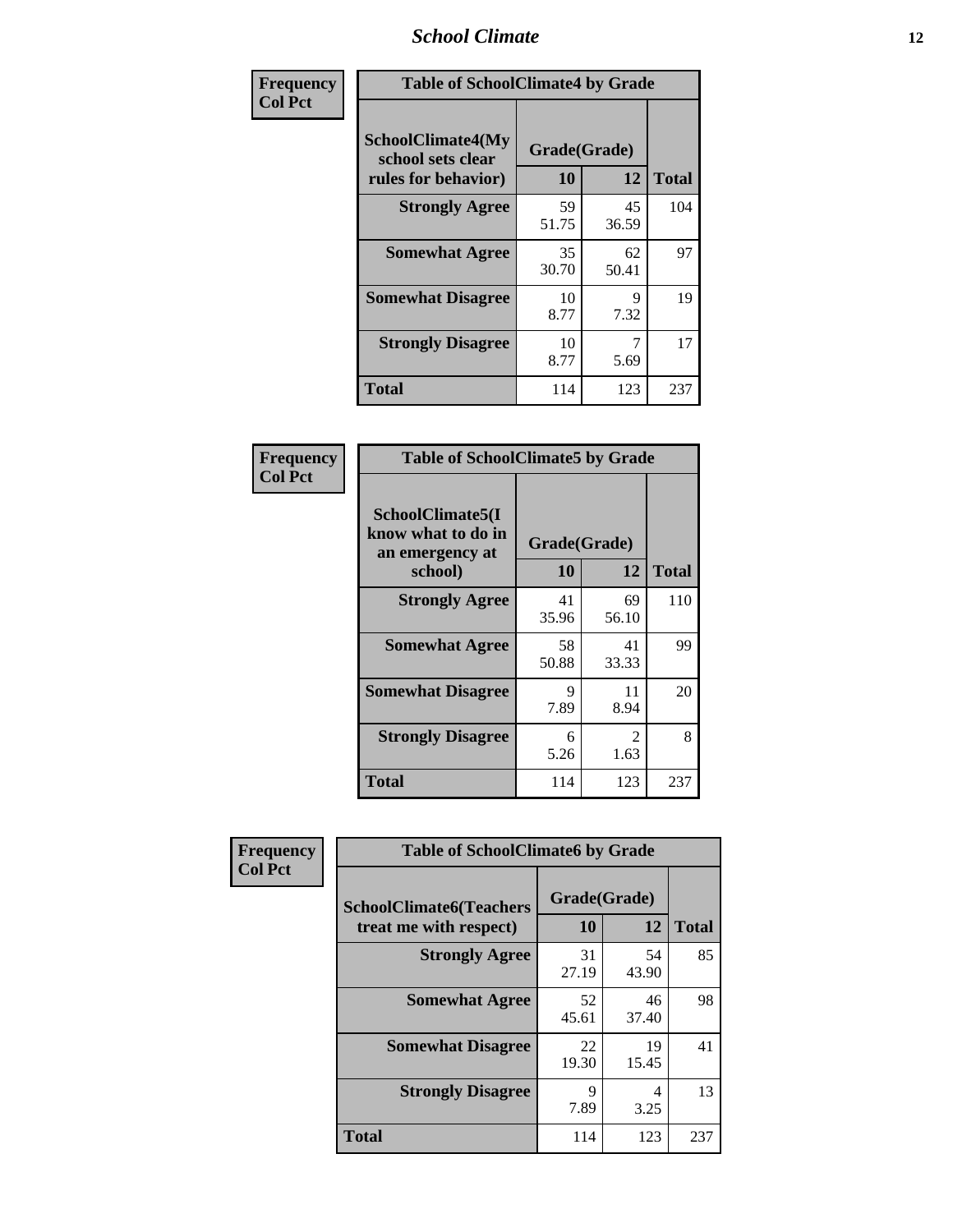| Frequency Col Pct | Table of SchoolClimate4 by Grade | | |
|---|---|---|---|
| SchoolClimate4(My school sets clear rules for behavior) | Grade(Grade) | | |
| | 10 | 12 | Total |
| Strongly Agree | 59<br>51.75 | 45<br>36.59 | 104 |
| Somewhat Agree | 35<br>30.70 | 62<br>50.41 | 97 |
| Somewhat Disagree | 10<br>8.77 | 9<br>7.32 | 19 |
| Strongly Disagree | 10<br>8.77 | 7<br>5.69 | 17 |
| Total | 114 | 123 | 237 |

| Frequency Col Pct | Table of SchoolClimate5 by Grade | | |
|---|---|---|---|
| SchoolClimate5(I know what to do in an emergency at school) | Grade(Grade) | | |
| | 10 | 12 | Total |
| Strongly Agree | 41<br>35.96 | 69<br>56.10 | 110 |
| Somewhat Agree | 58<br>50.88 | 41<br>33.33 | 99 |
| Somewhat Disagree | 9<br>7.89 | 11<br>8.94 | 20 |
| Strongly Disagree | 6<br>5.26 | 2<br>1.63 | 8 |
| Total | 114 | 123 | 237 |

| Frequency Col Pct | Table of SchoolClimate6 by Grade | | |
|---|---|---|---|
| SchoolClimate6(Teachers treat me with respect) | Grade(Grade) | | |
| | 10 | 12 | Total |
| Strongly Agree | 31<br>27.19 | 54<br>43.90 | 85 |
| Somewhat Agree | 52<br>45.61 | 46<br>37.40 | 98 |
| Somewhat Disagree | 22<br>19.30 | 19<br>15.45 | 41 |
| Strongly Disagree | 9<br>7.89 | 4<br>3.25 | 13 |
| Total | 114 | 123 | 237 |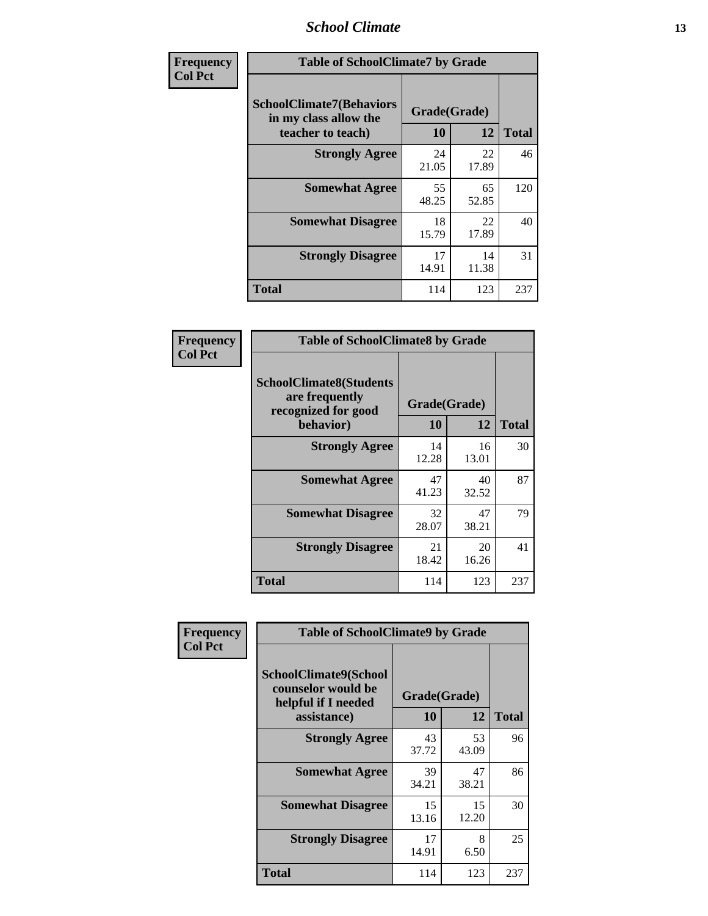| Frequency<br>Col Pct | Table of SchoolClimate7 by Grade | | |
|---|---|---|---|
| SchoolClimate7(Behaviors in my class allow the teacher to teach) | Grade(Grade) | | |
| | 10 | 12 | Total |
| Strongly Agree | 24<br>21.05 | 22<br>17.89 | 46 |
| Somewhat Agree | 55<br>48.25 | 65<br>52.85 | 120 |
| Somewhat Disagree | 18<br>15.79 | 22<br>17.89 | 40 |
| Strongly Disagree | 17<br>14.91 | 14<br>11.38 | 31 |
| Total | 114 | 123 | 237 |

| Frequency<br>Col Pct | Table of SchoolClimate8 by Grade | | |
|---|---|---|---|
| SchoolClimate8(Students are frequently recognized for good behavior) | Grade(Grade) | | |
| | 10 | 12 | Total |
| Strongly Agree | 14<br>12.28 | 16<br>13.01 | 30 |
| Somewhat Agree | 47<br>41.23 | 40<br>32.52 | 87 |
| Somewhat Disagree | 32<br>28.07 | 47<br>38.21 | 79 |
| Strongly Disagree | 21<br>18.42 | 20<br>16.26 | 41 |
| Total | 114 | 123 | 237 |

| Frequency<br>Col Pct | Table of SchoolClimate9 by Grade | | |
|---|---|---|---|
| SchoolClimate9(School counselor would be helpful if I needed assistance) | Grade(Grade) | | |
| | 10 | 12 | Total |
| Strongly Agree | 43<br>37.72 | 53<br>43.09 | 96 |
| Somewhat Agree | 39<br>34.21 | 47<br>38.21 | 86 |
| Somewhat Disagree | 15<br>13.16 | 15<br>12.20 | 30 |
| Strongly Disagree | 17<br>14.91 | 8<br>6.50 | 25 |
| Total | 114 | 123 | 237 |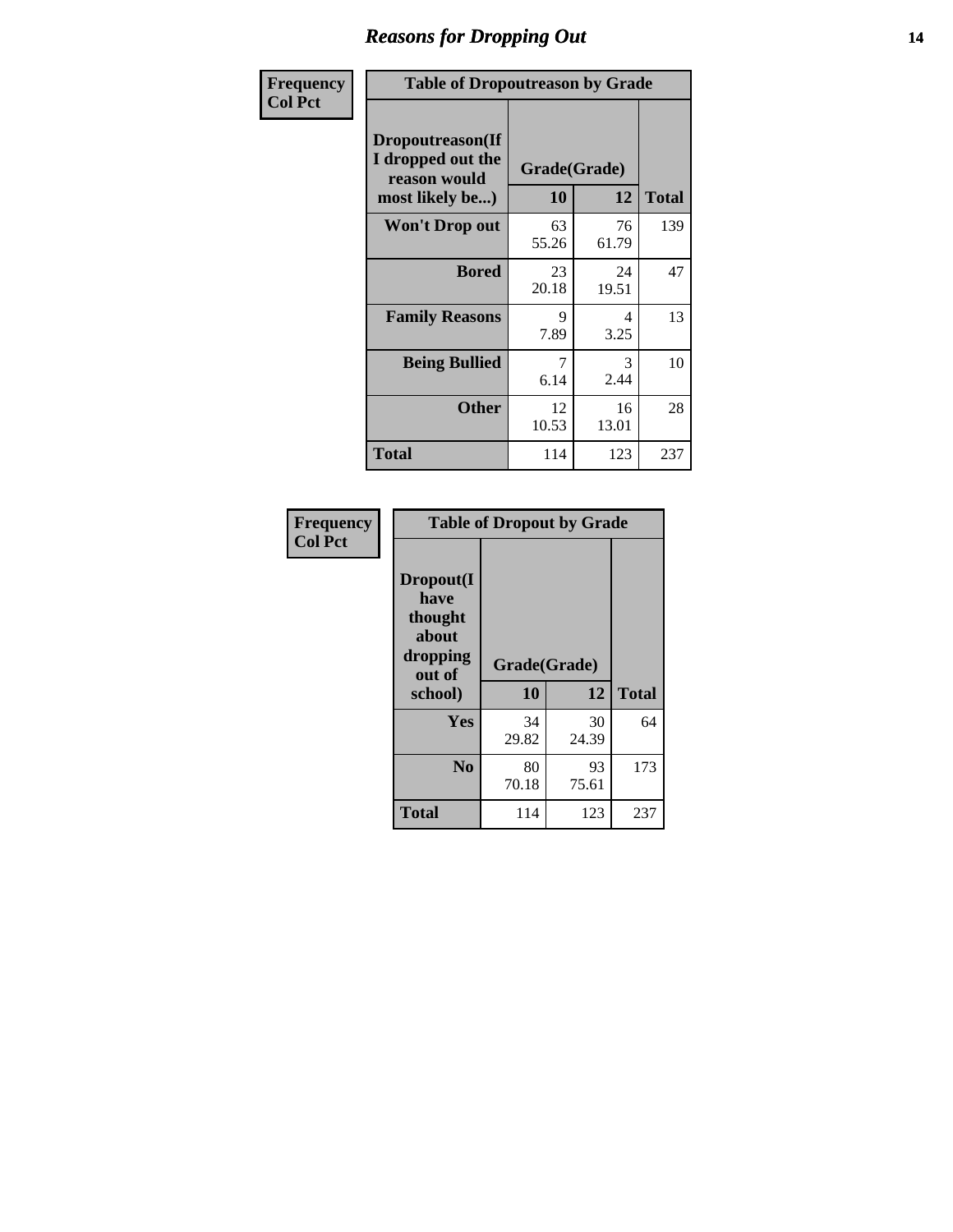# Reasons for Dropping Out

**Frequency**
**Col Pct**

| Table of Dropoutreason by Grade | | | |
|---|---|---|---|
| **Dropoutreason(If I dropped out the reason would most likely be...)** | **Grade(Grade)** | | |
| | **10** | **12** | **Total** |
| **Won't Drop out** | 63<br>55.26 | 76<br>61.79 | 139 |
| **Bored** | 23<br>20.18 | 24<br>19.51 | 47 |
| **Family Reasons** | 9<br>7.89 | 4<br>3.25 | 13 |
| **Being Bullied** | 7<br>6.14 | 3<br>2.44 | 10 |
| **Other** | 12<br>10.53 | 16<br>13.01 | 28 |
| **Total** | 114 | 123 | 237 |

**Frequency**
**Col Pct**

| Table of Dropout by Grade | | | |
|---|---|---|---|
| **Dropout(I have thought about dropping out of school)** | **Grade(Grade)** | | |
| | **10** | **12** | **Total** |
| **Yes** | 34<br>29.82 | 30<br>24.39 | 64 |
| **No** | 80<br>70.18 | 93<br>75.61 | 173 |
| **Total** | 114 | 123 | 237 |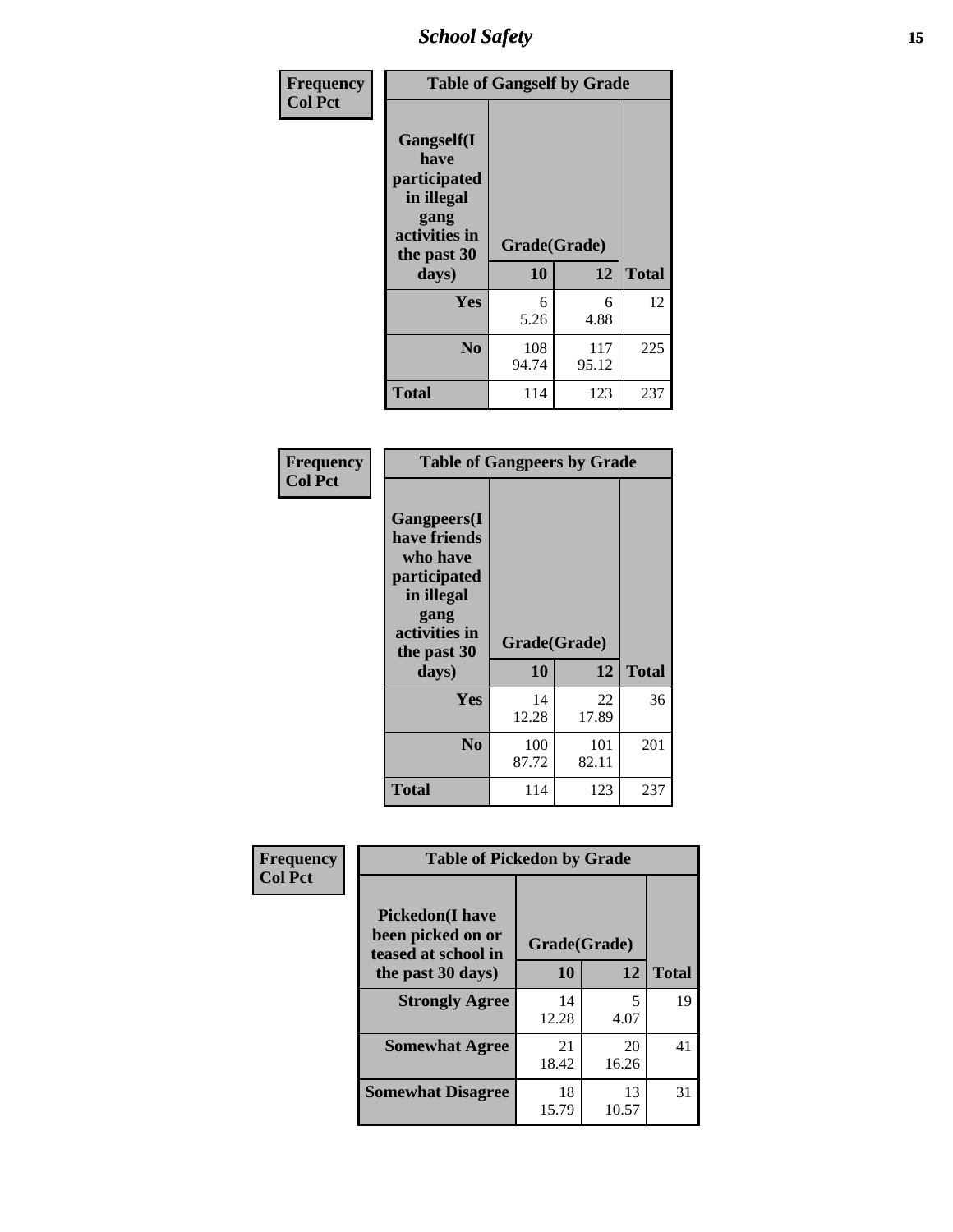| Frequency Col Pct | Table of Gangself by Grade | | |
|---|---|---|---|
| Gangself(I have participated in illegal gang activities in the past 30 days) | Grade(Grade) | | |
| | 10 | 12 | Total |
| Yes | 6<br>5.26 | 6<br>4.88 | 12 |
| No | 108<br>94.74 | 117<br>95.12 | 225 |
| Total | 114 | 123 | 237 |

| Frequency Col Pct | Table of Gangpeers by Grade | | |
|---|---|---|---|
| Gangpeers(I have friends who have participated in illegal gang activities in the past 30 days) | Grade(Grade) | | |
| | 10 | 12 | Total |
| Yes | 14<br>12.28 | 22<br>17.89 | 36 |
| No | 100<br>87.72 | 101<br>82.11 | 201 |
| Total | 114 | 123 | 237 |

| Frequency Col Pct | Table of Pickedon by Grade | | |
|---|---|---|---|
| Pickedon(I have been picked on or teased at school in the past 30 days) | Grade(Grade) | | |
| | 10 | 12 | Total |
| Strongly Agree | 14<br>12.28 | 5<br>4.07 | 19 |
| Somewhat Agree | 21<br>18.42 | 20<br>16.26 | 41 |
| Somewhat Disagree | 18<br>15.79 | 13<br>10.57 | 31 |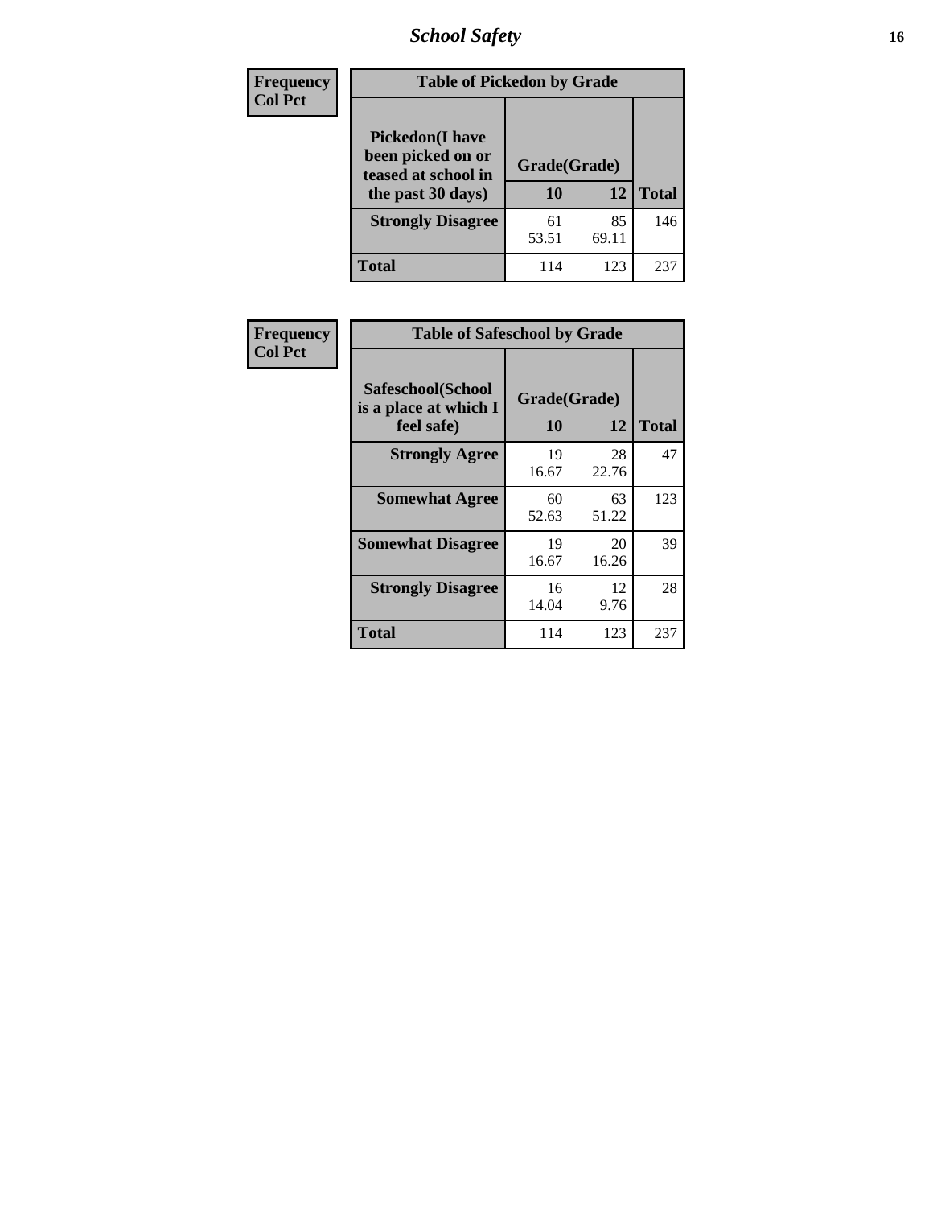| Frequency Col Pct | Table of Pickedon by Grade | | |
|---|---|---|---|
| Pickedon(I have been picked on or teased at school in the past 30 days) | Grade(Grade) | | |
| | 10 | 12 | Total |
| Strongly Disagree | 61<br>53.51 | 85<br>69.11 | 146 |
| Total | 114 | 123 | 237 |

| Frequency Col Pct | Table of Safeschool by Grade | | |
|---|---|---|---|
| Safeschool(School is a place at which I feel safe) | Grade(Grade) | | |
| | 10 | 12 | Total |
| Strongly Agree | 19<br>16.67 | 28<br>22.76 | 47 |
| Somewhat Agree | 60<br>52.63 | 63<br>51.22 | 123 |
| Somewhat Disagree | 19<br>16.67 | 20<br>16.26 | 39 |
| Strongly Disagree | 16<br>14.04 | 12<br>9.76 | 28 |
| Total | 114 | 123 | 237 |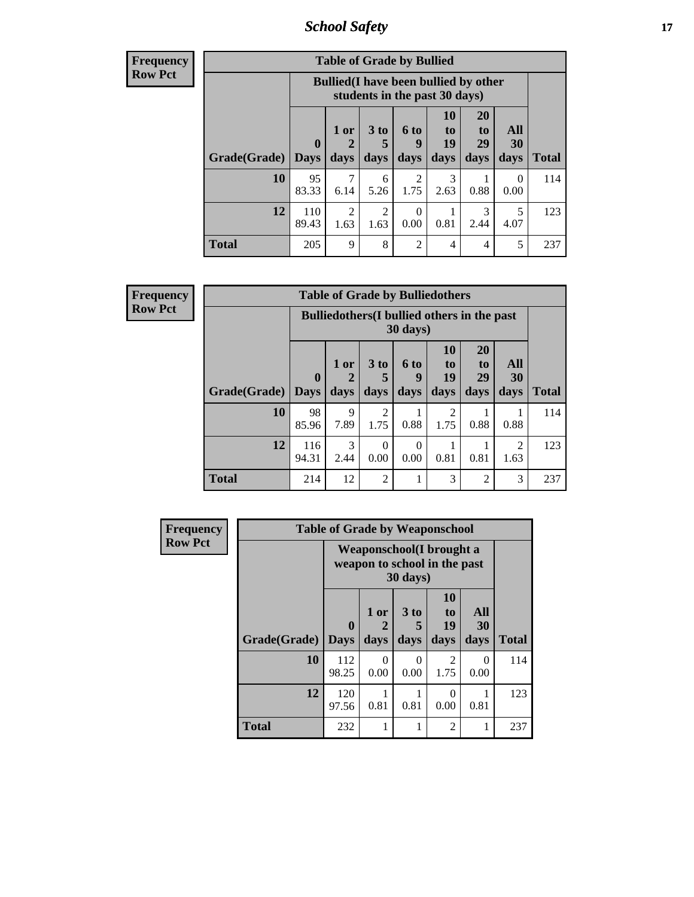| Frequency<br>Row Pct | Table of Grade by Bullied | | | | | | | |
|---|---|---|---|---|---|---|---|---|
| | Bullied(I have been bullied by other students in the past 30 days) | | | | | | | |
| Grade(Grade) | 0 Days | 1 or 2 days | 3 to 5 days | 6 to 9 days | 10 to 19 days | 20 to 29 days | All 30 days | Total |
| 10 | 95<br>83.33 | 7<br>6.14 | 6<br>5.26 | 2<br>1.75 | 3<br>2.63 | 1<br>0.88 | 0<br>0.00 | 114 |
| 12 | 110<br>89.43 | 2<br>1.63 | 2<br>1.63 | 0<br>0.00 | 1<br>0.81 | 3<br>2.44 | 5<br>4.07 | 123 |
| Total | 205 | 9 | 8 | 2 | 4 | 4 | 5 | 237 |

| Frequency<br>Row Pct | Table of Grade by Bulliedothers | | | | | | | |
|---|---|---|---|---|---|---|---|---|
| | Bulliedothers(I bullied others in the past 30 days) | | | | | | | |
| Grade(Grade) | 0 Days | 1 or 2 days | 3 to 5 days | 6 to 9 days | 10 to 19 days | 20 to 29 days | All 30 days | Total |
| 10 | 98<br>85.96 | 9<br>7.89 | 2<br>1.75 | 1<br>0.88 | 2<br>1.75 | 1<br>0.88 | 1<br>0.88 | 114 |
| 12 | 116<br>94.31 | 3<br>2.44 | 0<br>0.00 | 0<br>0.00 | 1<br>0.81 | 1<br>0.81 | 2<br>1.63 | 123 |
| Total | 214 | 12 | 2 | 1 | 3 | 2 | 3 | 237 |

| Frequency<br>Row Pct | Table of Grade by Weaponschool | | | | | |
|---|---|---|---|---|---|---|
| | Weaponschool(I brought a weapon to school in the past 30 days) | | | | | |
| Grade(Grade) | 0 Days | 1 or 2 days | 3 to 5 days | 10 to 19 days | All 30 days | Total |
| 10 | 112<br>98.25 | 0<br>0.00 | 0<br>0.00 | 2<br>1.75 | 0<br>0.00 | 114 |
| 12 | 120<br>97.56 | 1<br>0.81 | 1<br>0.81 | 0<br>0.00 | 1<br>0.81 | 123 |
| Total | 232 | 1 | 1 | 2 | 1 | 237 |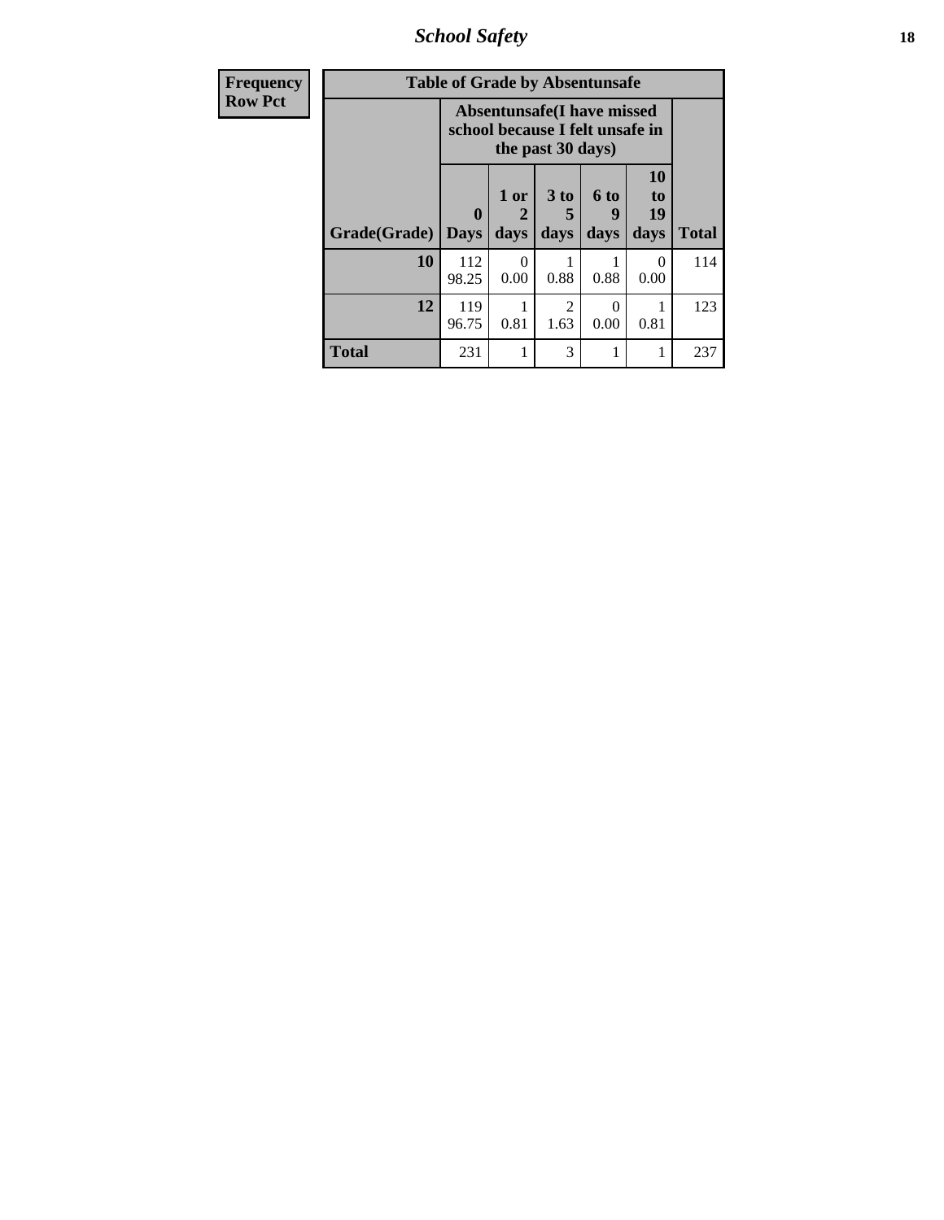| Frequency<br>Row Pct | Table of Grade by Absentunsafe | | | | | |
|---|---|---|---|---|---|---|
| | Absentunsafe(I have missed school because I felt unsafe in the past 30 days) | | | | | |
| Grade(Grade) | 0 Days | 1 or 2 days | 3 to 5 days | 6 to 9 days | 10 to 19 days | Total |
| 10 | 112<br>98.25 | 0<br>0.00 | 1<br>0.88 | 1<br>0.88 | 0<br>0.00 | 114 |
| 12 | 119<br>96.75 | 1<br>0.81 | 2<br>1.63 | 0<br>0.00 | 1<br>0.81 | 123 |
| Total | 231 | 1 | 3 | 1 | 1 | 237 |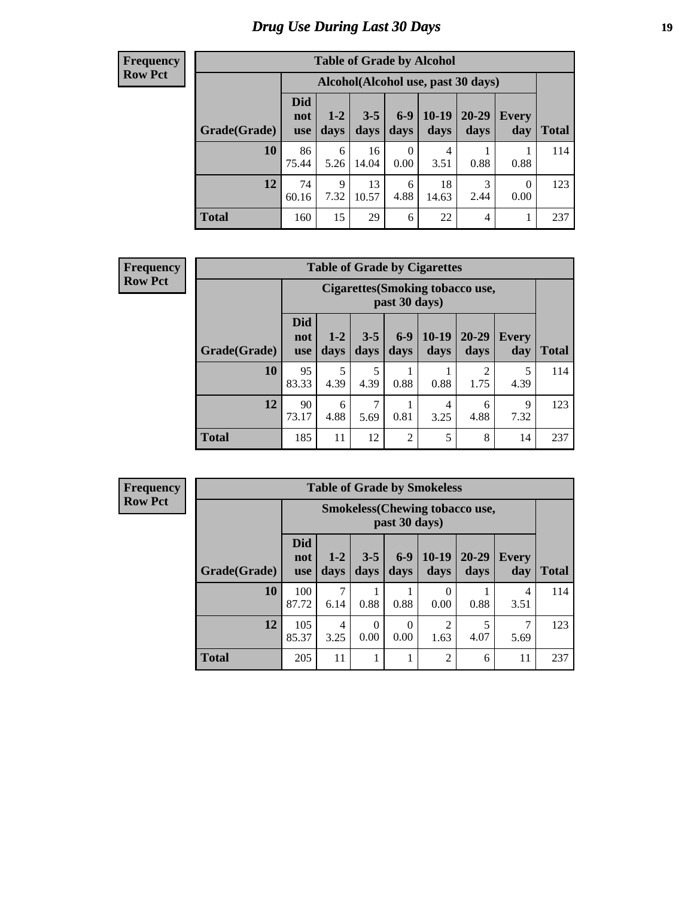# Drug Use During Last 30 Days

**Frequency**
**Row Pct**

| Table of Grade by Alcohol | | | | | | | | |
|---|---|---|---|---|---|---|---|---|
| | Alcohol(Alcohol use, past 30 days) | | | | | | | |
| Grade(Grade) | Did not use | 1-2 days | 3-5 days | 6-9 days | 10-19 days | 20-29 days | Every day | Total |
| 10 | 86<br>75.44 | 6<br>5.26 | 16<br>14.04 | 0<br>0.00 | 4<br>3.51 | 1<br>0.88 | 1<br>0.88 | 114 |
| 12 | 74<br>60.16 | 9<br>7.32 | 13<br>10.57 | 6<br>4.88 | 18<br>14.63 | 3<br>2.44 | 0<br>0.00 | 123 |
| Total | 160 | 15 | 29 | 6 | 22 | 4 | 1 | 237 |

**Frequency**
**Row Pct**

| Table of Grade by Cigarettes | | | | | | | | |
|---|---|---|---|---|---|---|---|---|
| | Cigarettes(Smoking tobacco use, past 30 days) | | | | | | | |
| Grade(Grade) | Did not use | 1-2 days | 3-5 days | 6-9 days | 10-19 days | 20-29 days | Every day | Total |
| 10 | 95<br>83.33 | 5<br>4.39 | 5<br>4.39 | 1<br>0.88 | 1<br>0.88 | 2<br>1.75 | 5<br>4.39 | 114 |
| 12 | 90<br>73.17 | 6<br>4.88 | 7<br>5.69 | 1<br>0.81 | 4<br>3.25 | 6<br>4.88 | 9<br>7.32 | 123 |
| Total | 185 | 11 | 12 | 2 | 5 | 8 | 14 | 237 |

**Frequency**
**Row Pct**

| Table of Grade by Smokeless | | | | | | | | |
|---|---|---|---|---|---|---|---|---|
| | Smokeless(Chewing tobacco use, past 30 days) | | | | | | | |
| Grade(Grade) | Did not use | 1-2 days | 3-5 days | 6-9 days | 10-19 days | 20-29 days | Every day | Total |
| 10 | 100<br>87.72 | 7<br>6.14 | 1<br>0.88 | 1<br>0.88 | 0<br>0.00 | 1<br>0.88 | 4<br>3.51 | 114 |
| 12 | 105<br>85.37 | 4<br>3.25 | 0<br>0.00 | 0<br>0.00 | 2<br>1.63 | 5<br>4.07 | 7<br>5.69 | 123 |
| Total | 205 | 11 | 1 | 1 | 2 | 6 | 11 | 237 |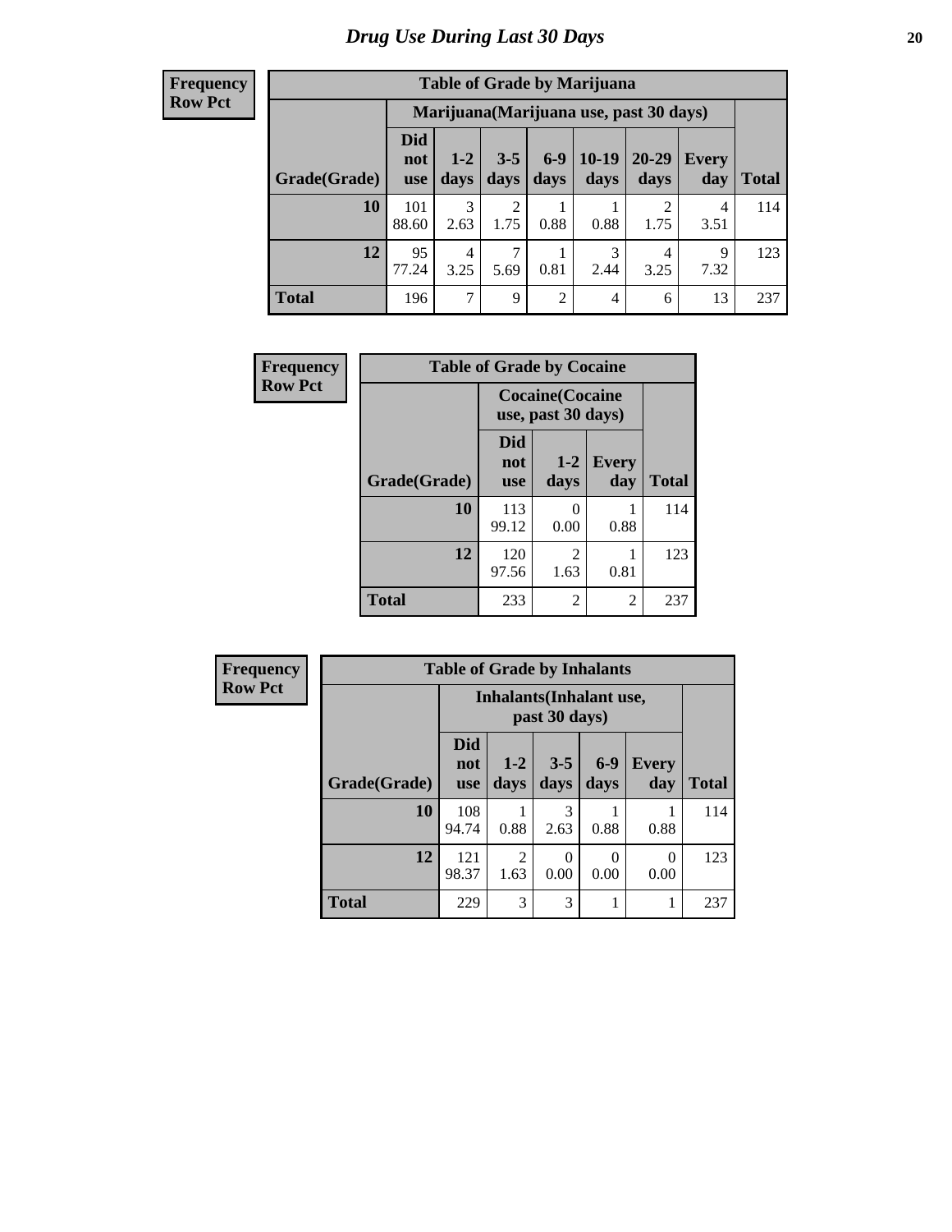# Drug Use During Last 30 Days

**Frequency**
**Row Pct**

| Table of Grade by Marijuana | | | | | | | | |
|---|---|---|---|---|---|---|---|---|
| | Marijuana(Marijuana use, past 30 days) | | | | | | | |
| Grade(Grade) | Did not use | 1-2 days | 3-5 days | 6-9 days | 10-19 days | 20-29 days | Every day | Total |
| **10** | 101<br>88.60 | 3<br>2.63 | 2<br>1.75 | 1<br>0.88 | 1<br>0.88 | 2<br>1.75 | 4<br>3.51 | 114 |
| **12** | 95<br>77.24 | 4<br>3.25 | 7<br>5.69 | 1<br>0.81 | 3<br>2.44 | 4<br>3.25 | 9<br>7.32 | 123 |
| **Total** | 196 | 7 | 9 | 2 | 4 | 6 | 13 | 237 |

**Frequency**
**Row Pct**

| Table of Grade by Cocaine | | | | |
|---|---|---|---|---|
| | Cocaine(Cocaine use, past 30 days) | | | |
| Grade(Grade) | Did not use | 1-2 days | Every day | Total |
| **10** | 113<br>99.12 | 0<br>0.00 | 1<br>0.88 | 114 |
| **12** | 120<br>97.56 | 2<br>1.63 | 1<br>0.81 | 123 |
| **Total** | 233 | 2 | 2 | 237 |

**Frequency**
**Row Pct**

| Table of Grade by Inhalants | | | | | | |
|---|---|---|---|---|---|---|
| | Inhalants(Inhalant use, past 30 days) | | | | | |
| Grade(Grade) | Did not use | 1-2 days | 3-5 days | 6-9 days | Every day | Total |
| **10** | 108<br>94.74 | 1<br>0.88 | 3<br>2.63 | 1<br>0.88 | 1<br>0.88 | 114 |
| **12** | 121<br>98.37 | 2<br>1.63 | 0<br>0.00 | 0<br>0.00 | 0<br>0.00 | 123 |
| **Total** | 229 | 3 | 3 | 1 | 1 | 237 |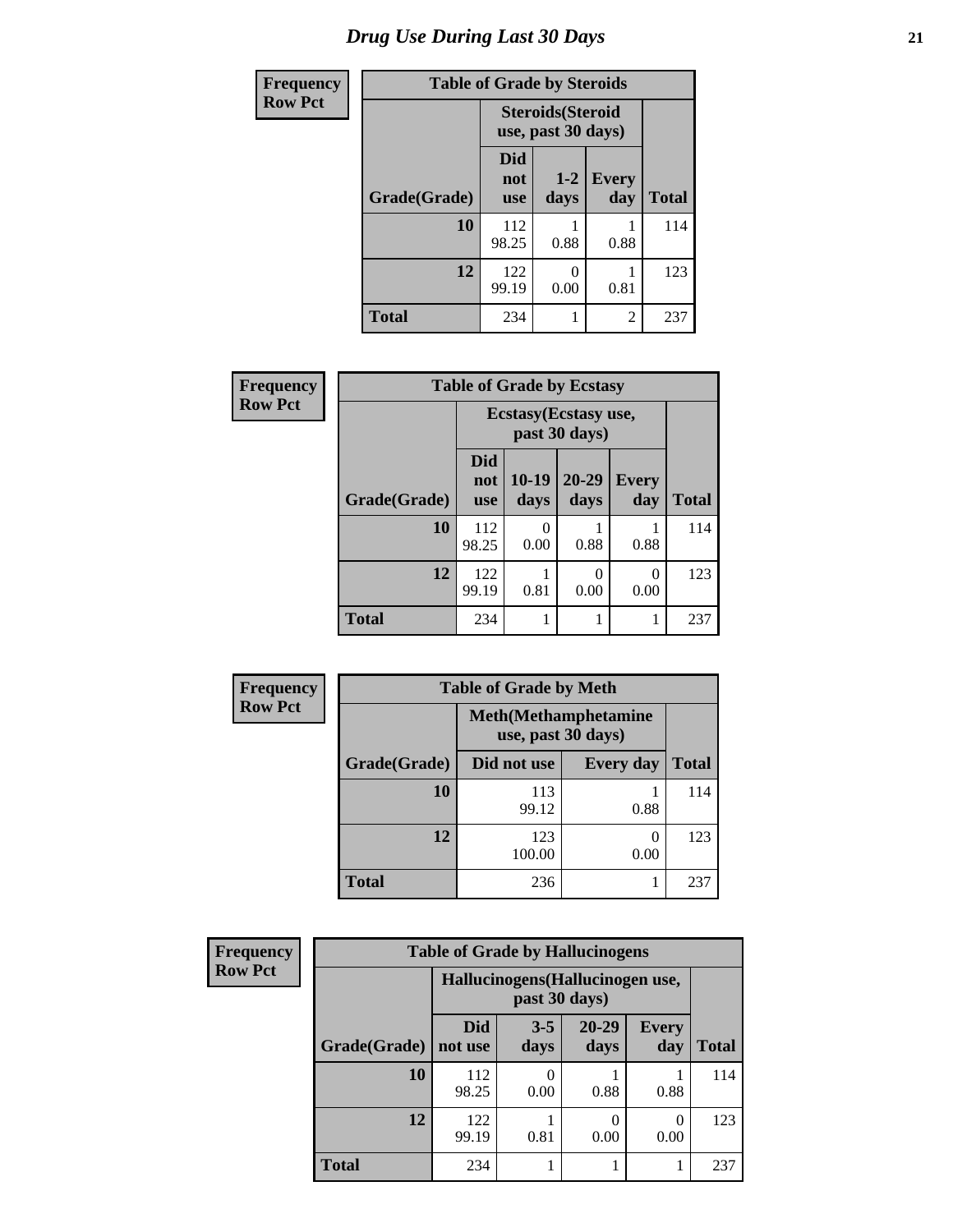# Drug Use During Last 30 Days

**Frequency**
**Row Pct**

| Table of Grade by Steroids | | | | |
|---|---|---|---|---|
| | Steroids(Steroid use, past 30 days) | | | |
| Grade(Grade) | Did not use | 1-2 days | Every day | Total |
| 10 | 112<br>98.25 | 1<br>0.88 | 1<br>0.88 | 114 |
| 12 | 122<br>99.19 | 0<br>0.00 | 1<br>0.81 | 123 |
| Total | 234 | 1 | 2 | 237 |

**Frequency**
**Row Pct**

| Table of Grade by Ecstasy | | | | | |
|---|---|---|---|---|---|
| | Ecstasy(Ecstasy use, past 30 days) | | | | |
| Grade(Grade) | Did not use | 10-19 days | 20-29 days | Every day | Total |
| 10 | 112<br>98.25 | 0<br>0.00 | 1<br>0.88 | 1<br>0.88 | 114 |
| 12 | 122<br>99.19 | 1<br>0.81 | 0<br>0.00 | 0<br>0.00 | 123 |
| Total | 234 | 1 | 1 | 1 | 237 |

**Frequency**
**Row Pct**

| Table of Grade by Meth | | | |
|---|---|---|---|
| | Meth(Methamphetamine use, past 30 days) | | |
| Grade(Grade) | Did not use | Every day | Total |
| 10 | 113<br>99.12 | 1<br>0.88 | 114 |
| 12 | 123<br>100.00 | 0<br>0.00 | 123 |
| Total | 236 | 1 | 237 |

**Frequency**
**Row Pct**

| Table of Grade by Hallucinogens | | | | | |
|---|---|---|---|---|---|
| | Hallucinogens(Hallucinogen use, past 30 days) | | | | |
| Grade(Grade) | Did not use | 3-5 days | 20-29 days | Every day | Total |
| 10 | 112<br>98.25 | 0<br>0.00 | 1<br>0.88 | 1<br>0.88 | 114 |
| 12 | 122<br>99.19 | 1<br>0.81 | 0<br>0.00 | 0<br>0.00 | 123 |
| Total | 234 | 1 | 1 | 1 | 237 |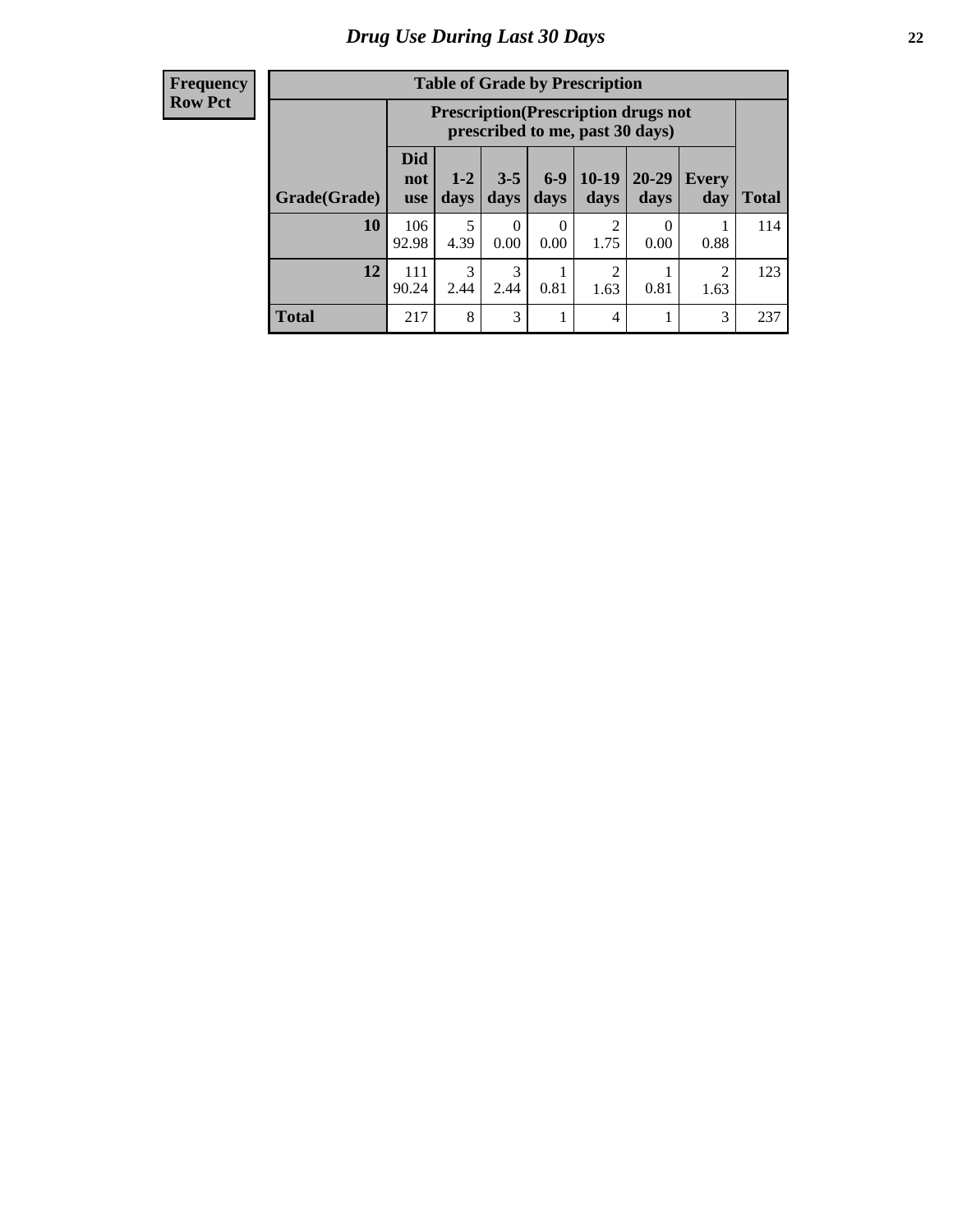# Drug Use During Last 30 Days

| Frequency<br>Row Pct |
|---|

**Table of Grade by Prescription**

| | Prescription(Prescription drugs not prescribed to me, past 30 days) | | | | | | | |
|---|---|---|---|---|---|---|---|---|
| Grade(Grade) | Did not use | 1-2 days | 3-5 days | 6-9 days | 10-19 days | 20-29 days | Every day | Total |
| **10** | 106<br>92.98 | 5<br>4.39 | 0<br>0.00 | 0<br>0.00 | 2<br>1.75 | 0<br>0.00 | 1<br>0.88 | 114 |
| **12** | 111<br>90.24 | 3<br>2.44 | 3<br>2.44 | 1<br>0.81 | 2<br>1.63 | 1<br>0.81 | 2<br>1.63 | 123 |
| **Total** | 217 | 8 | 3 | 1 | 4 | 1 | 3 | 237 |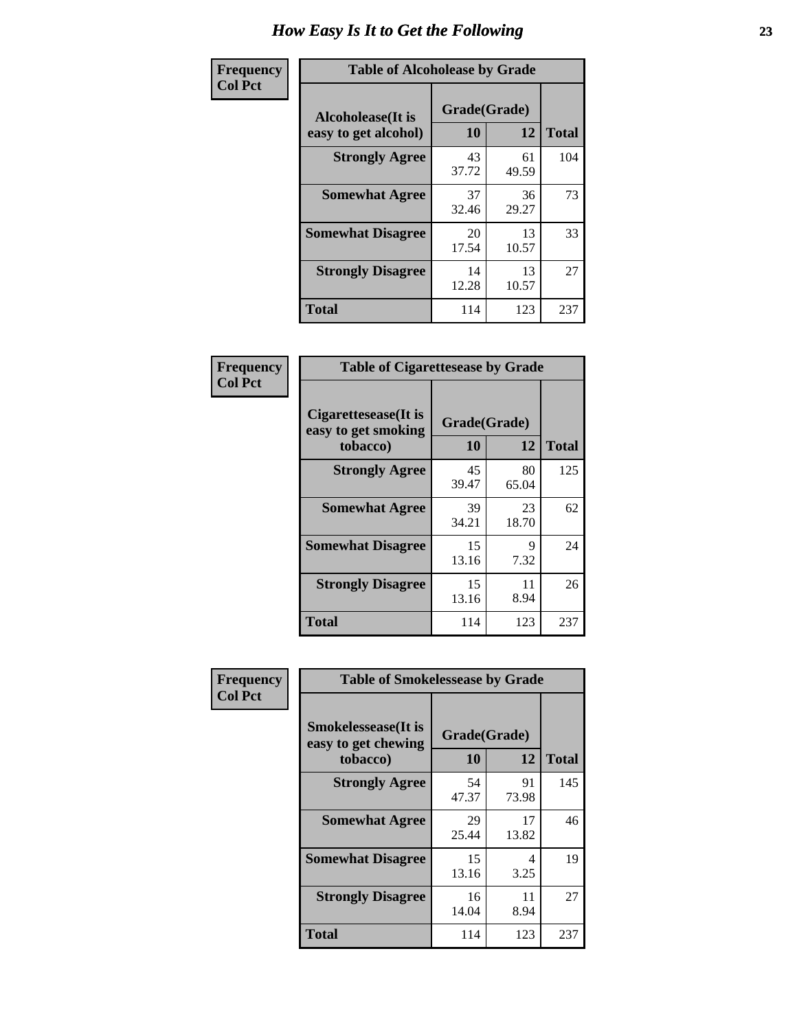# How Easy Is It to Get the Following

**Frequency / Col Pct**

**Table of Alcoholease by Grade**

| Alcoholease(It is easy to get alcohol) | Grade(Grade) 10 | 12 | Total |
|---|---|---|---|
| **Strongly Agree** | 43<br>37.72 | 61<br>49.59 | 104 |
| **Somewhat Agree** | 37<br>32.46 | 36<br>29.27 | 73 |
| **Somewhat Disagree** | 20<br>17.54 | 13<br>10.57 | 33 |
| **Strongly Disagree** | 14<br>12.28 | 13<br>10.57 | 27 |
| **Total** | 114 | 123 | 237 |

**Frequency / Col Pct**

**Table of Cigarettesease by Grade**

| Cigarettesease(It is easy to get smoking tobacco) | Grade(Grade) 10 | 12 | Total |
|---|---|---|---|
| **Strongly Agree** | 45<br>39.47 | 80<br>65.04 | 125 |
| **Somewhat Agree** | 39<br>34.21 | 23<br>18.70 | 62 |
| **Somewhat Disagree** | 15<br>13.16 | 9<br>7.32 | 24 |
| **Strongly Disagree** | 15<br>13.16 | 11<br>8.94 | 26 |
| **Total** | 114 | 123 | 237 |

**Frequency / Col Pct**

**Table of Smokelessease by Grade**

| Smokelessease(It is easy to get chewing tobacco) | Grade(Grade) 10 | 12 | Total |
|---|---|---|---|
| **Strongly Agree** | 54<br>47.37 | 91<br>73.98 | 145 |
| **Somewhat Agree** | 29<br>25.44 | 17<br>13.82 | 46 |
| **Somewhat Disagree** | 15<br>13.16 | 4<br>3.25 | 19 |
| **Strongly Disagree** | 16<br>14.04 | 11<br>8.94 | 27 |
| **Total** | 114 | 123 | 237 |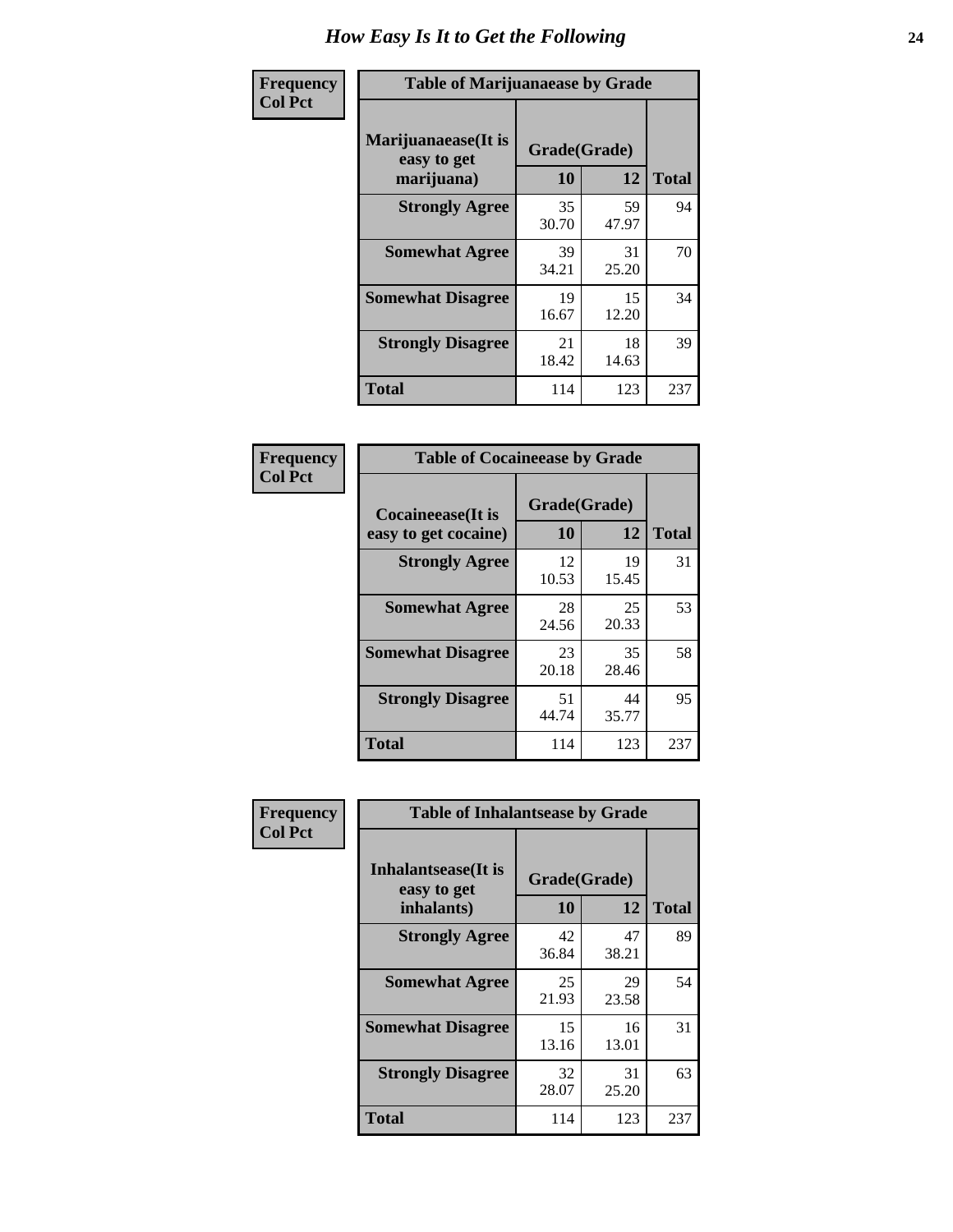# How Easy Is It to Get the Following

**Frequency**
**Col Pct**

**Table of Marijuanaease by Grade**

| Marijuanaease(It is easy to get marijuana) | Grade(Grade) | | Total |
|---|---|---|---|
| | 10 | 12 | |
| Strongly Agree | 35<br>30.70 | 59<br>47.97 | 94 |
| Somewhat Agree | 39<br>34.21 | 31<br>25.20 | 70 |
| Somewhat Disagree | 19<br>16.67 | 15<br>12.20 | 34 |
| Strongly Disagree | 21<br>18.42 | 18<br>14.63 | 39 |
| Total | 114 | 123 | 237 |

**Frequency**
**Col Pct**

**Table of Cocaineease by Grade**

| Cocaineease(It is easy to get cocaine) | Grade(Grade) | | Total |
|---|---|---|---|
| | 10 | 12 | |
| Strongly Agree | 12<br>10.53 | 19<br>15.45 | 31 |
| Somewhat Agree | 28<br>24.56 | 25<br>20.33 | 53 |
| Somewhat Disagree | 23<br>20.18 | 35<br>28.46 | 58 |
| Strongly Disagree | 51<br>44.74 | 44<br>35.77 | 95 |
| Total | 114 | 123 | 237 |

**Frequency**
**Col Pct**

**Table of Inhalantsease by Grade**

| Inhalantsease(It is easy to get inhalants) | Grade(Grade) | | Total |
|---|---|---|---|
| | 10 | 12 | |
| Strongly Agree | 42<br>36.84 | 47<br>38.21 | 89 |
| Somewhat Agree | 25<br>21.93 | 29<br>23.58 | 54 |
| Somewhat Disagree | 15<br>13.16 | 16<br>13.01 | 31 |
| Strongly Disagree | 32<br>28.07 | 31<br>25.20 | 63 |
| Total | 114 | 123 | 237 |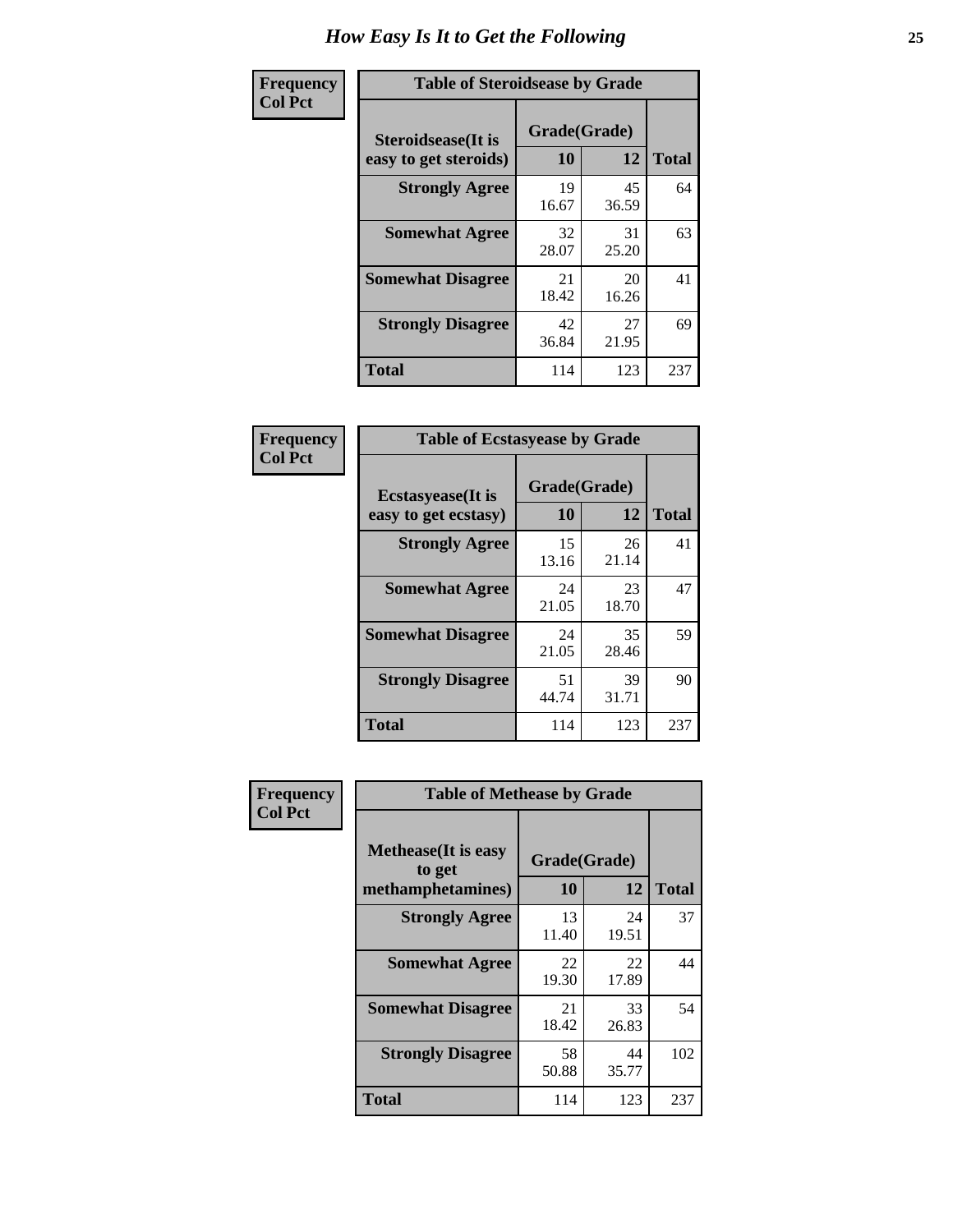# How Easy Is It to Get the Following

**Frequency**
**Col Pct**

**Table of Steroidsease by Grade**

| Steroidsease(It is easy to get steroids) | Grade(Grade) | | Total |
|---|---|---|---|
| | 10 | 12 | |
| **Strongly Agree** | 19<br>16.67 | 45<br>36.59 | 64 |
| **Somewhat Agree** | 32<br>28.07 | 31<br>25.20 | 63 |
| **Somewhat Disagree** | 21<br>18.42 | 20<br>16.26 | 41 |
| **Strongly Disagree** | 42<br>36.84 | 27<br>21.95 | 69 |
| **Total** | 114 | 123 | 237 |

**Frequency**
**Col Pct**

**Table of Ecstasyease by Grade**

| Ecstasyease(It is easy to get ecstasy) | Grade(Grade) | | Total |
|---|---|---|---|
| | 10 | 12 | |
| **Strongly Agree** | 15<br>13.16 | 26<br>21.14 | 41 |
| **Somewhat Agree** | 24<br>21.05 | 23<br>18.70 | 47 |
| **Somewhat Disagree** | 24<br>21.05 | 35<br>28.46 | 59 |
| **Strongly Disagree** | 51<br>44.74 | 39<br>31.71 | 90 |
| **Total** | 114 | 123 | 237 |

**Frequency**
**Col Pct**

**Table of Methease by Grade**

| Methease(It is easy to get methamphetamines) | Grade(Grade) | | Total |
|---|---|---|---|
| | 10 | 12 | |
| **Strongly Agree** | 13<br>11.40 | 24<br>19.51 | 37 |
| **Somewhat Agree** | 22<br>19.30 | 22<br>17.89 | 44 |
| **Somewhat Disagree** | 21<br>18.42 | 33<br>26.83 | 54 |
| **Strongly Disagree** | 58<br>50.88 | 44<br>35.77 | 102 |
| **Total** | 114 | 123 | 237 |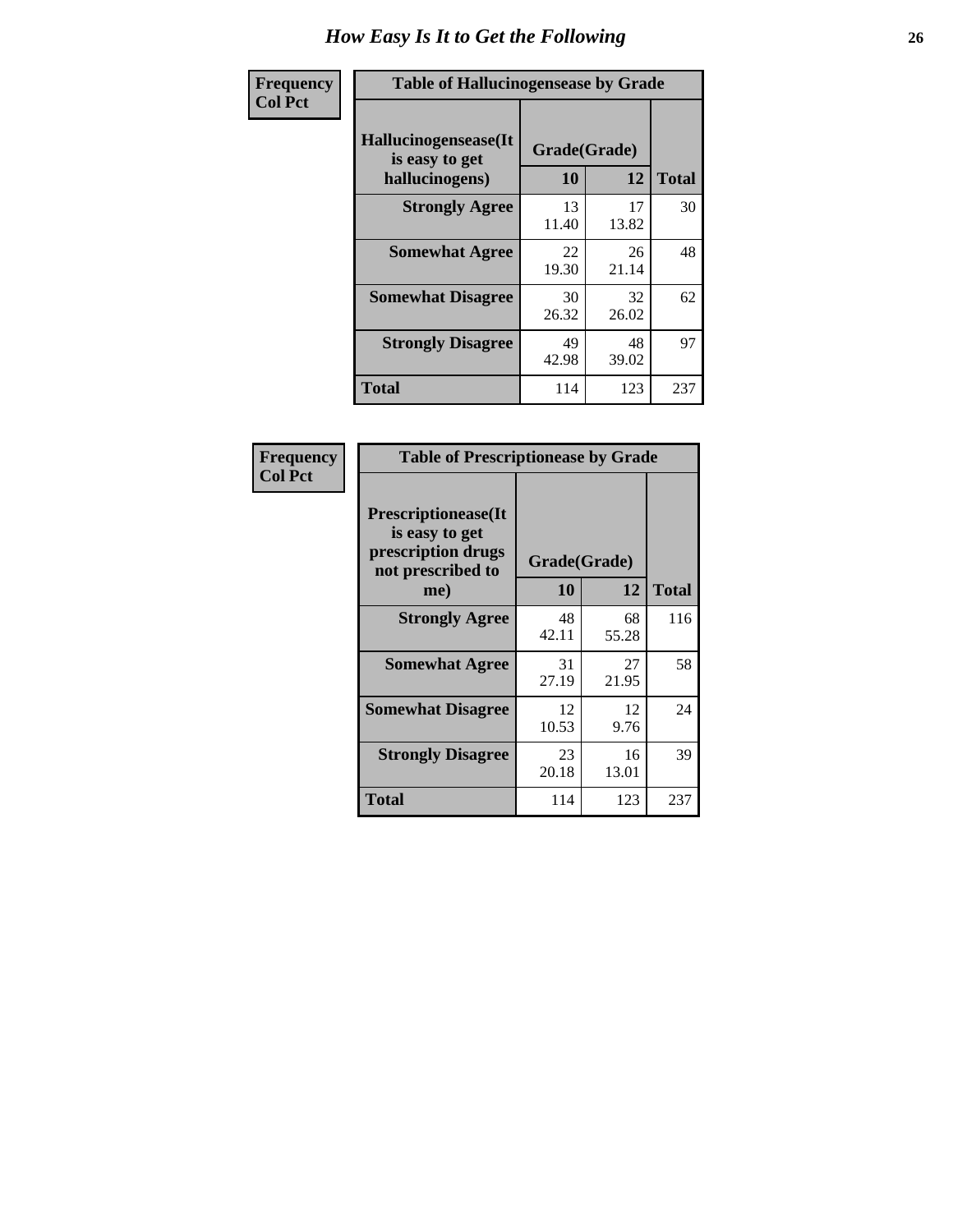# How Easy Is It to Get the Following

**Frequency**
**Col Pct**

**Table of Hallucinogensease by Grade**

| Hallucinogensease(It is easy to get hallucinogens) | Grade(Grade) | | Total |
|---|---|---|---|
| | 10 | 12 | |
| **Strongly Agree** | 13<br>11.40 | 17<br>13.82 | 30 |
| **Somewhat Agree** | 22<br>19.30 | 26<br>21.14 | 48 |
| **Somewhat Disagree** | 30<br>26.32 | 32<br>26.02 | 62 |
| **Strongly Disagree** | 49<br>42.98 | 48<br>39.02 | 97 |
| **Total** | 114 | 123 | 237 |

**Frequency**
**Col Pct**

**Table of Prescriptionease by Grade**

| Prescriptionease(It is easy to get prescription drugs not prescribed to me) | Grade(Grade) | | Total |
|---|---|---|---|
| | 10 | 12 | |
| **Strongly Agree** | 48<br>42.11 | 68<br>55.28 | 116 |
| **Somewhat Agree** | 31<br>27.19 | 27<br>21.95 | 58 |
| **Somewhat Disagree** | 12<br>10.53 | 12<br>9.76 | 24 |
| **Strongly Disagree** | 23<br>20.18 | 16<br>13.01 | 39 |
| **Total** | 114 | 123 | 237 |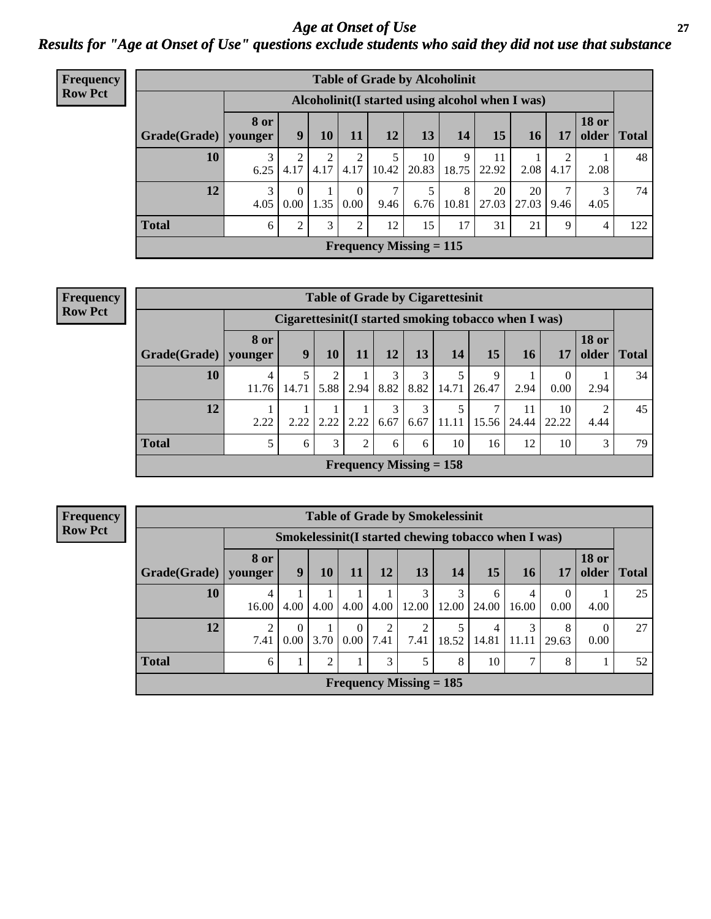# Age at Onset of Use

## Results for "Age at Onset of Use" questions exclude students who said they did not use that substance

**Frequency**
**Row Pct**

| Table of Grade by Alcoholinit | | | | | | | | | | | | |
|---|---|---|---|---|---|---|---|---|---|---|---|---|
| | Alcoholinit(I started using alcohol when I was) | | | | | | | | | | | |
| Grade(Grade) | 8 or younger | 9 | 10 | 11 | 12 | 13 | 14 | 15 | 16 | 17 | 18 or older | Total |
| 10 | 3<br>6.25 | 2<br>4.17 | 2<br>4.17 | 2<br>4.17 | 5<br>10.42 | 10<br>20.83 | 9<br>18.75 | 11<br>22.92 | 1<br>2.08 | 2<br>4.17 | 1<br>2.08 | 48 |
| 12 | 3<br>4.05 | 0<br>0.00 | 1<br>1.35 | 0<br>0.00 | 7<br>9.46 | 5<br>6.76 | 8<br>10.81 | 20<br>27.03 | 20<br>27.03 | 7<br>9.46 | 3<br>4.05 | 74 |
| Total | 6 | 2 | 3 | 2 | 12 | 15 | 17 | 31 | 21 | 9 | 4 | 122 |
| Frequency Missing = 115 | | | | | | | | | | | | |

**Frequency**
**Row Pct**

| Table of Grade by Cigarettesinit | | | | | | | | | | | | |
|---|---|---|---|---|---|---|---|---|---|---|---|---|
| | Cigarettesinit(I started smoking tobacco when I was) | | | | | | | | | | | |
| Grade(Grade) | 8 or younger | 9 | 10 | 11 | 12 | 13 | 14 | 15 | 16 | 17 | 18 or older | Total |
| 10 | 4<br>11.76 | 5<br>14.71 | 2<br>5.88 | 1<br>2.94 | 3<br>8.82 | 3<br>8.82 | 5<br>14.71 | 9<br>26.47 | 1<br>2.94 | 0<br>0.00 | 1<br>2.94 | 34 |
| 12 | 1<br>2.22 | 1<br>2.22 | 1<br>2.22 | 1<br>2.22 | 3<br>6.67 | 3<br>6.67 | 5<br>11.11 | 7<br>15.56 | 11<br>24.44 | 10<br>22.22 | 2<br>4.44 | 45 |
| Total | 5 | 6 | 3 | 2 | 6 | 6 | 10 | 16 | 12 | 10 | 3 | 79 |
| Frequency Missing = 158 | | | | | | | | | | | | |

**Frequency**
**Row Pct**

| Table of Grade by Smokelessinit | | | | | | | | | | | | |
|---|---|---|---|---|---|---|---|---|---|---|---|---|
| | Smokelessinit(I started chewing tobacco when I was) | | | | | | | | | | | |
| Grade(Grade) | 8 or younger | 9 | 10 | 11 | 12 | 13 | 14 | 15 | 16 | 17 | 18 or older | Total |
| 10 | 4<br>16.00 | 1<br>4.00 | 1<br>4.00 | 1<br>4.00 | 1<br>4.00 | 3<br>12.00 | 3<br>12.00 | 6<br>24.00 | 4<br>16.00 | 0<br>0.00 | 1<br>4.00 | 25 |
| 12 | 2<br>7.41 | 0<br>0.00 | 1<br>3.70 | 0<br>0.00 | 2<br>7.41 | 2<br>7.41 | 5<br>18.52 | 4<br>14.81 | 3<br>11.11 | 8<br>29.63 | 0<br>0.00 | 27 |
| Total | 6 | 1 | 2 | 1 | 3 | 5 | 8 | 10 | 7 | 8 | 1 | 52 |
| Frequency Missing = 185 | | | | | | | | | | | | |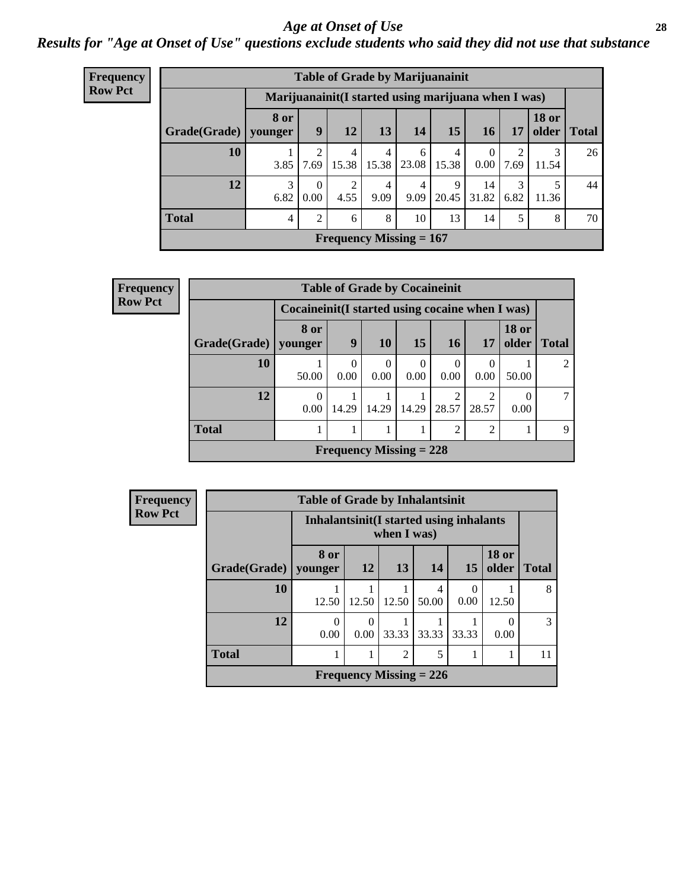## Age at Onset of Use

### Results for "Age at Onset of Use" questions exclude students who said they did not use that substance

**Frequency**
**Row Pct**

**Table of Grade by Marijuanainit**

| | Marijuanainit(I started using marijuana when I was) | | | | | | | | | |
|---|---|---|---|---|---|---|---|---|---|---|
| Grade(Grade) | 8 or younger | 9 | 12 | 13 | 14 | 15 | 16 | 17 | 18 or older | Total |
| 10 | 1<br>3.85 | 2<br>7.69 | 4<br>15.38 | 4<br>15.38 | 6<br>23.08 | 4<br>15.38 | 0<br>0.00 | 2<br>7.69 | 3<br>11.54 | 26 |
| 12 | 3<br>6.82 | 0<br>0.00 | 2<br>4.55 | 4<br>9.09 | 4<br>9.09 | 9<br>20.45 | 14<br>31.82 | 3<br>6.82 | 5<br>11.36 | 44 |
| Total | 4 | 2 | 6 | 8 | 10 | 13 | 14 | 5 | 8 | 70 |
| Frequency Missing = 167 | | | | | | | | | | |

**Frequency**
**Row Pct**

**Table of Grade by Cocaineinit**

| | Cocaineinit(I started using cocaine when I was) | | | | | | | |
|---|---|---|---|---|---|---|---|---|
| Grade(Grade) | 8 or younger | 9 | 10 | 15 | 16 | 17 | 18 or older | Total |
| 10 | 1<br>50.00 | 0<br>0.00 | 0<br>0.00 | 0<br>0.00 | 0<br>0.00 | 0<br>0.00 | 1<br>50.00 | 2 |
| 12 | 0<br>0.00 | 1<br>14.29 | 1<br>14.29 | 1<br>14.29 | 2<br>28.57 | 2<br>28.57 | 0<br>0.00 | 7 |
| Total | 1 | 1 | 1 | 1 | 2 | 2 | 1 | 9 |
| Frequency Missing = 228 | | | | | | | | |

**Frequency**
**Row Pct**

**Table of Grade by Inhalantsinit**

| | Inhalantsinit(I started using inhalants when I was) | | | | | | |
|---|---|---|---|---|---|---|---|
| Grade(Grade) | 8 or younger | 12 | 13 | 14 | 15 | 18 or older | Total |
| 10 | 1<br>12.50 | 1<br>12.50 | 1<br>12.50 | 4<br>50.00 | 0<br>0.00 | 1<br>12.50 | 8 |
| 12 | 0<br>0.00 | 0<br>0.00 | 1<br>33.33 | 1<br>33.33 | 1<br>33.33 | 0<br>0.00 | 3 |
| Total | 1 | 1 | 2 | 5 | 1 | 1 | 11 |
| Frequency Missing = 226 | | | | | | | |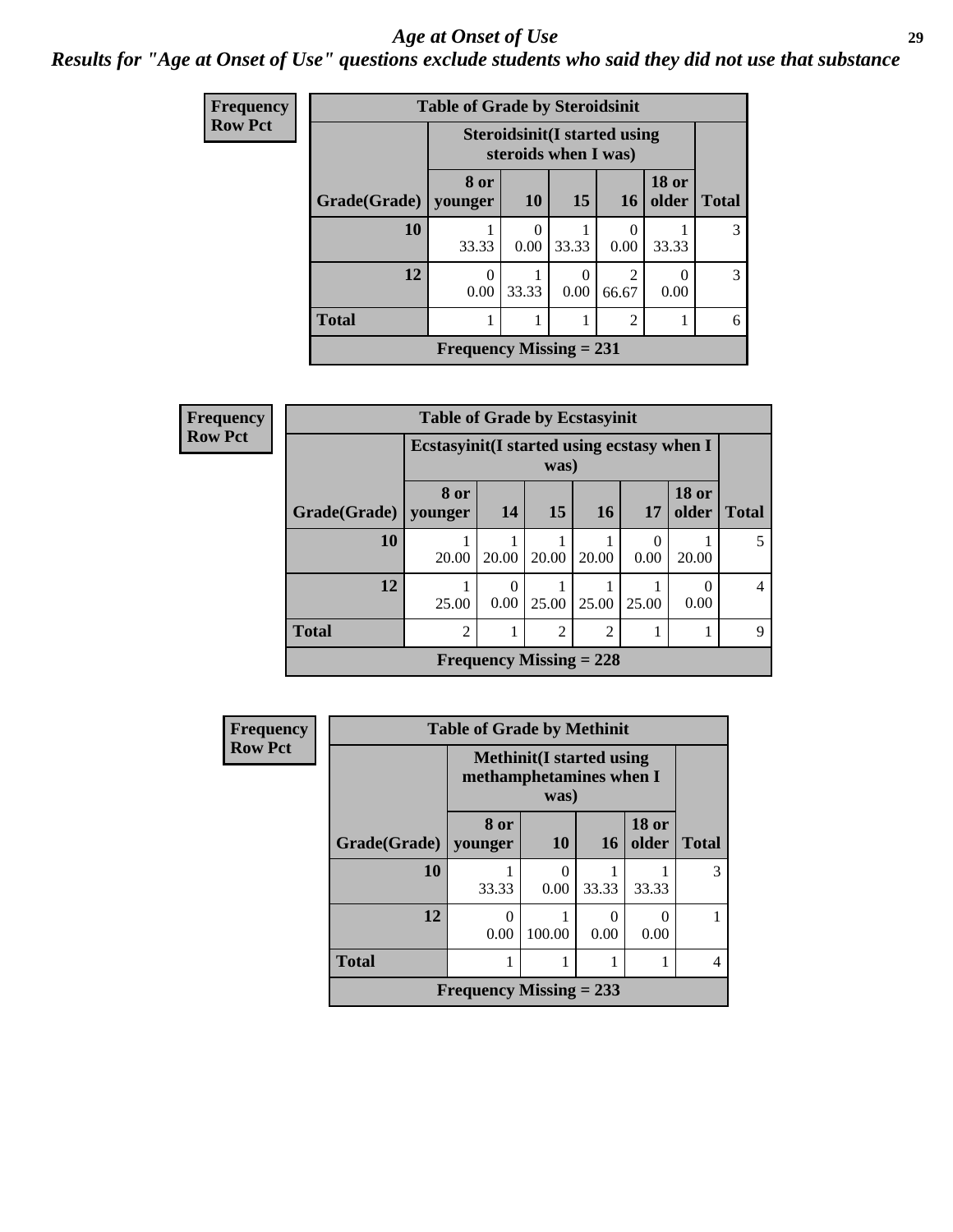# Age at Onset of Use

## Results for "Age at Onset of Use" questions exclude students who said they did not use that substance

**Frequency**
**Row Pct**

**Table of Grade by Steroidsinit**

| Grade(Grade) | Steroidsinit(I started using steroids when I was) | | | | | Total |
|---|---|---|---|---|---|---|
| | 8 or younger | 10 | 15 | 16 | 18 or older | |
| 10 | 1<br>33.33 | 0<br>0.00 | 1<br>33.33 | 0<br>0.00 | 1<br>33.33 | 3 |
| 12 | 0<br>0.00 | 1<br>33.33 | 0<br>0.00 | 2<br>66.67 | 0<br>0.00 | 3 |
| Total | 1 | 1 | 1 | 2 | 1 | 6 |

**Frequency Missing = 231**

**Frequency**
**Row Pct**

**Table of Grade by Ecstasyinit**

| Grade(Grade) | Ecstasyinit(I started using ecstasy when I was) | | | | | | Total |
|---|---|---|---|---|---|---|---|
| | 8 or younger | 14 | 15 | 16 | 17 | 18 or older | |
| 10 | 1<br>20.00 | 1<br>20.00 | 1<br>20.00 | 1<br>20.00 | 0<br>0.00 | 1<br>20.00 | 5 |
| 12 | 1<br>25.00 | 0<br>0.00 | 1<br>25.00 | 1<br>25.00 | 1<br>25.00 | 0<br>0.00 | 4 |
| Total | 2 | 1 | 2 | 2 | 1 | 1 | 9 |

**Frequency Missing = 228**

**Frequency**
**Row Pct**

**Table of Grade by Methinit**

| Grade(Grade) | Methinit(I started using methamphetamines when I was) | | | | Total |
|---|---|---|---|---|---|
| | 8 or younger | 10 | 16 | 18 or older | |
| 10 | 1<br>33.33 | 0<br>0.00 | 1<br>33.33 | 1<br>33.33 | 3 |
| 12 | 0<br>0.00 | 1<br>100.00 | 0<br>0.00 | 0<br>0.00 | 1 |
| Total | 1 | 1 | 1 | 1 | 4 |

**Frequency Missing = 233**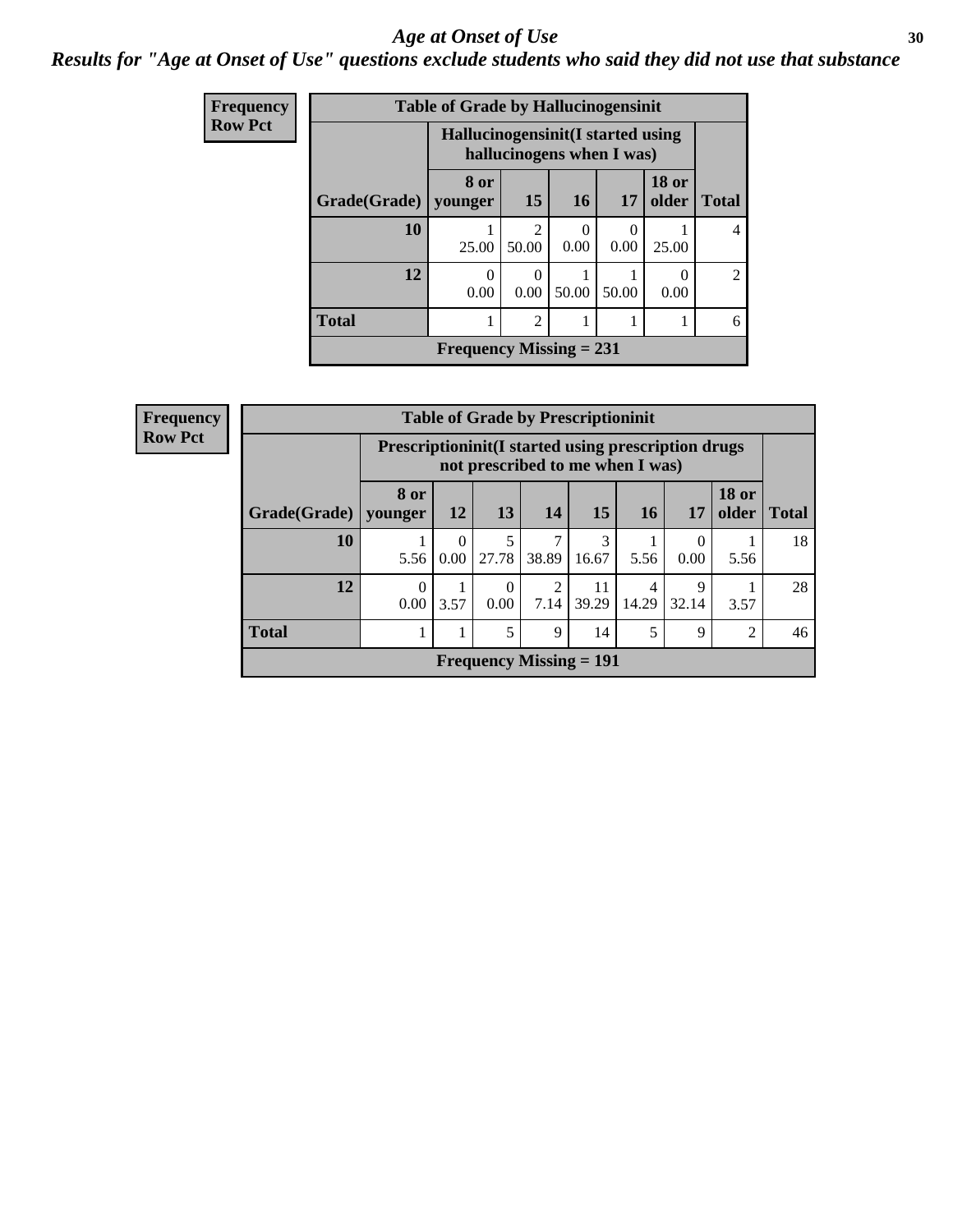# *Age at Onset of Use*

***Results for "Age at Onset of Use" questions exclude students who said they did not use that substance***

**Frequency**
**Row Pct**

| Table of Grade by Hallucinogensinit | | | | | | |
|---|---|---|---|---|---|---|
| | Hallucinogensinit(I started using hallucinogens when I was) | | | | | |
| Grade(Grade) | 8 or younger | 15 | 16 | 17 | 18 or older | Total |
| 10 | 1<br>25.00 | 2<br>50.00 | 0<br>0.00 | 0<br>0.00 | 1<br>25.00 | 4 |
| 12 | 0<br>0.00 | 0<br>0.00 | 1<br>50.00 | 1<br>50.00 | 0<br>0.00 | 2 |
| Total | 1 | 2 | 1 | 1 | 1 | 6 |
| Frequency Missing = 231 | | | | | | |

**Frequency**
**Row Pct**

| Table of Grade by Prescriptioninit | | | | | | | | | |
|---|---|---|---|---|---|---|---|---|---|
| | Prescriptioninit(I started using prescription drugs not prescribed to me when I was) | | | | | | | | |
| Grade(Grade) | 8 or younger | 12 | 13 | 14 | 15 | 16 | 17 | 18 or older | Total |
| 10 | 1<br>5.56 | 0<br>0.00 | 5<br>27.78 | 7<br>38.89 | 3<br>16.67 | 1<br>5.56 | 0<br>0.00 | 1<br>5.56 | 18 |
| 12 | 0<br>0.00 | 1<br>3.57 | 0<br>0.00 | 2<br>7.14 | 11<br>39.29 | 4<br>14.29 | 9<br>32.14 | 1<br>3.57 | 28 |
| Total | 1 | 1 | 5 | 9 | 14 | 5 | 9 | 2 | 46 |
| Frequency Missing = 191 | | | | | | | | | |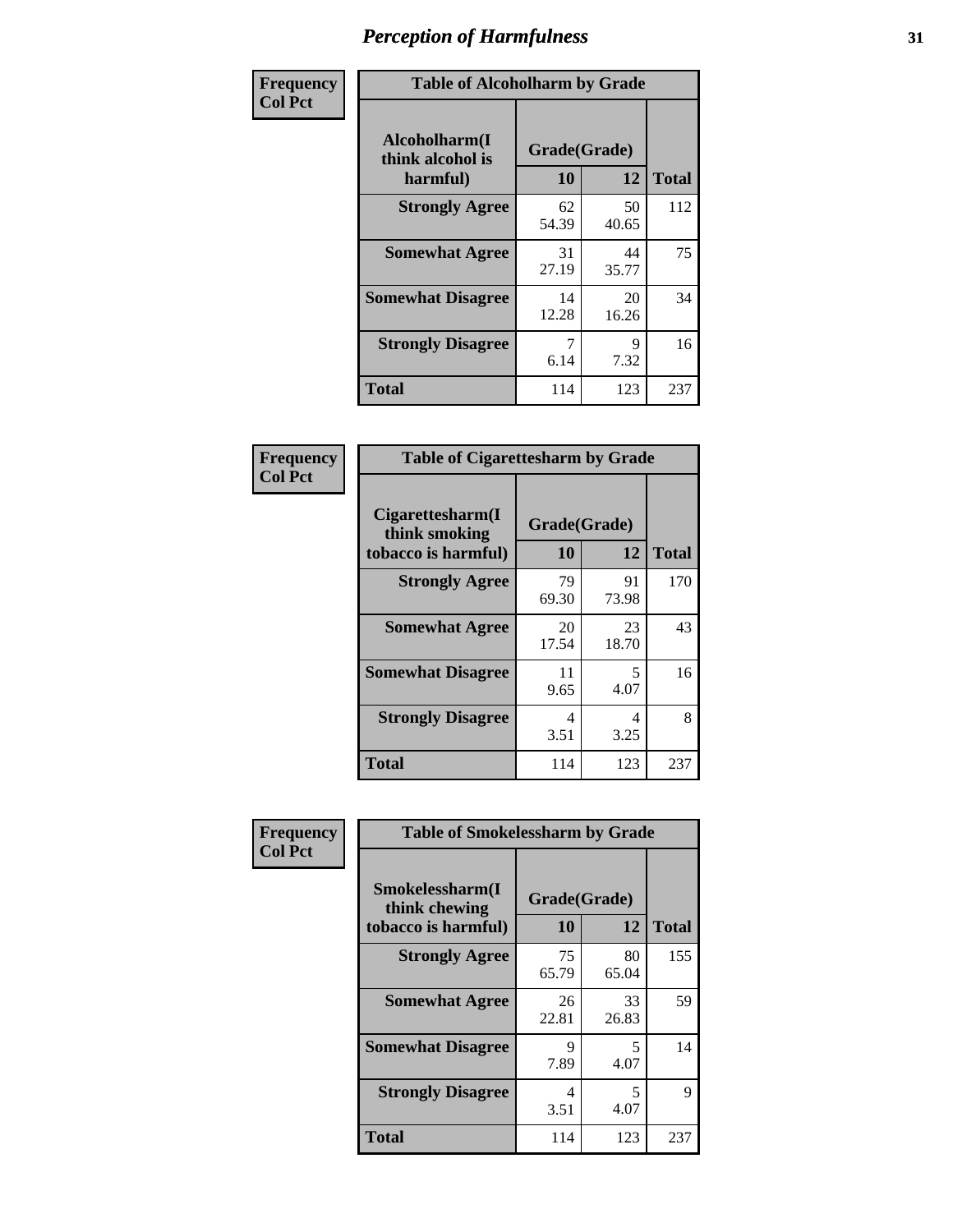# Perception of Harmfulness

**Frequency**
**Col Pct**

| Alcoholharm(I think alcohol is harmful) | Grade(Grade) 10 | 12 | Total |
|---|---|---|---|
| **Strongly Agree** | 62<br>54.39 | 50<br>40.65 | 112 |
| **Somewhat Agree** | 31<br>27.19 | 44<br>35.77 | 75 |
| **Somewhat Disagree** | 14<br>12.28 | 20<br>16.26 | 34 |
| **Strongly Disagree** | 7<br>6.14 | 9<br>7.32 | 16 |
| **Total** | 114 | 123 | 237 |

Table of Alcoholharm by Grade

**Frequency**
**Col Pct**

| Cigarettesharm(I think smoking tobacco is harmful) | Grade(Grade) 10 | 12 | Total |
|---|---|---|---|
| **Strongly Agree** | 79<br>69.30 | 91<br>73.98 | 170 |
| **Somewhat Agree** | 20<br>17.54 | 23<br>18.70 | 43 |
| **Somewhat Disagree** | 11<br>9.65 | 5<br>4.07 | 16 |
| **Strongly Disagree** | 4<br>3.51 | 4<br>3.25 | 8 |
| **Total** | 114 | 123 | 237 |

Table of Cigarettesharm by Grade

**Frequency**
**Col Pct**

| Smokelessharm(I think chewing tobacco is harmful) | Grade(Grade) 10 | 12 | Total |
|---|---|---|---|
| **Strongly Agree** | 75<br>65.79 | 80<br>65.04 | 155 |
| **Somewhat Agree** | 26<br>22.81 | 33<br>26.83 | 59 |
| **Somewhat Disagree** | 9<br>7.89 | 5<br>4.07 | 14 |
| **Strongly Disagree** | 4<br>3.51 | 5<br>4.07 | 9 |
| **Total** | 114 | 123 | 237 |

Table of Smokelessharm by Grade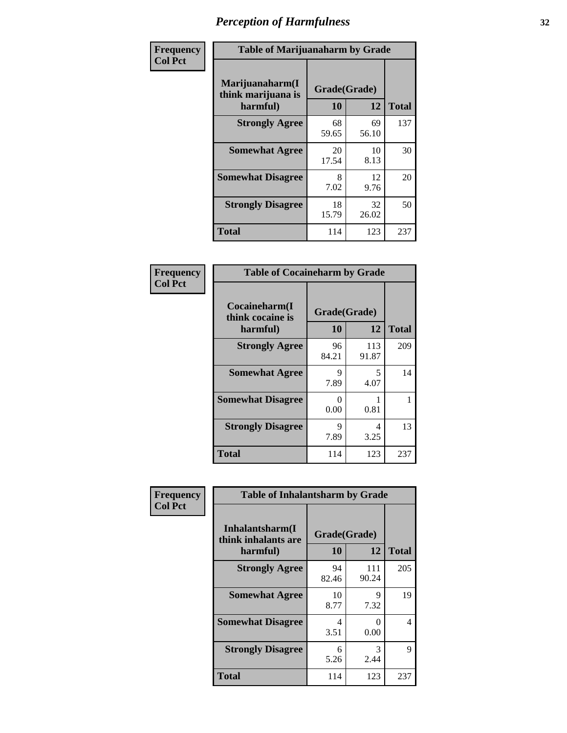# Perception of Harmfulness

**Frequency Col Pct**

**Table of Marijuanaharm by Grade**

| Marijuanaharm(I think marijuana is harmful) | Grade(Grade) 10 | 12 | Total |
|---|---|---|---|
| **Strongly Agree** | 68 59.65 | 69 56.10 | 137 |
| **Somewhat Agree** | 20 17.54 | 10 8.13 | 30 |
| **Somewhat Disagree** | 8 7.02 | 12 9.76 | 20 |
| **Strongly Disagree** | 18 15.79 | 32 26.02 | 50 |
| **Total** | 114 | 123 | 237 |

**Frequency Col Pct**

**Table of Cocaineharm by Grade**

| Cocaineharm(I think cocaine is harmful) | Grade(Grade) 10 | 12 | Total |
|---|---|---|---|
| **Strongly Agree** | 96 84.21 | 113 91.87 | 209 |
| **Somewhat Agree** | 9 7.89 | 5 4.07 | 14 |
| **Somewhat Disagree** | 0 0.00 | 1 0.81 | 1 |
| **Strongly Disagree** | 9 7.89 | 4 3.25 | 13 |
| **Total** | 114 | 123 | 237 |

**Frequency Col Pct**

**Table of Inhalantsharm by Grade**

| Inhalantsharm(I think inhalants are harmful) | Grade(Grade) 10 | 12 | Total |
|---|---|---|---|
| **Strongly Agree** | 94 82.46 | 111 90.24 | 205 |
| **Somewhat Agree** | 10 8.77 | 9 7.32 | 19 |
| **Somewhat Disagree** | 4 3.51 | 0 0.00 | 4 |
| **Strongly Disagree** | 6 5.26 | 3 2.44 | 9 |
| **Total** | 114 | 123 | 237 |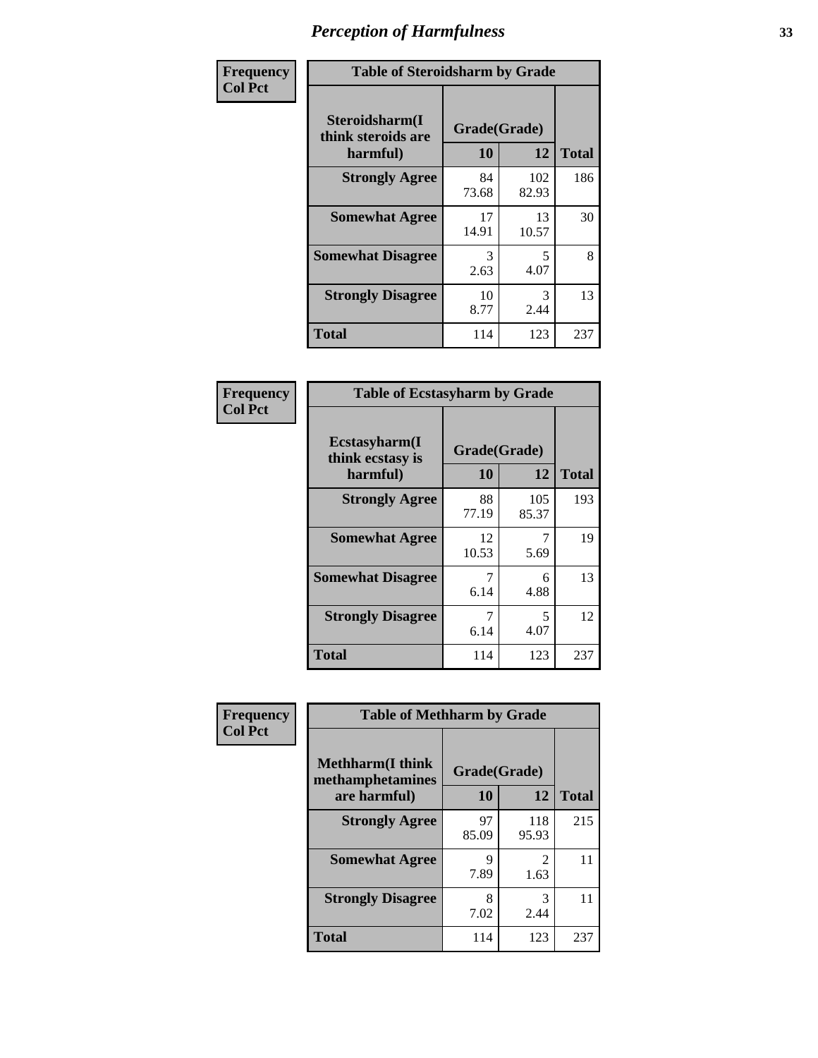# Perception of Harmfulness

**Frequency**
**Col Pct**

| Table of Steroidsharm by Grade | | | |
|---|---|---|---|
| **Steroidsharm(I think steroids are harmful)** | **Grade(Grade)** | | **Total** |
| | **10** | **12** | |
| **Strongly Agree** | 84<br>73.68 | 102<br>82.93 | 186 |
| **Somewhat Agree** | 17<br>14.91 | 13<br>10.57 | 30 |
| **Somewhat Disagree** | 3<br>2.63 | 5<br>4.07 | 8 |
| **Strongly Disagree** | 10<br>8.77 | 3<br>2.44 | 13 |
| **Total** | 114 | 123 | 237 |

**Frequency**
**Col Pct**

| Table of Ecstasyharm by Grade | | | |
|---|---|---|---|
| **Ecstasyharm(I think ecstasy is harmful)** | **Grade(Grade)** | | **Total** |
| | **10** | **12** | |
| **Strongly Agree** | 88<br>77.19 | 105<br>85.37 | 193 |
| **Somewhat Agree** | 12<br>10.53 | 7<br>5.69 | 19 |
| **Somewhat Disagree** | 7<br>6.14 | 6<br>4.88 | 13 |
| **Strongly Disagree** | 7<br>6.14 | 5<br>4.07 | 12 |
| **Total** | 114 | 123 | 237 |

**Frequency**
**Col Pct**

| Table of Methharm by Grade | | | |
|---|---|---|---|
| **Methharm(I think methamphetamines are harmful)** | **Grade(Grade)** | | **Total** |
| | **10** | **12** | |
| **Strongly Agree** | 97<br>85.09 | 118<br>95.93 | 215 |
| **Somewhat Agree** | 9<br>7.89 | 2<br>1.63 | 11 |
| **Strongly Disagree** | 8<br>7.02 | 3<br>2.44 | 11 |
| **Total** | 114 | 123 | 237 |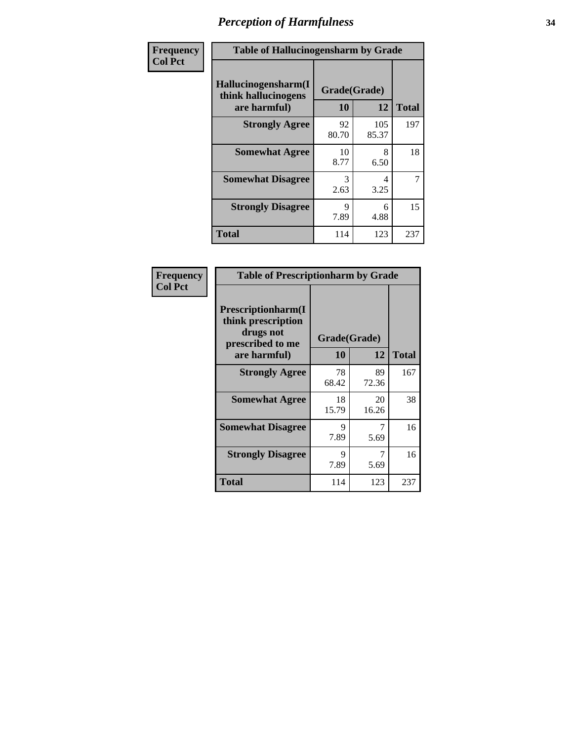# Perception of Harmfulness

| Frequency Col Pct | Table of Hallucinogensharm by Grade | | |
|---|---|---|---|
| Hallucinogensharm(I think hallucinogens are harmful) | Grade(Grade) | | |
| | 10 | 12 | Total |
| Strongly Agree | 92<br>80.70 | 105<br>85.37 | 197 |
| Somewhat Agree | 10<br>8.77 | 8<br>6.50 | 18 |
| Somewhat Disagree | 3<br>2.63 | 4<br>3.25 | 7 |
| Strongly Disagree | 9<br>7.89 | 6<br>4.88 | 15 |
| Total | 114 | 123 | 237 |

| Frequency Col Pct | Table of Prescriptionharm by Grade | | |
|---|---|---|---|
| Prescriptionharm(I think prescription drugs not prescribed to me are harmful) | Grade(Grade) | | |
| | 10 | 12 | Total |
| Strongly Agree | 78<br>68.42 | 89<br>72.36 | 167 |
| Somewhat Agree | 18<br>15.79 | 20<br>16.26 | 38 |
| Somewhat Disagree | 9<br>7.89 | 7<br>5.69 | 16 |
| Strongly Disagree | 9<br>7.89 | 7<br>5.69 | 16 |
| Total | 114 | 123 | 237 |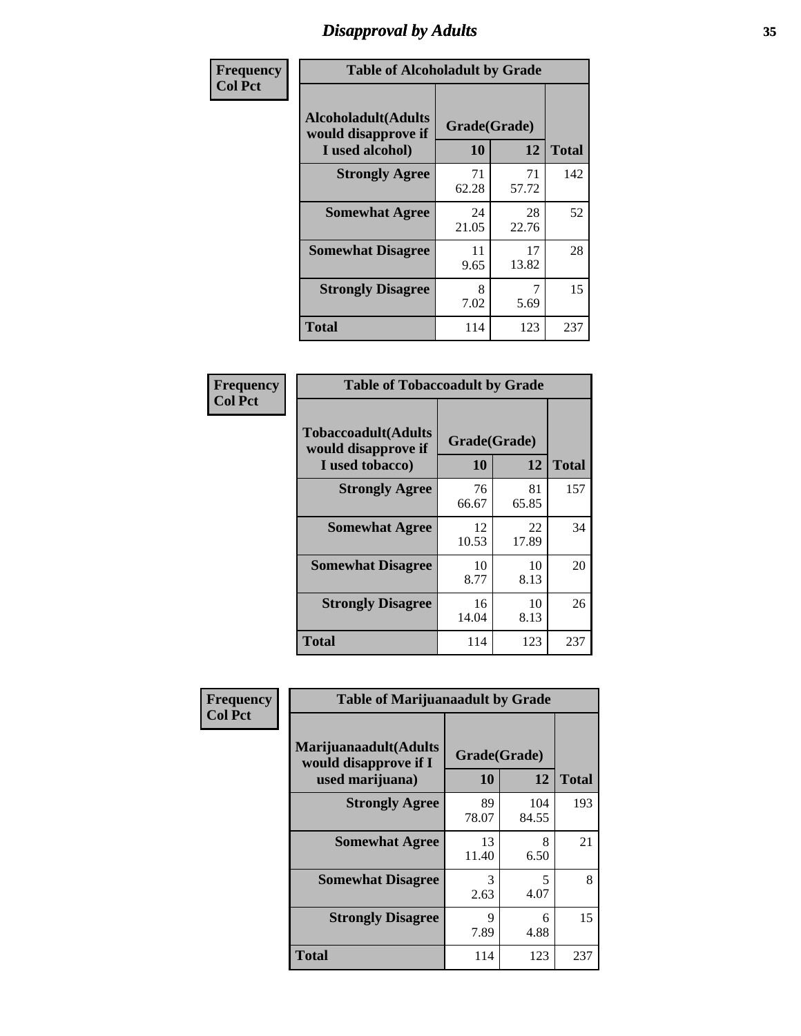## Disapproval by Adults

**Frequency**
**Col Pct**

**Table of Alcoholadult by Grade**

| Alcoholadult(Adults would disapprove if I used alcohol) | Grade(Grade) 10 | 12 | Total |
|---|---|---|---|
| **Strongly Agree** | 71<br>62.28 | 71<br>57.72 | 142 |
| **Somewhat Agree** | 24<br>21.05 | 28<br>22.76 | 52 |
| **Somewhat Disagree** | 11<br>9.65 | 17<br>13.82 | 28 |
| **Strongly Disagree** | 8<br>7.02 | 7<br>5.69 | 15 |
| **Total** | 114 | 123 | 237 |

**Frequency**
**Col Pct**

**Table of Tobaccoadult by Grade**

| Tobaccoadult(Adults would disapprove if I used tobacco) | Grade(Grade) 10 | 12 | Total |
|---|---|---|---|
| **Strongly Agree** | 76<br>66.67 | 81<br>65.85 | 157 |
| **Somewhat Agree** | 12<br>10.53 | 22<br>17.89 | 34 |
| **Somewhat Disagree** | 10<br>8.77 | 10<br>8.13 | 20 |
| **Strongly Disagree** | 16<br>14.04 | 10<br>8.13 | 26 |
| **Total** | 114 | 123 | 237 |

**Frequency**
**Col Pct**

**Table of Marijuanaadult by Grade**

| Marijuanaadult(Adults would disapprove if I used marijuana) | Grade(Grade) 10 | 12 | Total |
|---|---|---|---|
| **Strongly Agree** | 89<br>78.07 | 104<br>84.55 | 193 |
| **Somewhat Agree** | 13<br>11.40 | 8<br>6.50 | 21 |
| **Somewhat Disagree** | 3<br>2.63 | 5<br>4.07 | 8 |
| **Strongly Disagree** | 9<br>7.89 | 6<br>4.88 | 15 |
| **Total** | 114 | 123 | 237 |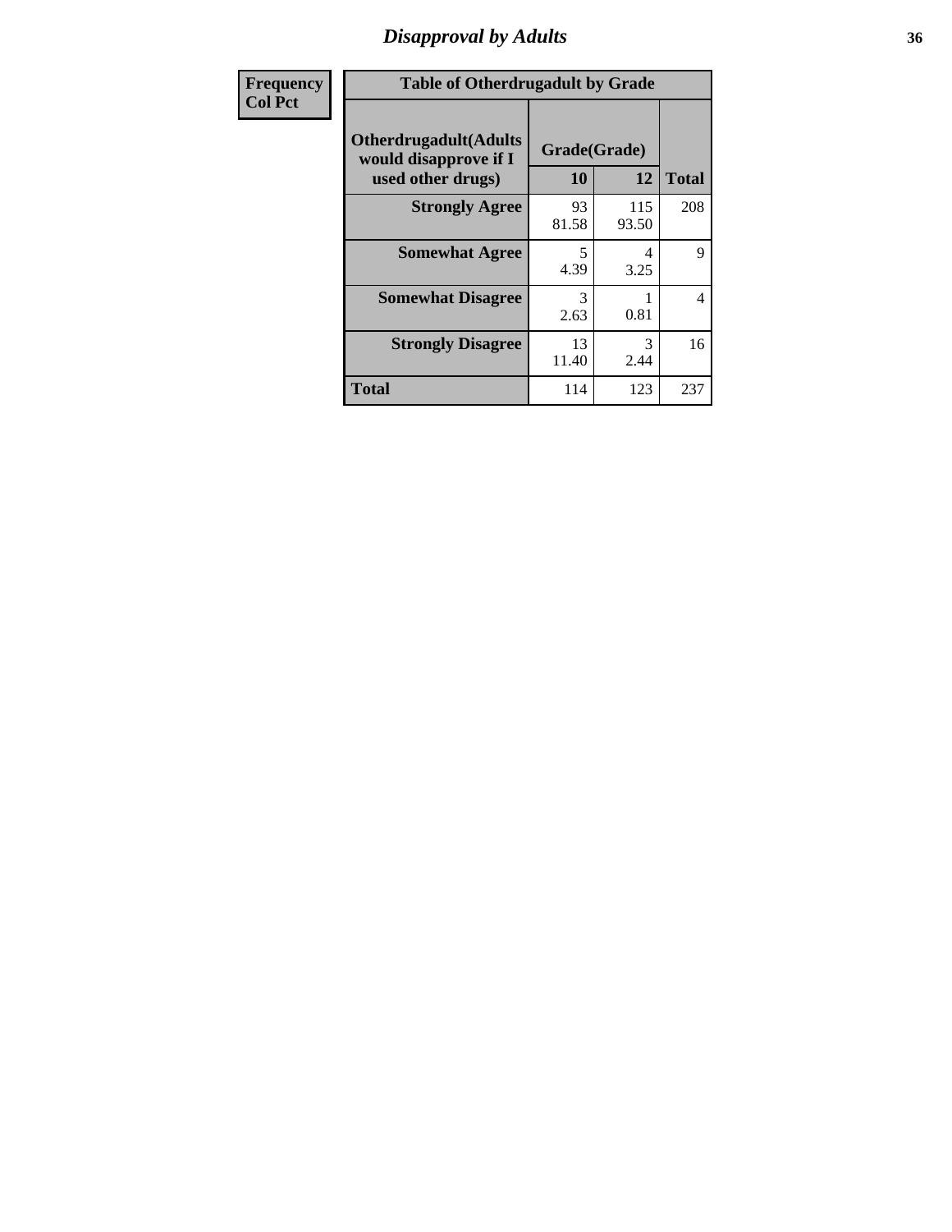# Disapproval by Adults

| Frequency<br>Col Pct |
|---|

**Table of Otherdrugadult by Grade**

| Otherdrugadult(Adults would disapprove if I used other drugs) | Grade(Grade) | | |
|---|---|---|---|
| | 10 | 12 | Total |
| **Strongly Agree** | 93<br>81.58 | 115<br>93.50 | 208 |
| **Somewhat Agree** | 5<br>4.39 | 4<br>3.25 | 9 |
| **Somewhat Disagree** | 3<br>2.63 | 1<br>0.81 | 4 |
| **Strongly Disagree** | 13<br>11.40 | 3<br>2.44 | 16 |
| **Total** | 114 | 123 | 237 |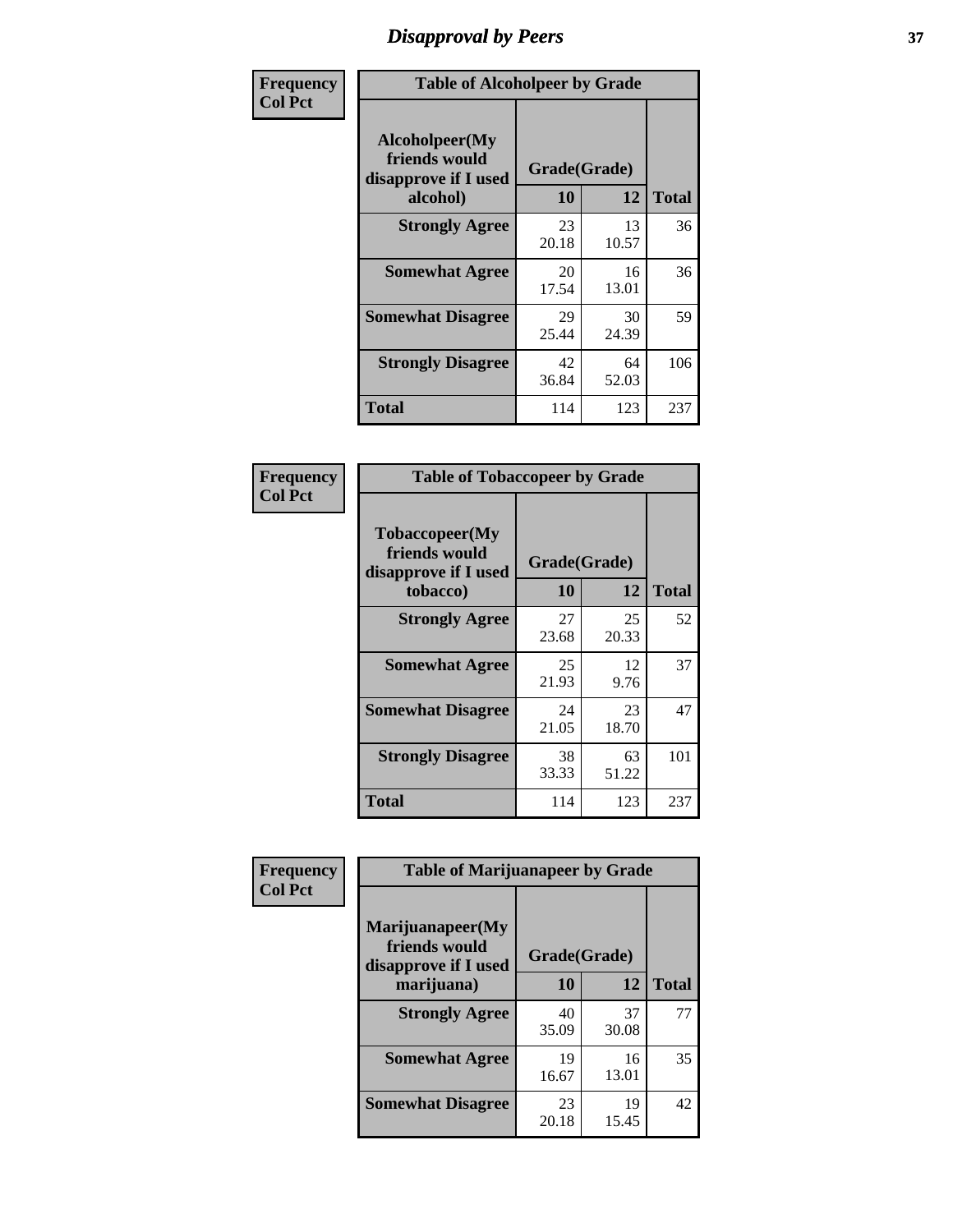# Disapproval by Peers

Frequency
Col Pct

| Table of Alcoholpeer by Grade | | | |
|---|---|---|---|
| Alcoholpeer(My friends would disapprove if I used alcohol) | Grade(Grade) | | |
| | 10 | 12 | Total |
| Strongly Agree | 23<br>20.18 | 13<br>10.57 | 36 |
| Somewhat Agree | 20<br>17.54 | 16<br>13.01 | 36 |
| Somewhat Disagree | 29<br>25.44 | 30<br>24.39 | 59 |
| Strongly Disagree | 42<br>36.84 | 64<br>52.03 | 106 |
| Total | 114 | 123 | 237 |

Frequency
Col Pct

| Table of Tobaccopeer by Grade | | | |
|---|---|---|---|
| Tobaccopeer(My friends would disapprove if I used tobacco) | Grade(Grade) | | |
| | 10 | 12 | Total |
| Strongly Agree | 27<br>23.68 | 25<br>20.33 | 52 |
| Somewhat Agree | 25<br>21.93 | 12<br>9.76 | 37 |
| Somewhat Disagree | 24<br>21.05 | 23<br>18.70 | 47 |
| Strongly Disagree | 38<br>33.33 | 63<br>51.22 | 101 |
| Total | 114 | 123 | 237 |

Frequency
Col Pct

| Table of Marijuanapeer by Grade | | | |
|---|---|---|---|
| Marijuanapeer(My friends would disapprove if I used marijuana) | Grade(Grade) | | |
| | 10 | 12 | Total |
| Strongly Agree | 40<br>35.09 | 37<br>30.08 | 77 |
| Somewhat Agree | 19<br>16.67 | 16<br>13.01 | 35 |
| Somewhat Disagree | 23<br>20.18 | 19<br>15.45 | 42 |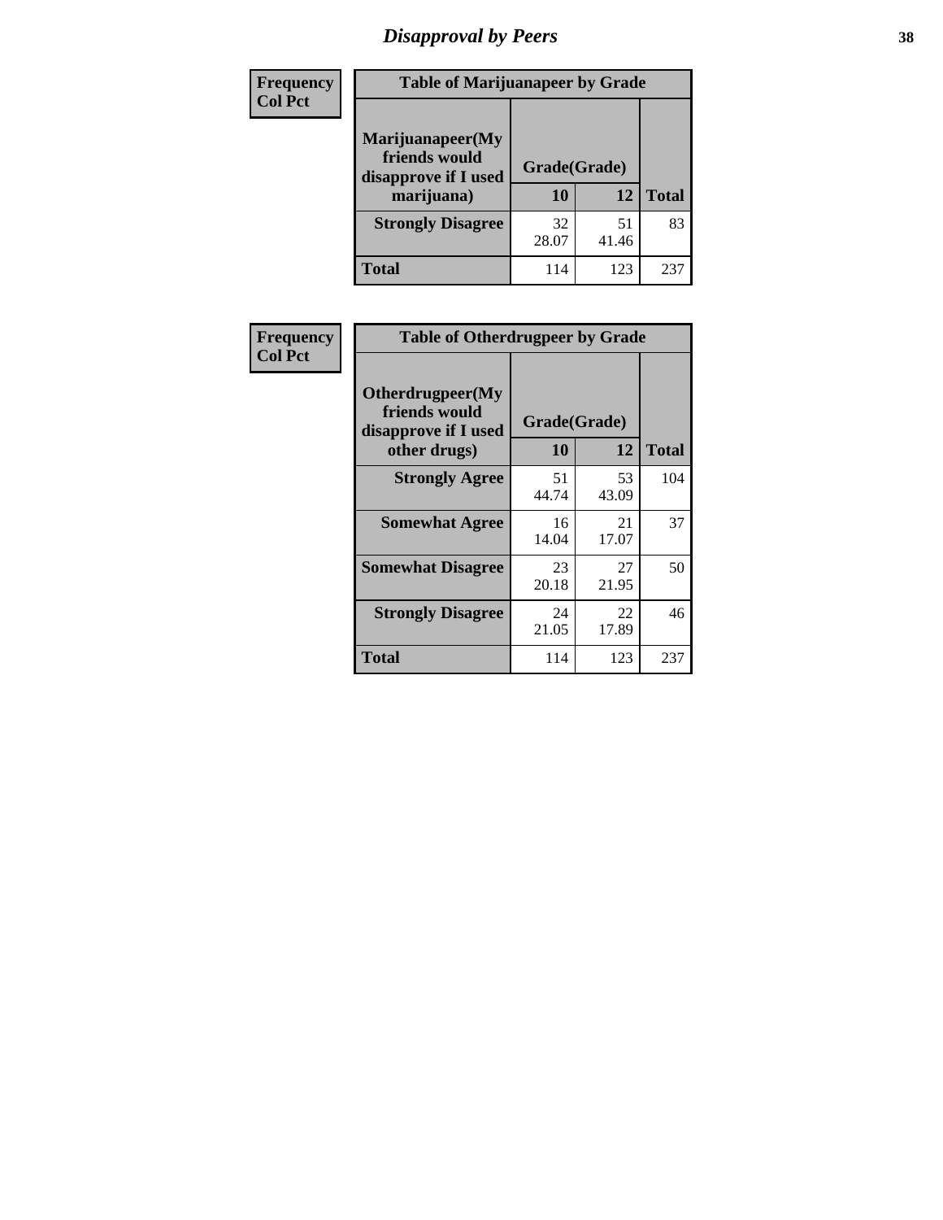# Disapproval by Peers

| Frequency<br>Col Pct | Table of Marijuanapeer by Grade | | |
|---|---|---|---|
| **Marijuanapeer(My friends would disapprove if I used marijuana)** | **Grade(Grade)** | | |
| | **10** | **12** | **Total** |
| **Strongly Disagree** | 32<br>28.07 | 51<br>41.46 | 83 |
| **Total** | 114 | 123 | 237 |

| Frequency<br>Col Pct | Table of Otherdrugpeer by Grade | | |
|---|---|---|---|
| **Otherdrugpeer(My friends would disapprove if I used other drugs)** | **Grade(Grade)** | | |
| | **10** | **12** | **Total** |
| **Strongly Agree** | 51<br>44.74 | 53<br>43.09 | 104 |
| **Somewhat Agree** | 16<br>14.04 | 21<br>17.07 | 37 |
| **Somewhat Disagree** | 23<br>20.18 | 27<br>21.95 | 50 |
| **Strongly Disagree** | 24<br>21.05 | 22<br>17.89 | 46 |
| **Total** | 114 | 123 | 237 |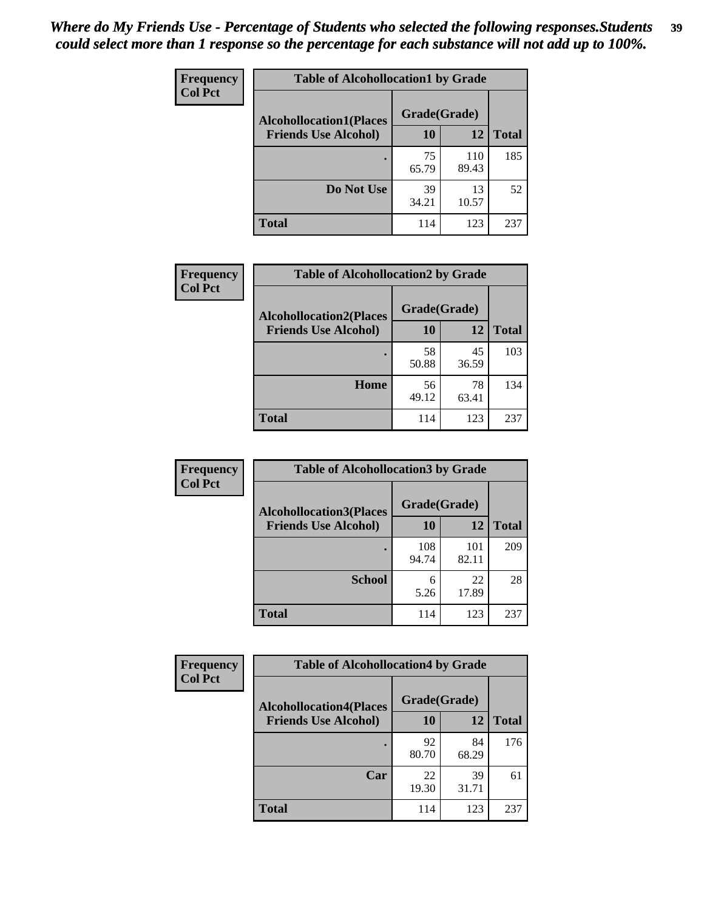*Where do My Friends Use - Percentage of Students who selected the following responses.Students could select more than 1 response so the percentage for each substance will not add up to 100%.*

**Frequency / Col Pct**

| Table of Alcohollocation1 by Grade | | | |
|---|---|---|---|
| Alcohollocation1(Places Friends Use Alcohol) | Grade(Grade) | | Total |
| | 10 | 12 | |
| . | 75<br>65.79 | 110<br>89.43 | 185 |
| Do Not Use | 39<br>34.21 | 13<br>10.57 | 52 |
| Total | 114 | 123 | 237 |

**Frequency / Col Pct**

| Table of Alcohollocation2 by Grade | | | |
|---|---|---|---|
| Alcohollocation2(Places Friends Use Alcohol) | Grade(Grade) | | Total |
| | 10 | 12 | |
| . | 58<br>50.88 | 45<br>36.59 | 103 |
| Home | 56<br>49.12 | 78<br>63.41 | 134 |
| Total | 114 | 123 | 237 |

**Frequency / Col Pct**

| Table of Alcohollocation3 by Grade | | | |
|---|---|---|---|
| Alcohollocation3(Places Friends Use Alcohol) | Grade(Grade) | | Total |
| | 10 | 12 | |
| . | 108<br>94.74 | 101<br>82.11 | 209 |
| School | 6<br>5.26 | 22<br>17.89 | 28 |
| Total | 114 | 123 | 237 |

**Frequency / Col Pct**

| Table of Alcohollocation4 by Grade | | | |
|---|---|---|---|
| Alcohollocation4(Places Friends Use Alcohol) | Grade(Grade) | | Total |
| | 10 | 12 | |
| . | 92<br>80.70 | 84<br>68.29 | 176 |
| Car | 22<br>19.30 | 39<br>31.71 | 61 |
| Total | 114 | 123 | 237 |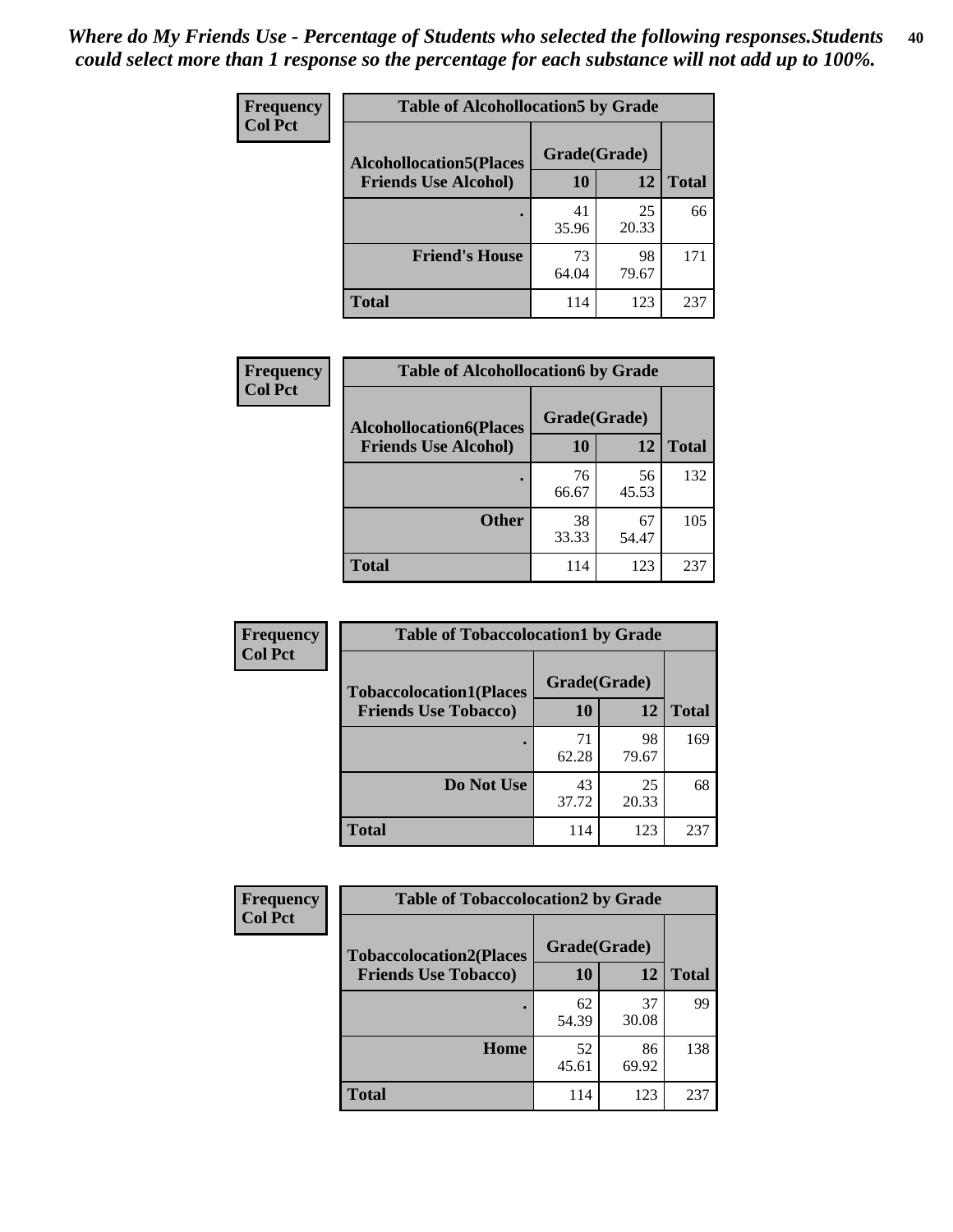*Where do My Friends Use - Percentage of Students who selected the following responses.Students could select more than 1 response so the percentage for each substance will not add up to 100%.*

**Frequency**
**Col Pct**

**Table of Alcohollocation5 by Grade**

| Alcohollocation5(Places Friends Use Alcohol) | Grade(Grade) 10 | 12 | Total |
|---|---|---|---|
| . | 41<br>35.96 | 25<br>20.33 | 66 |
| Friend's House | 73<br>64.04 | 98<br>79.67 | 171 |
| Total | 114 | 123 | 237 |

**Frequency**
**Col Pct**

**Table of Alcohollocation6 by Grade**

| Alcohollocation6(Places Friends Use Alcohol) | Grade(Grade) 10 | 12 | Total |
|---|---|---|---|
| . | 76<br>66.67 | 56<br>45.53 | 132 |
| Other | 38<br>33.33 | 67<br>54.47 | 105 |
| Total | 114 | 123 | 237 |

**Frequency**
**Col Pct**

**Table of Tobaccolocation1 by Grade**

| Tobaccolocation1(Places Friends Use Tobacco) | Grade(Grade) 10 | 12 | Total |
|---|---|---|---|
| . | 71<br>62.28 | 98<br>79.67 | 169 |
| Do Not Use | 43<br>37.72 | 25<br>20.33 | 68 |
| Total | 114 | 123 | 237 |

**Frequency**
**Col Pct**

**Table of Tobaccolocation2 by Grade**

| Tobaccolocation2(Places Friends Use Tobacco) | Grade(Grade) 10 | 12 | Total |
|---|---|---|---|
| . | 62<br>54.39 | 37<br>30.08 | 99 |
| Home | 52<br>45.61 | 86<br>69.92 | 138 |
| Total | 114 | 123 | 237 |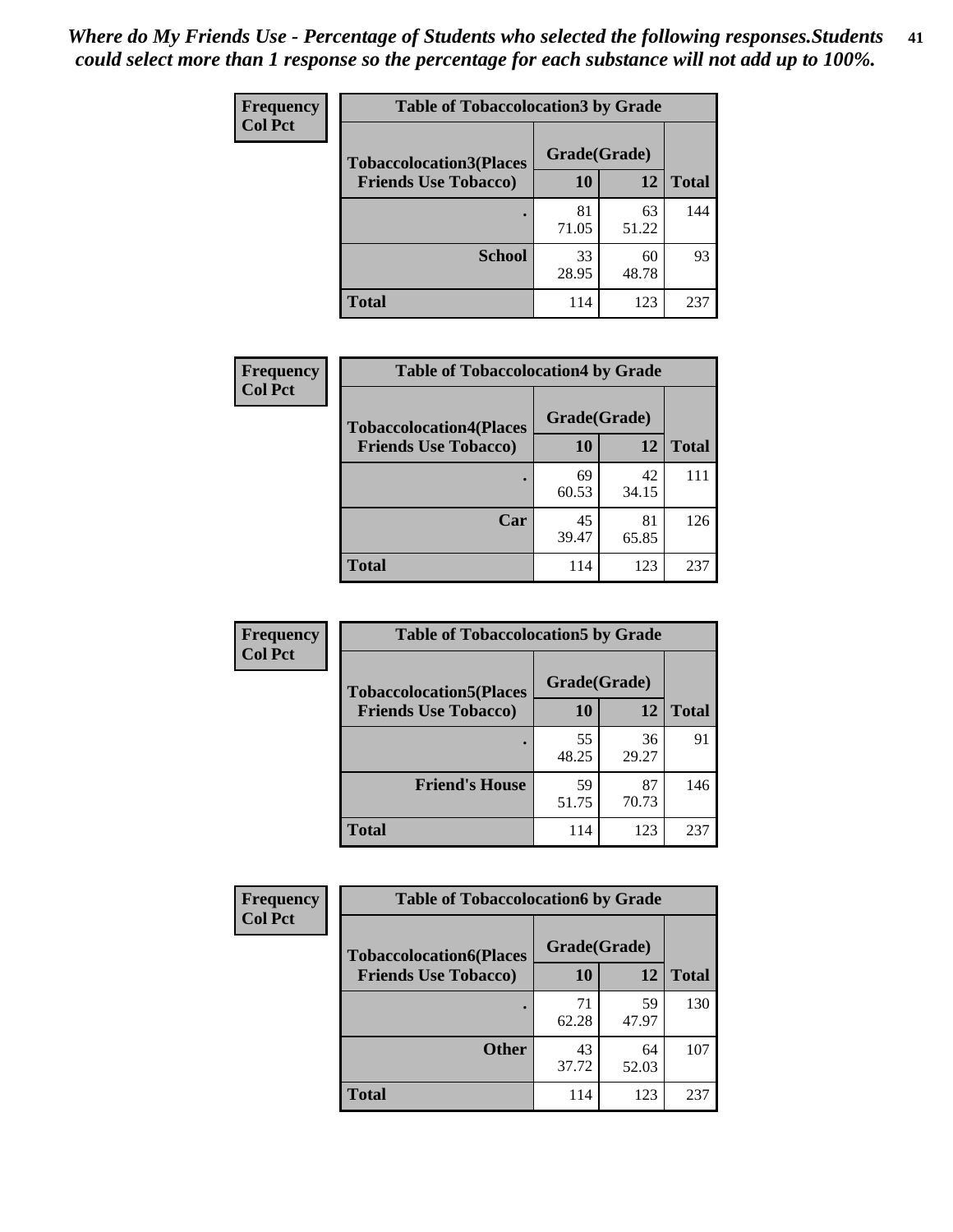*Where do My Friends Use - Percentage of Students who selected the following responses.Students could select more than 1 response so the percentage for each substance will not add up to 100%.*

**Frequency**
**Col Pct**

| Table of Tobaccolocation3 by Grade | | | |
|---|---|---|---|
| **Tobaccolocation3(Places Friends Use Tobacco)** | **Grade(Grade)** | | **Total** |
| | **10** | **12** | |
| **.** | 81<br>71.05 | 63<br>51.22 | 144 |
| **School** | 33<br>28.95 | 60<br>48.78 | 93 |
| **Total** | 114 | 123 | 237 |

**Frequency**
**Col Pct**

| Table of Tobaccolocation4 by Grade | | | |
|---|---|---|---|
| **Tobaccolocation4(Places Friends Use Tobacco)** | **Grade(Grade)** | | **Total** |
| | **10** | **12** | |
| **.** | 69<br>60.53 | 42<br>34.15 | 111 |
| **Car** | 45<br>39.47 | 81<br>65.85 | 126 |
| **Total** | 114 | 123 | 237 |

**Frequency**
**Col Pct**

| Table of Tobaccolocation5 by Grade | | | |
|---|---|---|---|
| **Tobaccolocation5(Places Friends Use Tobacco)** | **Grade(Grade)** | | **Total** |
| | **10** | **12** | |
| **.** | 55<br>48.25 | 36<br>29.27 | 91 |
| **Friend's House** | 59<br>51.75 | 87<br>70.73 | 146 |
| **Total** | 114 | 123 | 237 |

**Frequency**
**Col Pct**

| Table of Tobaccolocation6 by Grade | | | |
|---|---|---|---|
| **Tobaccolocation6(Places Friends Use Tobacco)** | **Grade(Grade)** | | **Total** |
| | **10** | **12** | |
| **.** | 71<br>62.28 | 59<br>47.97 | 130 |
| **Other** | 43<br>37.72 | 64<br>52.03 | 107 |
| **Total** | 114 | 123 | 237 |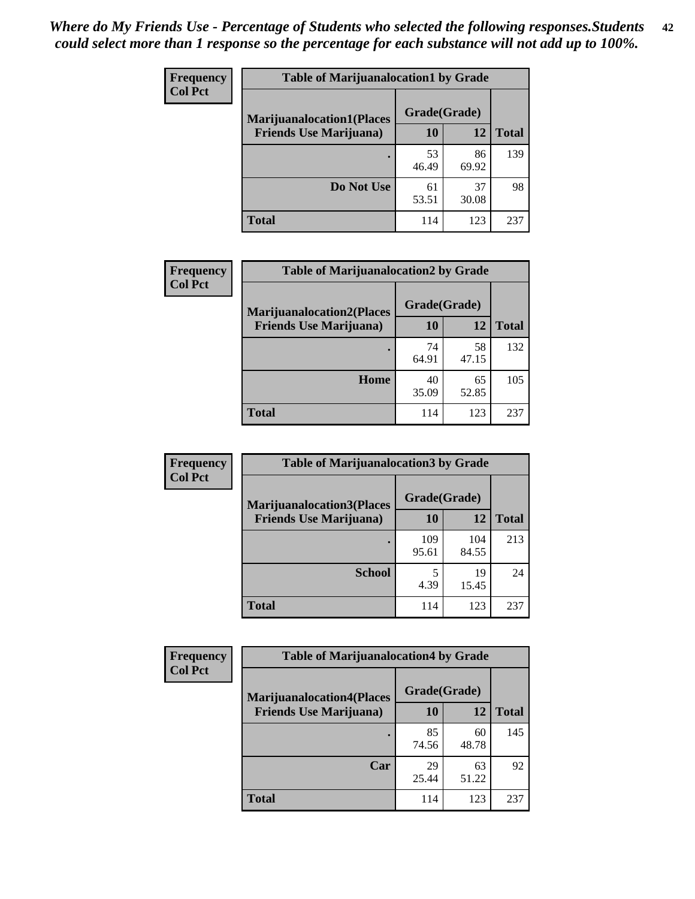*Where do My Friends Use - Percentage of Students who selected the following responses.Students could select more than 1 response so the percentage for each substance will not add up to 100%.*

**Frequency**
**Col Pct**

| Table of Marijuanalocation1 by Grade | | | |
|---|---|---|---|
| **Marijuanalocation1(Places Friends Use Marijuana)** | **Grade(Grade)** | | |
| | **10** | **12** | **Total** |
| **.** | 53<br>46.49 | 86<br>69.92 | 139 |
| **Do Not Use** | 61<br>53.51 | 37<br>30.08 | 98 |
| **Total** | 114 | 123 | 237 |

**Frequency**
**Col Pct**

| Table of Marijuanalocation2 by Grade | | | |
|---|---|---|---|
| **Marijuanalocation2(Places Friends Use Marijuana)** | **Grade(Grade)** | | |
| | **10** | **12** | **Total** |
| **.** | 74<br>64.91 | 58<br>47.15 | 132 |
| **Home** | 40<br>35.09 | 65<br>52.85 | 105 |
| **Total** | 114 | 123 | 237 |

**Frequency**
**Col Pct**

| Table of Marijuanalocation3 by Grade | | | |
|---|---|---|---|
| **Marijuanalocation3(Places Friends Use Marijuana)** | **Grade(Grade)** | | |
| | **10** | **12** | **Total** |
| **.** | 109<br>95.61 | 104<br>84.55 | 213 |
| **School** | 5<br>4.39 | 19<br>15.45 | 24 |
| **Total** | 114 | 123 | 237 |

**Frequency**
**Col Pct**

| Table of Marijuanalocation4 by Grade | | | |
|---|---|---|---|
| **Marijuanalocation4(Places Friends Use Marijuana)** | **Grade(Grade)** | | |
| | **10** | **12** | **Total** |
| **.** | 85<br>74.56 | 60<br>48.78 | 145 |
| **Car** | 29<br>25.44 | 63<br>51.22 | 92 |
| **Total** | 114 | 123 | 237 |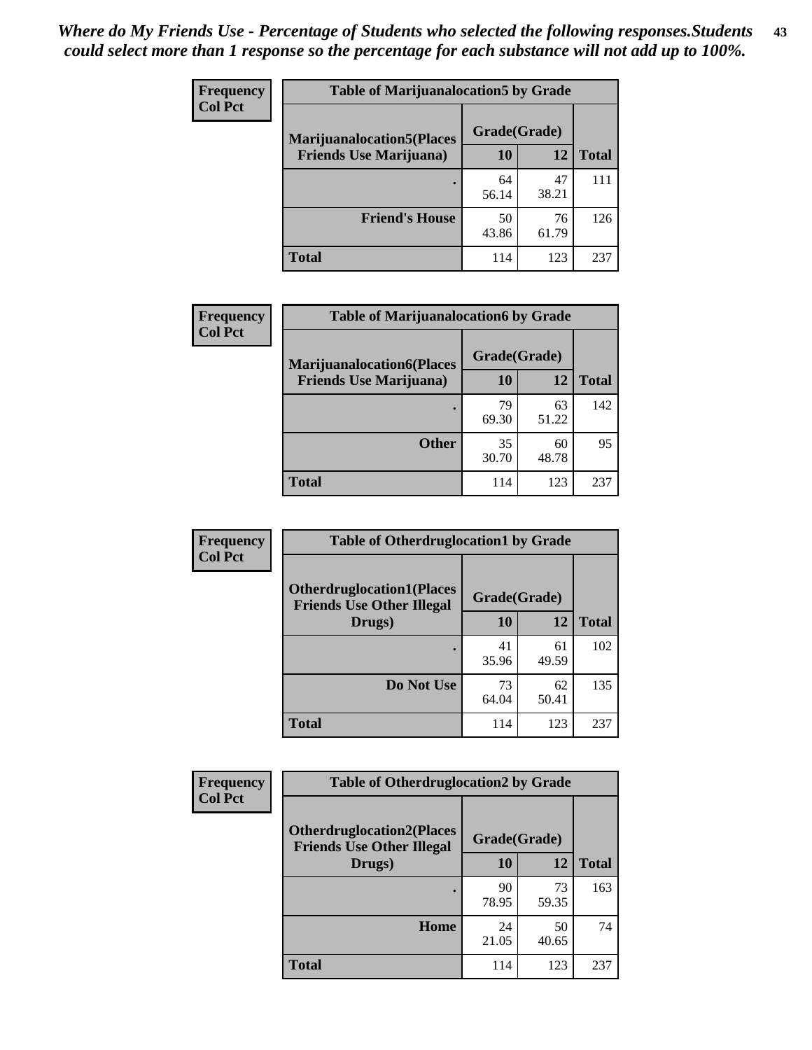*Where do My Friends Use - Percentage of Students who selected the following responses.Students could select more than 1 response so the percentage for each substance will not add up to 100%.*

**Frequency**
**Col Pct**

| Table of Marijuanalocation5 by Grade | | | |
|---|---|---|---|
| **Marijuanalocation5(Places Friends Use Marijuana)** | **Grade(Grade)** | | **Total** |
| | **10** | **12** | |
| . | 64<br>56.14 | 47<br>38.21 | 111 |
| **Friend's House** | 50<br>43.86 | 76<br>61.79 | 126 |
| **Total** | 114 | 123 | 237 |

**Frequency**
**Col Pct**

| Table of Marijuanalocation6 by Grade | | | |
|---|---|---|---|
| **Marijuanalocation6(Places Friends Use Marijuana)** | **Grade(Grade)** | | **Total** |
| | **10** | **12** | |
| . | 79<br>69.30 | 63<br>51.22 | 142 |
| **Other** | 35<br>30.70 | 60<br>48.78 | 95 |
| **Total** | 114 | 123 | 237 |

**Frequency**
**Col Pct**

| Table of Otherdruglocation1 by Grade | | | |
|---|---|---|---|
| **Otherdruglocation1(Places Friends Use Other Illegal Drugs)** | **Grade(Grade)** | | **Total** |
| | **10** | **12** | |
| . | 41<br>35.96 | 61<br>49.59 | 102 |
| **Do Not Use** | 73<br>64.04 | 62<br>50.41 | 135 |
| **Total** | 114 | 123 | 237 |

**Frequency**
**Col Pct**

| Table of Otherdruglocation2 by Grade | | | |
|---|---|---|---|
| **Otherdruglocation2(Places Friends Use Other Illegal Drugs)** | **Grade(Grade)** | | **Total** |
| | **10** | **12** | |
| . | 90<br>78.95 | 73<br>59.35 | 163 |
| **Home** | 24<br>21.05 | 50<br>40.65 | 74 |
| **Total** | 114 | 123 | 237 |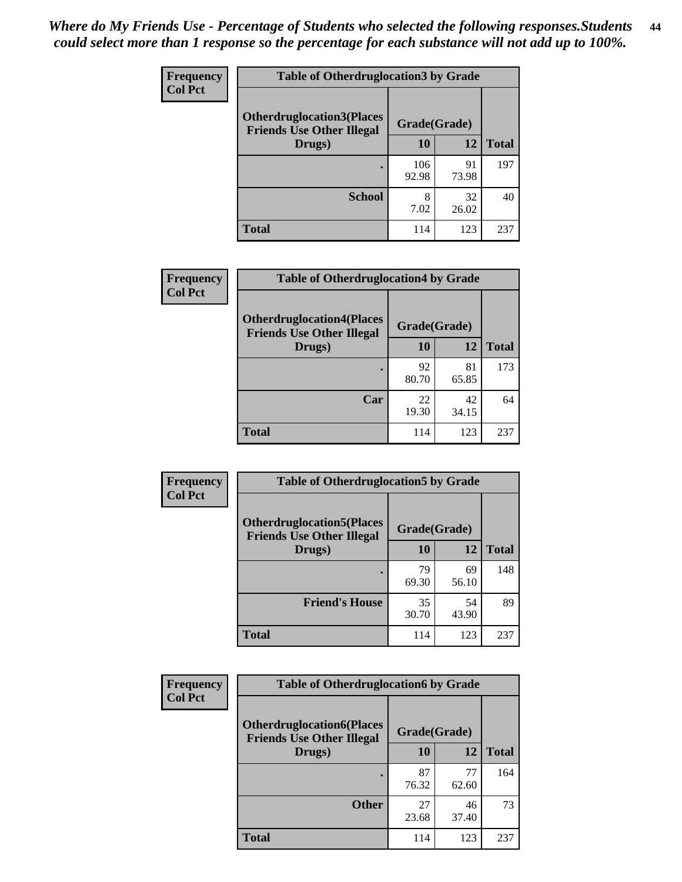*Where do My Friends Use - Percentage of Students who selected the following responses.Students could select more than 1 response so the percentage for each substance will not add up to 100%.*

**Frequency**
**Col Pct**

| Table of Otherdruglocation3 by Grade | | | |
|---|---|---|---|
| **Otherdruglocation3(Places Friends Use Other Illegal Drugs)** | **Grade(Grade)** | | |
| | **10** | **12** | **Total** |
| **.** | 106<br>92.98 | 91<br>73.98 | 197 |
| **School** | 8<br>7.02 | 32<br>26.02 | 40 |
| **Total** | 114 | 123 | 237 |

**Frequency**
**Col Pct**

| Table of Otherdruglocation4 by Grade | | | |
|---|---|---|---|
| **Otherdruglocation4(Places Friends Use Other Illegal Drugs)** | **Grade(Grade)** | | |
| | **10** | **12** | **Total** |
| **.** | 92<br>80.70 | 81<br>65.85 | 173 |
| **Car** | 22<br>19.30 | 42<br>34.15 | 64 |
| **Total** | 114 | 123 | 237 |

**Frequency**
**Col Pct**

| Table of Otherdruglocation5 by Grade | | | |
|---|---|---|---|
| **Otherdruglocation5(Places Friends Use Other Illegal Drugs)** | **Grade(Grade)** | | |
| | **10** | **12** | **Total** |
| **.** | 79<br>69.30 | 69<br>56.10 | 148 |
| **Friend's House** | 35<br>30.70 | 54<br>43.90 | 89 |
| **Total** | 114 | 123 | 237 |

**Frequency**
**Col Pct**

| Table of Otherdruglocation6 by Grade | | | |
|---|---|---|---|
| **Otherdruglocation6(Places Friends Use Other Illegal Drugs)** | **Grade(Grade)** | | |
| | **10** | **12** | **Total** |
| **.** | 87<br>76.32 | 77<br>62.60 | 164 |
| **Other** | 27<br>23.68 | 46<br>37.40 | 73 |
| **Total** | 114 | 123 | 237 |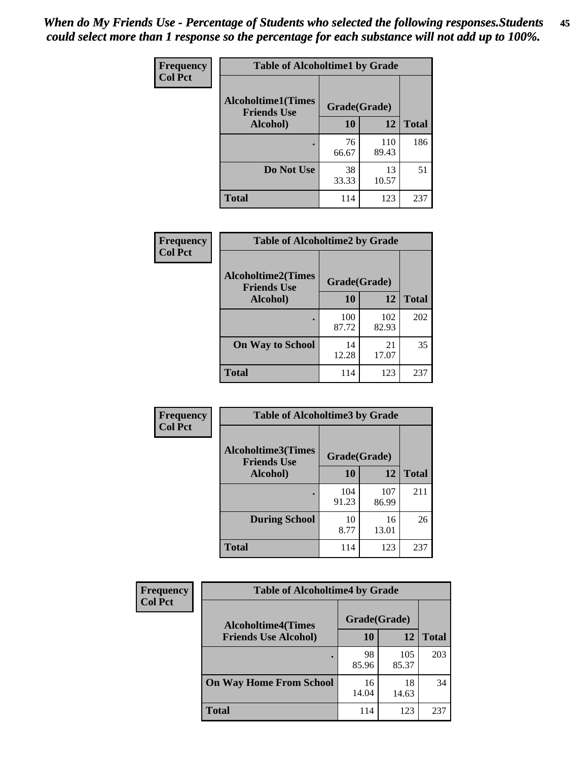*When do My Friends Use - Percentage of Students who selected the following responses.Students could select more than 1 response so the percentage for each substance will not add up to 100%.*

**Frequency**
**Col Pct**

**Table of Alcoholtime1 by Grade**

| Alcoholtime1(Times Friends Use Alcohol) | Grade(Grade) | | |
|---|---|---|---|
| | 10 | 12 | Total |
| . | 76<br>66.67 | 110<br>89.43 | 186 |
| Do Not Use | 38<br>33.33 | 13<br>10.57 | 51 |
| Total | 114 | 123 | 237 |

**Frequency**
**Col Pct**

**Table of Alcoholtime2 by Grade**

| Alcoholtime2(Times Friends Use Alcohol) | Grade(Grade) | | |
|---|---|---|---|
| | 10 | 12 | Total |
| . | 100<br>87.72 | 102<br>82.93 | 202 |
| On Way to School | 14<br>12.28 | 21<br>17.07 | 35 |
| Total | 114 | 123 | 237 |

**Frequency**
**Col Pct**

**Table of Alcoholtime3 by Grade**

| Alcoholtime3(Times Friends Use Alcohol) | Grade(Grade) | | |
|---|---|---|---|
| | 10 | 12 | Total |
| . | 104<br>91.23 | 107<br>86.99 | 211 |
| During School | 10<br>8.77 | 16<br>13.01 | 26 |
| Total | 114 | 123 | 237 |

**Frequency**
**Col Pct**

**Table of Alcoholtime4 by Grade**

| Alcoholtime4(Times Friends Use Alcohol) | Grade(Grade) | | |
|---|---|---|---|
| | 10 | 12 | Total |
| . | 98<br>85.96 | 105<br>85.37 | 203 |
| On Way Home From School | 16<br>14.04 | 18<br>14.63 | 34 |
| Total | 114 | 123 | 237 |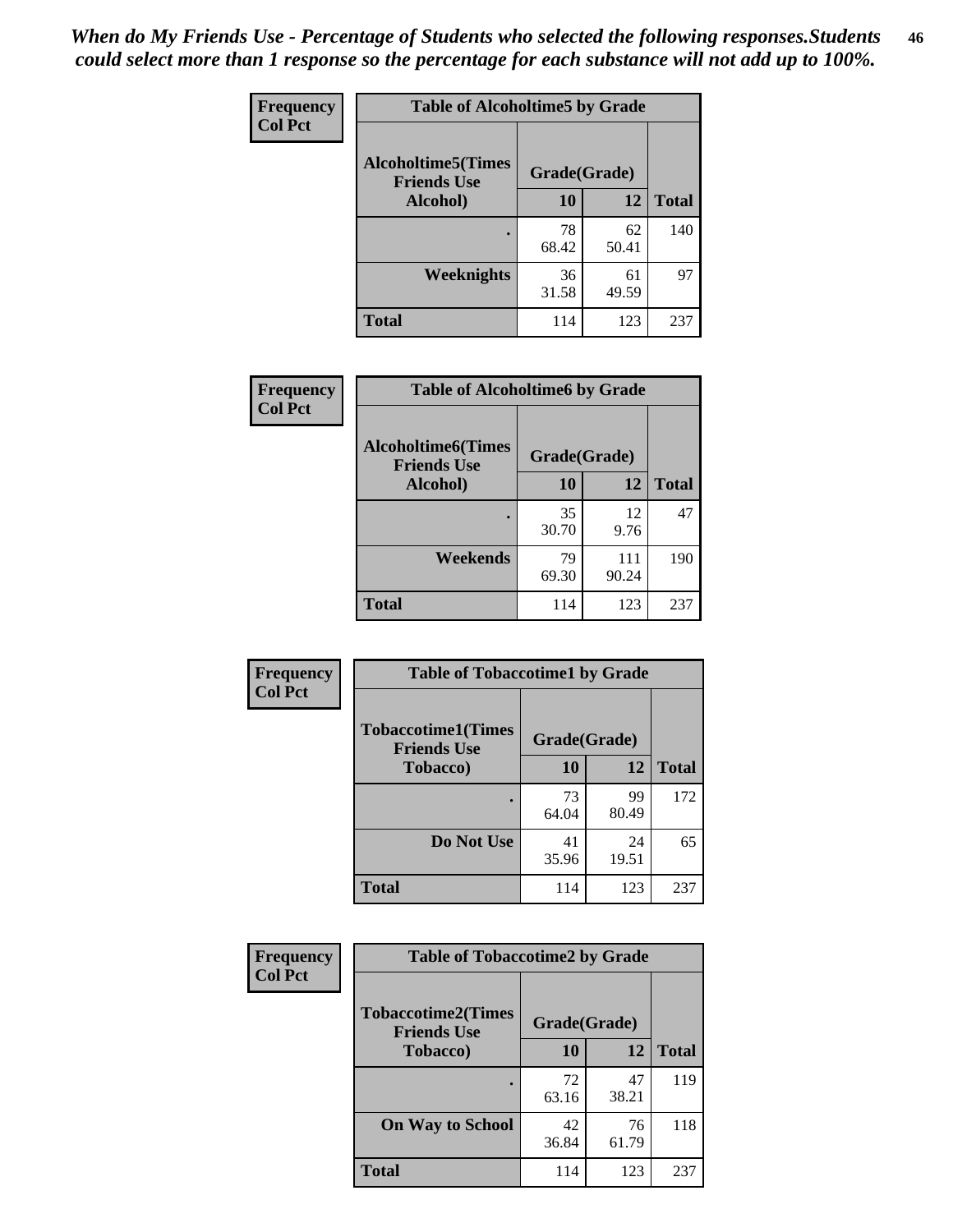*When do My Friends Use - Percentage of Students who selected the following responses.Students could select more than 1 response so the percentage for each substance will not add up to 100%.*

**Frequency**
**Col Pct**

**Table of Alcoholtime5 by Grade**

| Alcoholtime5(Times Friends Use Alcohol) | Grade(Grade) | | Total |
|---|---|---|---|
| | 10 | 12 | |
| . | 78<br>68.42 | 62<br>50.41 | 140 |
| Weeknights | 36<br>31.58 | 61<br>49.59 | 97 |
| Total | 114 | 123 | 237 |

**Frequency**
**Col Pct**

**Table of Alcoholtime6 by Grade**

| Alcoholtime6(Times Friends Use Alcohol) | Grade(Grade) | | Total |
|---|---|---|---|
| | 10 | 12 | |
| . | 35<br>30.70 | 12<br>9.76 | 47 |
| Weekends | 79<br>69.30 | 111<br>90.24 | 190 |
| Total | 114 | 123 | 237 |

**Frequency**
**Col Pct**

**Table of Tobaccotime1 by Grade**

| Tobaccotime1(Times Friends Use Tobacco) | Grade(Grade) | | Total |
|---|---|---|---|
| | 10 | 12 | |
| . | 73<br>64.04 | 99<br>80.49 | 172 |
| Do Not Use | 41<br>35.96 | 24<br>19.51 | 65 |
| Total | 114 | 123 | 237 |

**Frequency**
**Col Pct**

**Table of Tobaccotime2 by Grade**

| Tobaccotime2(Times Friends Use Tobacco) | Grade(Grade) | | Total |
|---|---|---|---|
| | 10 | 12 | |
| . | 72<br>63.16 | 47<br>38.21 | 119 |
| On Way to School | 42<br>36.84 | 76<br>61.79 | 118 |
| Total | 114 | 123 | 237 |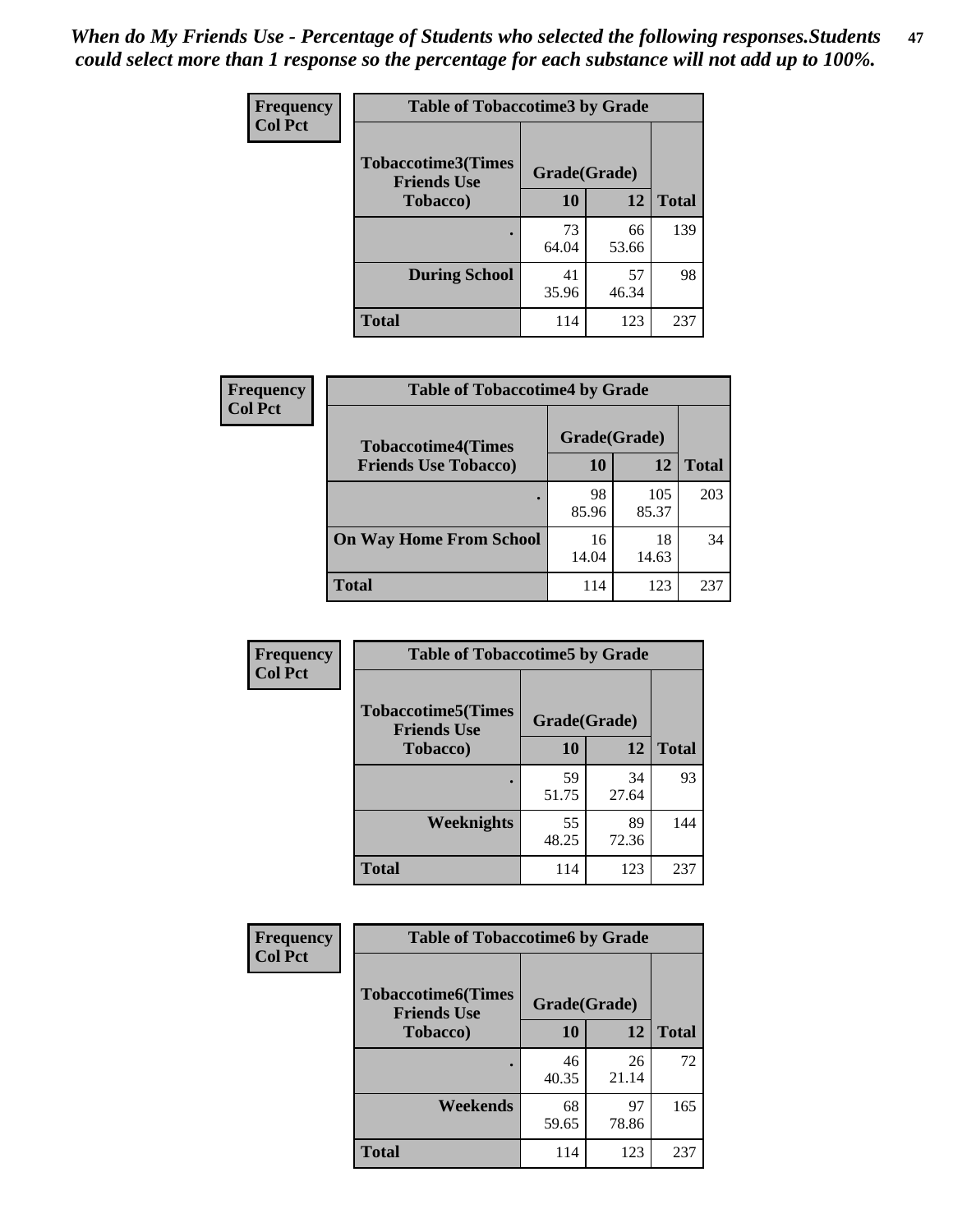*When do My Friends Use - Percentage of Students who selected the following responses.Students could select more than 1 response so the percentage for each substance will not add up to 100%.*

**Frequency**
**Col Pct**

| Table of Tobaccotime3 by Grade | | | |
|---|---|---|---|
| **Tobaccotime3(Times Friends Use Tobacco)** | **Grade(Grade)** | | **Total** |
| | **10** | **12** | |
| **.** | 73<br>64.04 | 66<br>53.66 | 139 |
| **During School** | 41<br>35.96 | 57<br>46.34 | 98 |
| **Total** | 114 | 123 | 237 |

**Frequency**
**Col Pct**

| Table of Tobaccotime4 by Grade | | | |
|---|---|---|---|
| **Tobaccotime4(Times Friends Use Tobacco)** | **Grade(Grade)** | | **Total** |
| | **10** | **12** | |
| **.** | 98<br>85.96 | 105<br>85.37 | 203 |
| **On Way Home From School** | 16<br>14.04 | 18<br>14.63 | 34 |
| **Total** | 114 | 123 | 237 |

**Frequency**
**Col Pct**

| Table of Tobaccotime5 by Grade | | | |
|---|---|---|---|
| **Tobaccotime5(Times Friends Use Tobacco)** | **Grade(Grade)** | | **Total** |
| | **10** | **12** | |
| **.** | 59<br>51.75 | 34<br>27.64 | 93 |
| **Weeknights** | 55<br>48.25 | 89<br>72.36 | 144 |
| **Total** | 114 | 123 | 237 |

**Frequency**
**Col Pct**

| Table of Tobaccotime6 by Grade | | | |
|---|---|---|---|
| **Tobaccotime6(Times Friends Use Tobacco)** | **Grade(Grade)** | | **Total** |
| | **10** | **12** | |
| **.** | 46<br>40.35 | 26<br>21.14 | 72 |
| **Weekends** | 68<br>59.65 | 97<br>78.86 | 165 |
| **Total** | 114 | 123 | 237 |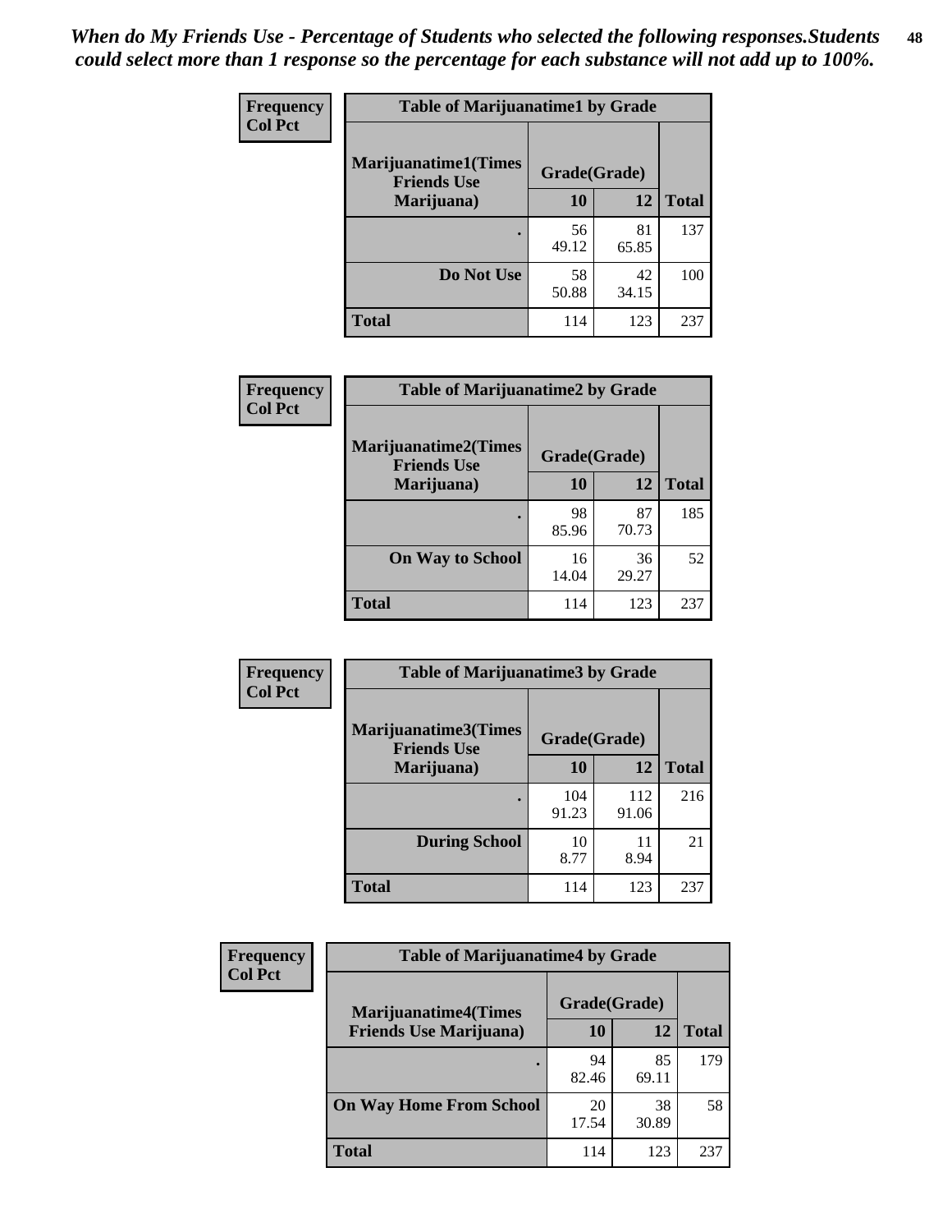*When do My Friends Use - Percentage of Students who selected the following responses.Students could select more than 1 response so the percentage for each substance will not add up to 100%.*

**Frequency**
**Col Pct**

| Table of Marijuanatime1 by Grade | | | |
|---|---|---|---|
| **Marijuanatime1(Times Friends Use Marijuana)** | **Grade(Grade)** | | **Total** |
| | **10** | **12** | |
| **.** | 56<br>49.12 | 81<br>65.85 | 137 |
| **Do Not Use** | 58<br>50.88 | 42<br>34.15 | 100 |
| **Total** | 114 | 123 | 237 |

**Frequency**
**Col Pct**

| Table of Marijuanatime2 by Grade | | | |
|---|---|---|---|
| **Marijuanatime2(Times Friends Use Marijuana)** | **Grade(Grade)** | | **Total** |
| | **10** | **12** | |
| **.** | 98<br>85.96 | 87<br>70.73 | 185 |
| **On Way to School** | 16<br>14.04 | 36<br>29.27 | 52 |
| **Total** | 114 | 123 | 237 |

**Frequency**
**Col Pct**

| Table of Marijuanatime3 by Grade | | | |
|---|---|---|---|
| **Marijuanatime3(Times Friends Use Marijuana)** | **Grade(Grade)** | | **Total** |
| | **10** | **12** | |
| **.** | 104<br>91.23 | 112<br>91.06 | 216 |
| **During School** | 10<br>8.77 | 11<br>8.94 | 21 |
| **Total** | 114 | 123 | 237 |

**Frequency**
**Col Pct**

| Table of Marijuanatime4 by Grade | | | |
|---|---|---|---|
| **Marijuanatime4(Times Friends Use Marijuana)** | **Grade(Grade)** | | **Total** |
| | **10** | **12** | |
| **.** | 94<br>82.46 | 85<br>69.11 | 179 |
| **On Way Home From School** | 20<br>17.54 | 38<br>30.89 | 58 |
| **Total** | 114 | 123 | 237 |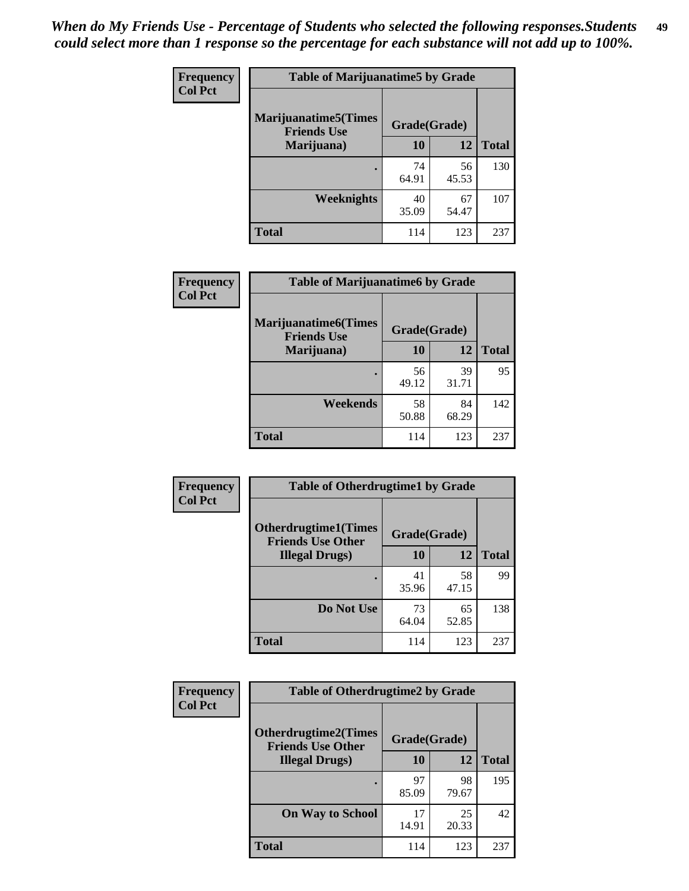*When do My Friends Use - Percentage of Students who selected the following responses.Students could select more than 1 response so the percentage for each substance will not add up to 100%.*

**Frequency**
**Col Pct**

| Table of Marijuanatime5 by Grade | | | |
|---|---|---|---|
| **Marijuanatime5(Times Friends Use Marijuana)** | **Grade(Grade)** | | **Total** |
| | **10** | **12** | |
| **.** | 74<br>64.91 | 56<br>45.53 | 130 |
| **Weeknights** | 40<br>35.09 | 67<br>54.47 | 107 |
| **Total** | 114 | 123 | 237 |

**Frequency**
**Col Pct**

| Table of Marijuanatime6 by Grade | | | |
|---|---|---|---|
| **Marijuanatime6(Times Friends Use Marijuana)** | **Grade(Grade)** | | **Total** |
| | **10** | **12** | |
| **.** | 56<br>49.12 | 39<br>31.71 | 95 |
| **Weekends** | 58<br>50.88 | 84<br>68.29 | 142 |
| **Total** | 114 | 123 | 237 |

**Frequency**
**Col Pct**

| Table of Otherdrugtime1 by Grade | | | |
|---|---|---|---|
| **Otherdrugtime1(Times Friends Use Other Illegal Drugs)** | **Grade(Grade)** | | **Total** |
| | **10** | **12** | |
| **.** | 41<br>35.96 | 58<br>47.15 | 99 |
| **Do Not Use** | 73<br>64.04 | 65<br>52.85 | 138 |
| **Total** | 114 | 123 | 237 |

**Frequency**
**Col Pct**

| Table of Otherdrugtime2 by Grade | | | |
|---|---|---|---|
| **Otherdrugtime2(Times Friends Use Other Illegal Drugs)** | **Grade(Grade)** | | **Total** |
| | **10** | **12** | |
| **.** | 97<br>85.09 | 98<br>79.67 | 195 |
| **On Way to School** | 17<br>14.91 | 25<br>20.33 | 42 |
| **Total** | 114 | 123 | 237 |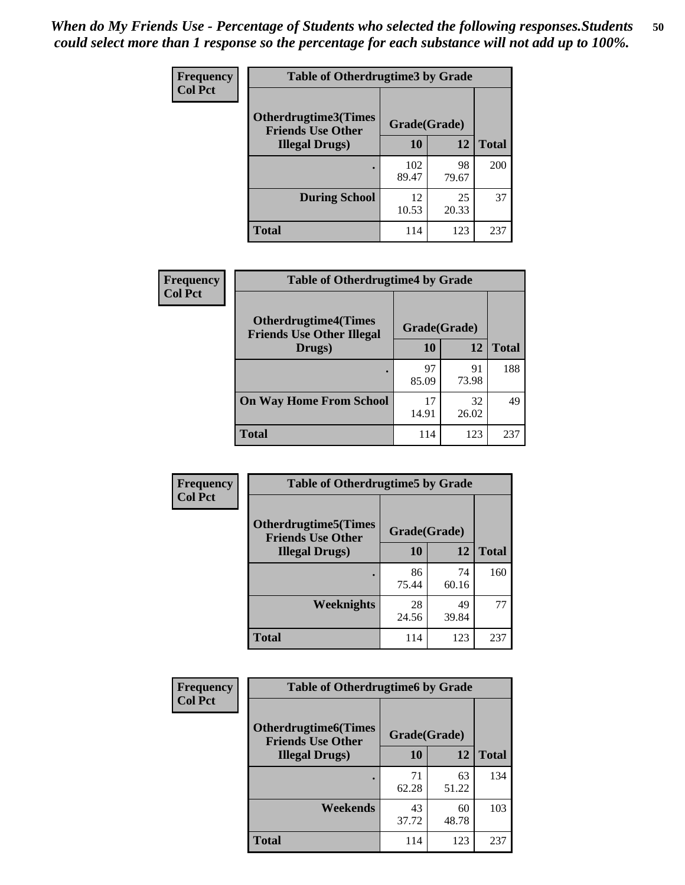*When do My Friends Use - Percentage of Students who selected the following responses.Students could select more than 1 response so the percentage for each substance will not add up to 100%.*

**Frequency**
**Col Pct**

| Table of Otherdrugtime3 by Grade | | | |
|---|---|---|---|
| **Otherdrugtime3(Times Friends Use Other Illegal Drugs)** | **Grade(Grade)** | | |
| | **10** | **12** | **Total** |
| **.** | 102<br>89.47 | 98<br>79.67 | 200 |
| **During School** | 12<br>10.53 | 25<br>20.33 | 37 |
| **Total** | 114 | 123 | 237 |

**Frequency**
**Col Pct**

| Table of Otherdrugtime4 by Grade | | | |
|---|---|---|---|
| **Otherdrugtime4(Times Friends Use Other Illegal Drugs)** | **Grade(Grade)** | | |
| | **10** | **12** | **Total** |
| **.** | 97<br>85.09 | 91<br>73.98 | 188 |
| **On Way Home From School** | 17<br>14.91 | 32<br>26.02 | 49 |
| **Total** | 114 | 123 | 237 |

**Frequency**
**Col Pct**

| Table of Otherdrugtime5 by Grade | | | |
|---|---|---|---|
| **Otherdrugtime5(Times Friends Use Other Illegal Drugs)** | **Grade(Grade)** | | |
| | **10** | **12** | **Total** |
| **.** | 86<br>75.44 | 74<br>60.16 | 160 |
| **Weeknights** | 28<br>24.56 | 49<br>39.84 | 77 |
| **Total** | 114 | 123 | 237 |

**Frequency**
**Col Pct**

| Table of Otherdrugtime6 by Grade | | | |
|---|---|---|---|
| **Otherdrugtime6(Times Friends Use Other Illegal Drugs)** | **Grade(Grade)** | | |
| | **10** | **12** | **Total** |
| **.** | 71<br>62.28 | 63<br>51.22 | 134 |
| **Weekends** | 43<br>37.72 | 60<br>48.78 | 103 |
| **Total** | 114 | 123 | 237 |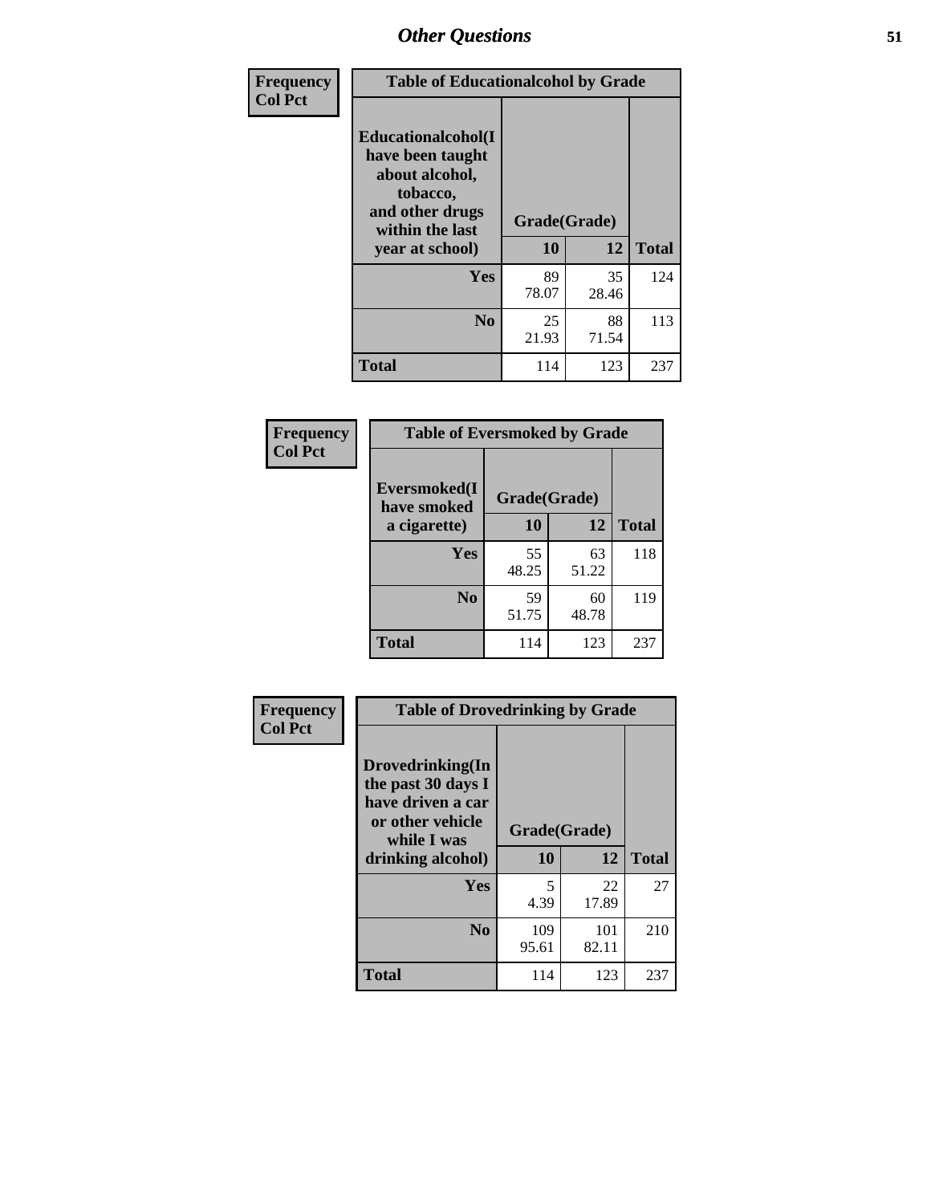| Frequency<br>Col Pct | Table of Educationalalcohol by Grade | | |
|---|---|---|---|
| Educationalalcohol(I have been taught about alcohol, tobacco, and other drugs within the last year at school) | Grade(Grade) | | |
| | 10 | 12 | Total |
| Yes | 89<br>78.07 | 35<br>28.46 | 124 |
| No | 25<br>21.93 | 88<br>71.54 | 113 |
| Total | 114 | 123 | 237 |

| Frequency<br>Col Pct | Table of Eversmoked by Grade | | |
|---|---|---|---|
| Eversmoked(I have smoked a cigarette) | Grade(Grade) | | |
| | 10 | 12 | Total |
| Yes | 55<br>48.25 | 63<br>51.22 | 118 |
| No | 59<br>51.75 | 60<br>48.78 | 119 |
| Total | 114 | 123 | 237 |

| Frequency<br>Col Pct | Table of Drovedrinking by Grade | | |
|---|---|---|---|
| Drovedrinking(In the past 30 days I have driven a car or other vehicle while I was drinking alcohol) | Grade(Grade) | | |
| | 10 | 12 | Total |
| Yes | 5<br>4.39 | 22<br>17.89 | 27 |
| No | 109<br>95.61 | 101<br>82.11 | 210 |
| Total | 114 | 123 | 237 |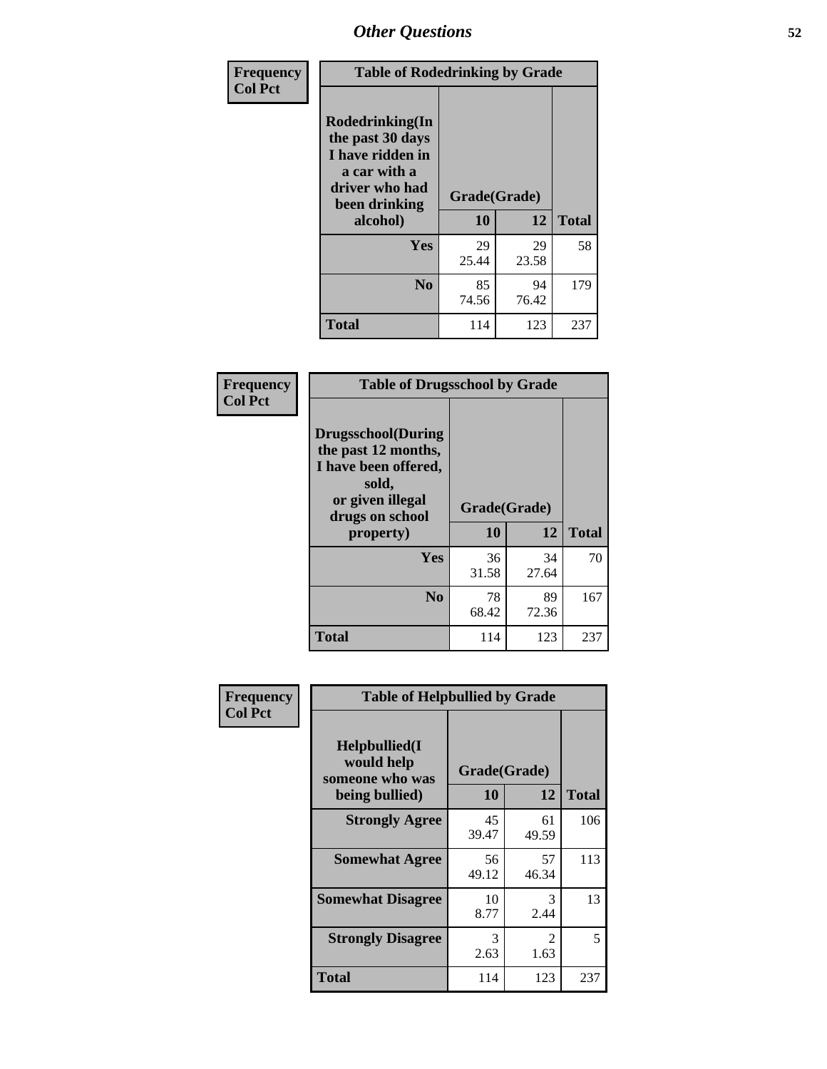# Other Questions

**Frequency**
**Col Pct**

| Table of Rodedrinking by Grade | | | |
|---|---|---|---|
| Rodedrinking(In the past 30 days I have ridden in a car with a driver who had been drinking alcohol) | Grade(Grade) | | |
| | 10 | 12 | Total |
| Yes | 29<br>25.44 | 29<br>23.58 | 58 |
| No | 85<br>74.56 | 94<br>76.42 | 179 |
| Total | 114 | 123 | 237 |

**Frequency**
**Col Pct**

| Table of Drugsschool by Grade | | | |
|---|---|---|---|
| Drugsschool(During the past 12 months, I have been offered, sold, or given illegal drugs on school property) | Grade(Grade) | | |
| | 10 | 12 | Total |
| Yes | 36<br>31.58 | 34<br>27.64 | 70 |
| No | 78<br>68.42 | 89<br>72.36 | 167 |
| Total | 114 | 123 | 237 |

**Frequency**
**Col Pct**

| Table of Helpbullied by Grade | | | |
|---|---|---|---|
| Helpbullied(I would help someone who was being bullied) | Grade(Grade) | | |
| | 10 | 12 | Total |
| Strongly Agree | 45<br>39.47 | 61<br>49.59 | 106 |
| Somewhat Agree | 56<br>49.12 | 57<br>46.34 | 113 |
| Somewhat Disagree | 10<br>8.77 | 3<br>2.44 | 13 |
| Strongly Disagree | 3<br>2.63 | 2<br>1.63 | 5 |
| Total | 114 | 123 | 237 |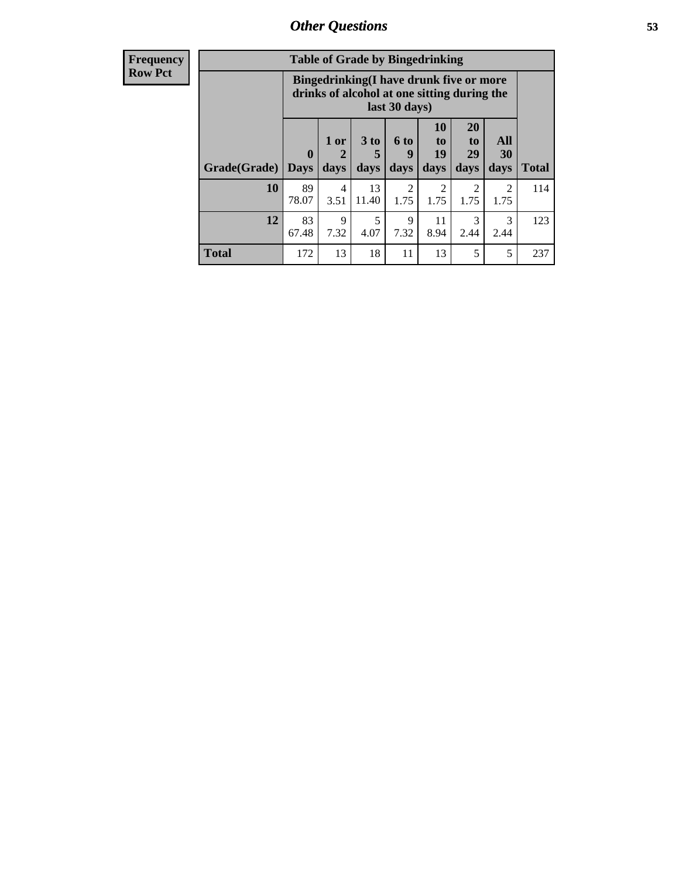## Other Questions

| Frequency<br>Row Pct |
|---|

**Table of Grade by Bingedrinking**

| Grade(Grade) | Bingedrinking(I have drunk five or more drinks of alcohol at one sitting during the last 30 days) | | | | | | | Total |
|---|---|---|---|---|---|---|---|---|
| | 0 Days | 1 or 2 days | 3 to 5 days | 6 to 9 days | 10 to 19 days | 20 to 29 days | All 30 days | |
| **10** | 89<br>78.07 | 4<br>3.51 | 13<br>11.40 | 2<br>1.75 | 2<br>1.75 | 2<br>1.75 | 2<br>1.75 | 114 |
| **12** | 83<br>67.48 | 9<br>7.32 | 5<br>4.07 | 9<br>7.32 | 11<br>8.94 | 3<br>2.44 | 3<br>2.44 | 123 |
| **Total** | 172 | 13 | 18 | 11 | 13 | 5 | 5 | 237 |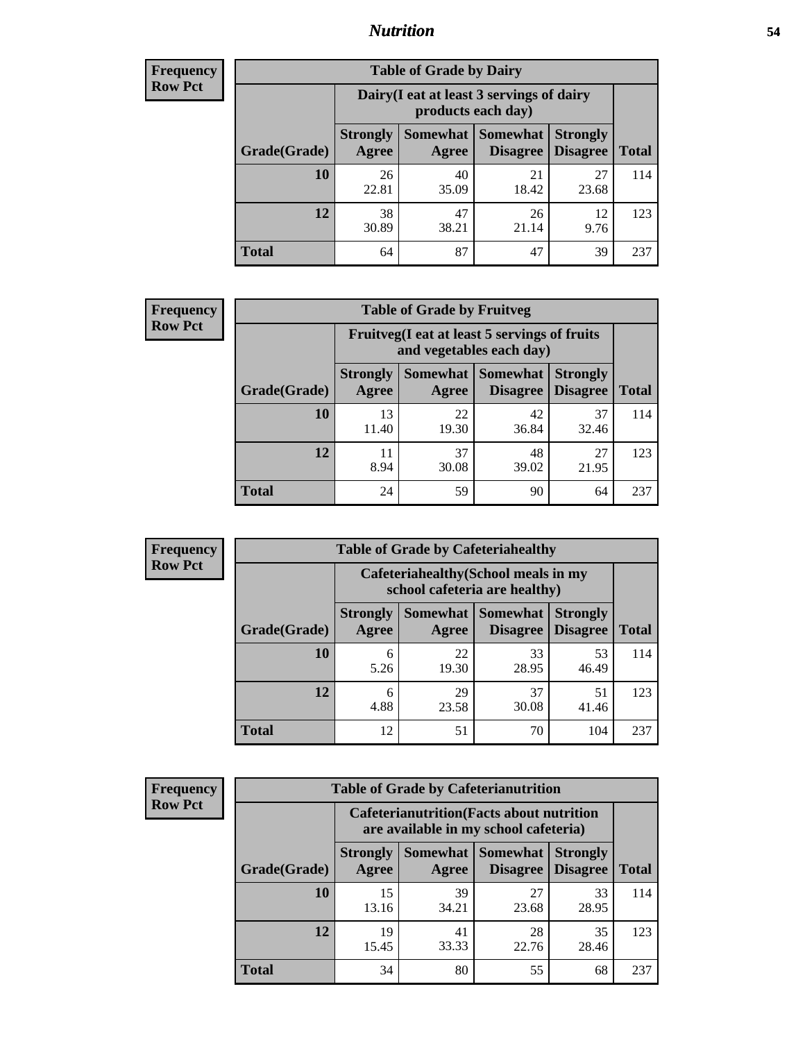**Frequency Row Pct**

| Table of Grade by Dairy | | | | | |
|---|---|---|---|---|---|
| | Dairy(I eat at least 3 servings of dairy products each day) | | | | |
| Grade(Grade) | Strongly Agree | Somewhat Agree | Somewhat Disagree | Strongly Disagree | Total |
| 10 | 26<br>22.81 | 40<br>35.09 | 21<br>18.42 | 27<br>23.68 | 114 |
| 12 | 38<br>30.89 | 47<br>38.21 | 26<br>21.14 | 12<br>9.76 | 123 |
| Total | 64 | 87 | 47 | 39 | 237 |

**Frequency Row Pct**

| Table of Grade by Fruitveg | | | | | |
|---|---|---|---|---|---|
| | Fruitveg(I eat at least 5 servings of fruits and vegetables each day) | | | | |
| Grade(Grade) | Strongly Agree | Somewhat Agree | Somewhat Disagree | Strongly Disagree | Total |
| 10 | 13<br>11.40 | 22<br>19.30 | 42<br>36.84 | 37<br>32.46 | 114 |
| 12 | 11<br>8.94 | 37<br>30.08 | 48<br>39.02 | 27<br>21.95 | 123 |
| Total | 24 | 59 | 90 | 64 | 237 |

**Frequency Row Pct**

| Table of Grade by Cafeteriahealthy | | | | | |
|---|---|---|---|---|---|
| | Cafeteriahealthy(School meals in my school cafeteria are healthy) | | | | |
| Grade(Grade) | Strongly Agree | Somewhat Agree | Somewhat Disagree | Strongly Disagree | Total |
| 10 | 6<br>5.26 | 22<br>19.30 | 33<br>28.95 | 53<br>46.49 | 114 |
| 12 | 6<br>4.88 | 29<br>23.58 | 37<br>30.08 | 51<br>41.46 | 123 |
| Total | 12 | 51 | 70 | 104 | 237 |

**Frequency Row Pct**

| Table of Grade by Cafeterianutrition | | | | | |
|---|---|---|---|---|---|
| | Cafeterianutrition(Facts about nutrition are available in my school cafeteria) | | | | |
| Grade(Grade) | Strongly Agree | Somewhat Agree | Somewhat Disagree | Strongly Disagree | Total |
| 10 | 15<br>13.16 | 39<br>34.21 | 27<br>23.68 | 33<br>28.95 | 114 |
| 12 | 19<br>15.45 | 41<br>33.33 | 28<br>22.76 | 35<br>28.46 | 123 |
| Total | 34 | 80 | 55 | 68 | 237 |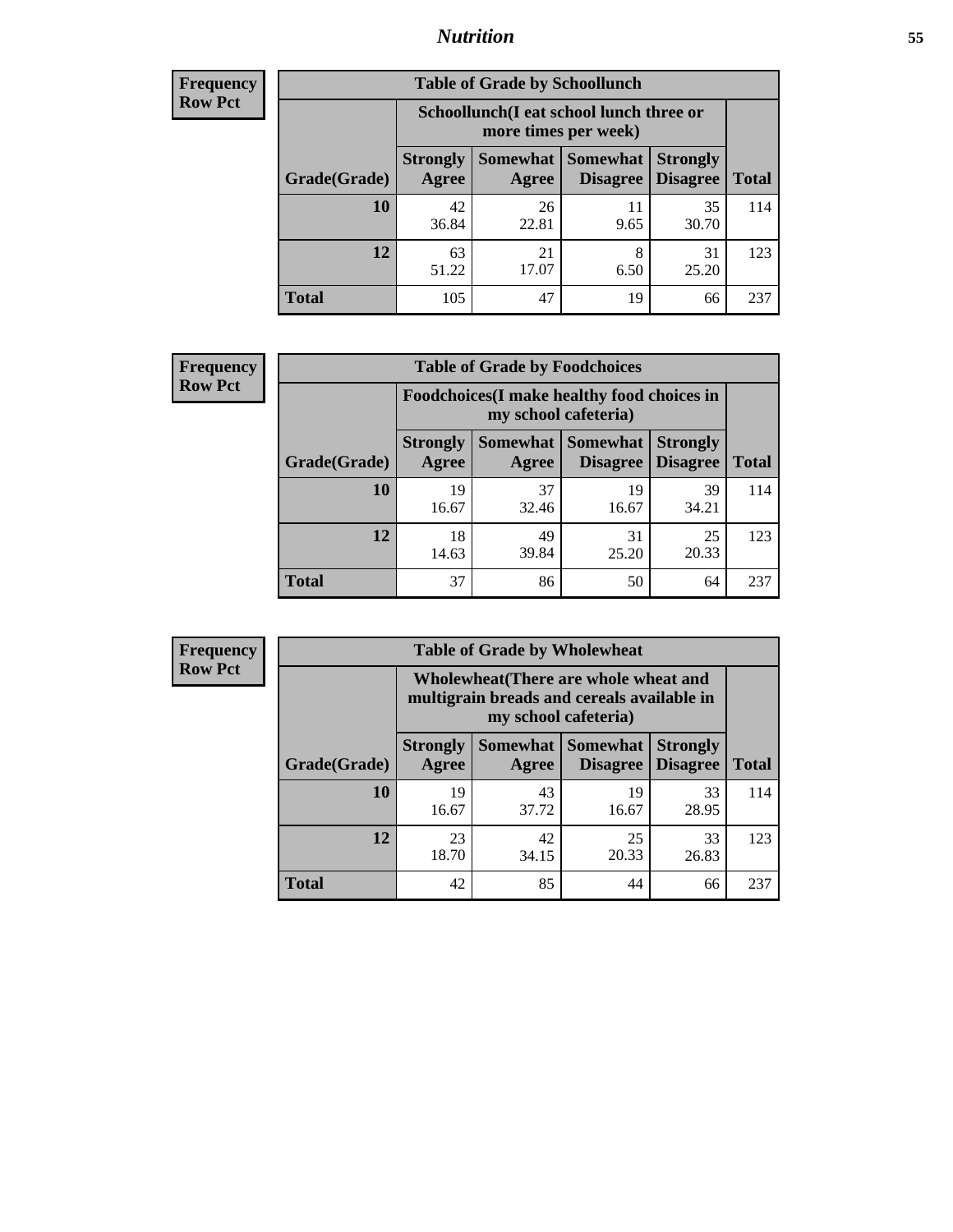# *Nutrition*

**Frequency**
**Row Pct**

**Table of Grade by Schoollunch**

| Grade(Grade) | Schoollunch(I eat school lunch three or more times per week) | | | | Total |
|---|---|---|---|---|---|
| | Strongly Agree | Somewhat Agree | Somewhat Disagree | Strongly Disagree | |
| **10** | 42<br>36.84 | 26<br>22.81 | 11<br>9.65 | 35<br>30.70 | 114 |
| **12** | 63<br>51.22 | 21<br>17.07 | 8<br>6.50 | 31<br>25.20 | 123 |
| **Total** | 105 | 47 | 19 | 66 | 237 |

**Frequency**
**Row Pct**

**Table of Grade by Foodchoices**

| Grade(Grade) | Foodchoices(I make healthy food choices in my school cafeteria) | | | | Total |
|---|---|---|---|---|---|
| | Strongly Agree | Somewhat Agree | Somewhat Disagree | Strongly Disagree | |
| **10** | 19<br>16.67 | 37<br>32.46 | 19<br>16.67 | 39<br>34.21 | 114 |
| **12** | 18<br>14.63 | 49<br>39.84 | 31<br>25.20 | 25<br>20.33 | 123 |
| **Total** | 37 | 86 | 50 | 64 | 237 |

**Frequency**
**Row Pct**

**Table of Grade by Wholewheat**

| Grade(Grade) | Wholewheat(There are whole wheat and multigrain breads and cereals available in my school cafeteria) | | | | Total |
|---|---|---|---|---|---|
| | Strongly Agree | Somewhat Agree | Somewhat Disagree | Strongly Disagree | |
| **10** | 19<br>16.67 | 43<br>37.72 | 19<br>16.67 | 33<br>28.95 | 114 |
| **12** | 23<br>18.70 | 42<br>34.15 | 25<br>20.33 | 33<br>26.83 | 123 |
| **Total** | 42 | 85 | 44 | 66 | 237 |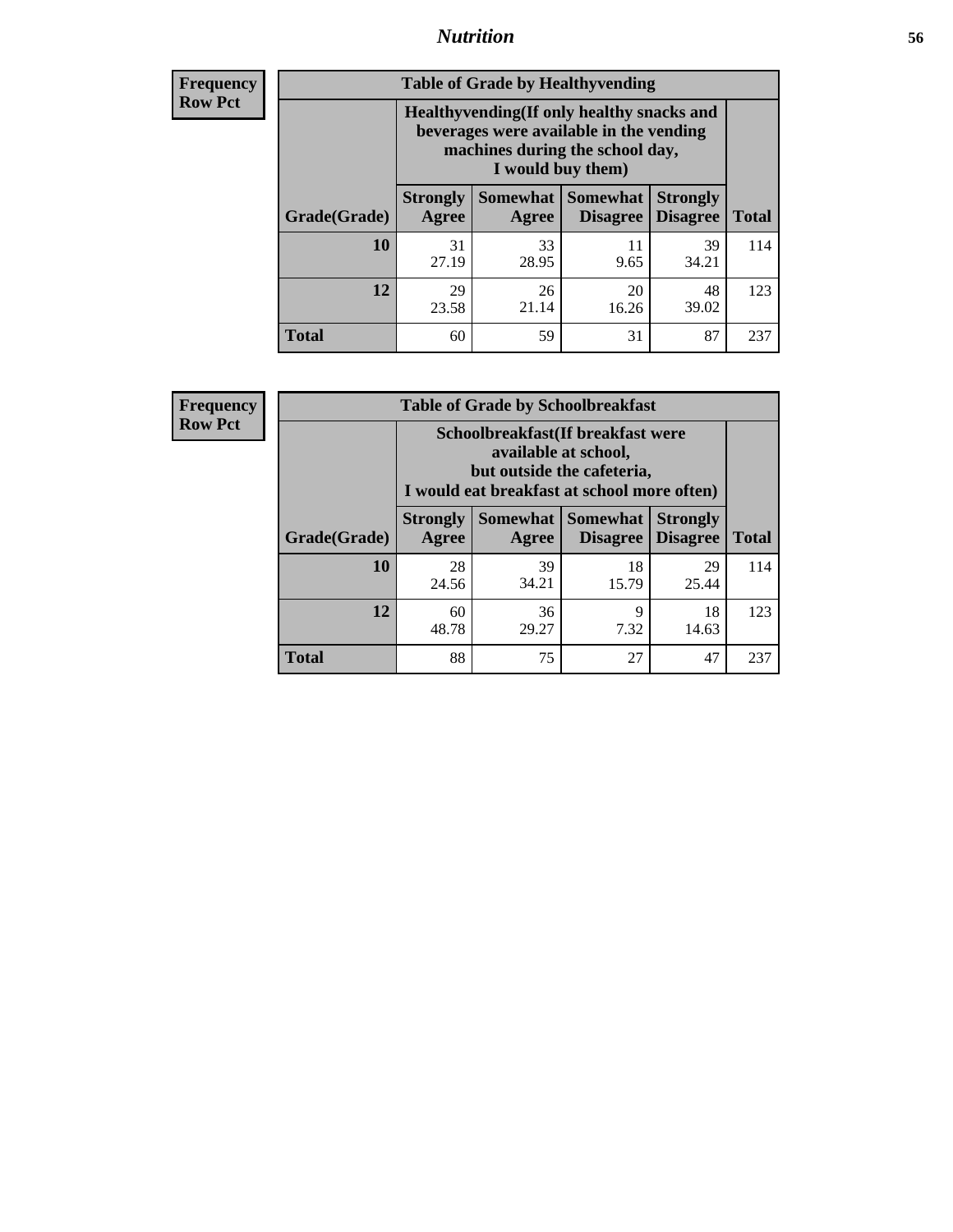# Nutrition

**Frequency**
**Row Pct**

| Table of Grade by Healthyvending | | | | | |
|---|---|---|---|---|---|
| | Healthyvending(If only healthy snacks and beverages were available in the vending machines during the school day, I would buy them) | | | | |
| Grade(Grade) | Strongly Agree | Somewhat Agree | Somewhat Disagree | Strongly Disagree | Total |
| **10** | 31<br>27.19 | 33<br>28.95 | 11<br>9.65 | 39<br>34.21 | 114 |
| **12** | 29<br>23.58 | 26<br>21.14 | 20<br>16.26 | 48<br>39.02 | 123 |
| **Total** | 60 | 59 | 31 | 87 | 237 |

**Frequency**
**Row Pct**

| Table of Grade by Schoolbreakfast | | | | | |
|---|---|---|---|---|---|
| | Schoolbreakfast(If breakfast were available at school, but outside the cafeteria, I would eat breakfast at school more often) | | | | |
| Grade(Grade) | Strongly Agree | Somewhat Agree | Somewhat Disagree | Strongly Disagree | Total |
| **10** | 28<br>24.56 | 39<br>34.21 | 18<br>15.79 | 29<br>25.44 | 114 |
| **12** | 60<br>48.78 | 36<br>29.27 | 9<br>7.32 | 18<br>14.63 | 123 |
| **Total** | 88 | 75 | 27 | 47 | 237 |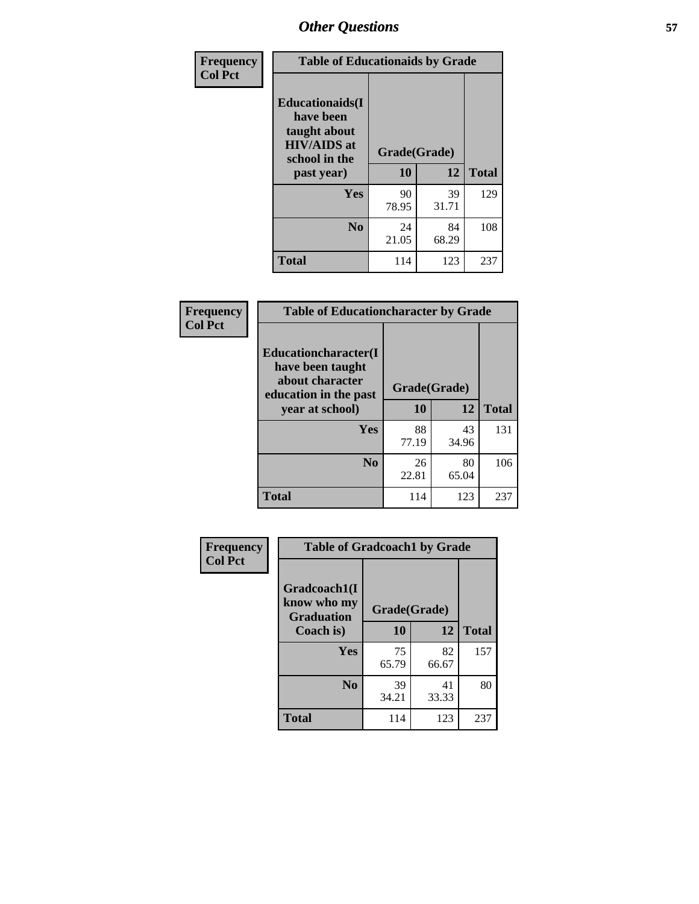## Other Questions

| Frequency<br>Col Pct | Table of Educationaids by Grade | | |
|---|---|---|---|
| Educationaids(I have been taught about HIV/AIDS at school in the past year) | Grade(Grade) | | |
| | 10 | 12 | Total |
| Yes | 90<br>78.95 | 39<br>31.71 | 129 |
| No | 24<br>21.05 | 84<br>68.29 | 108 |
| Total | 114 | 123 | 237 |

| Frequency<br>Col Pct | Table of Educationcharacter by Grade | | |
|---|---|---|---|
| Educationcharacter(I have been taught about character education in the past year at school) | Grade(Grade) | | |
| | 10 | 12 | Total |
| Yes | 88<br>77.19 | 43<br>34.96 | 131 |
| No | 26<br>22.81 | 80<br>65.04 | 106 |
| Total | 114 | 123 | 237 |

| Frequency<br>Col Pct | Table of Gradcoach1 by Grade | | |
|---|---|---|---|
| Gradcoach1(I know who my Graduation Coach is) | Grade(Grade) | | |
| | 10 | 12 | Total |
| Yes | 75<br>65.79 | 82<br>66.67 | 157 |
| No | 39<br>34.21 | 41<br>33.33 | 80 |
| Total | 114 | 123 | 237 |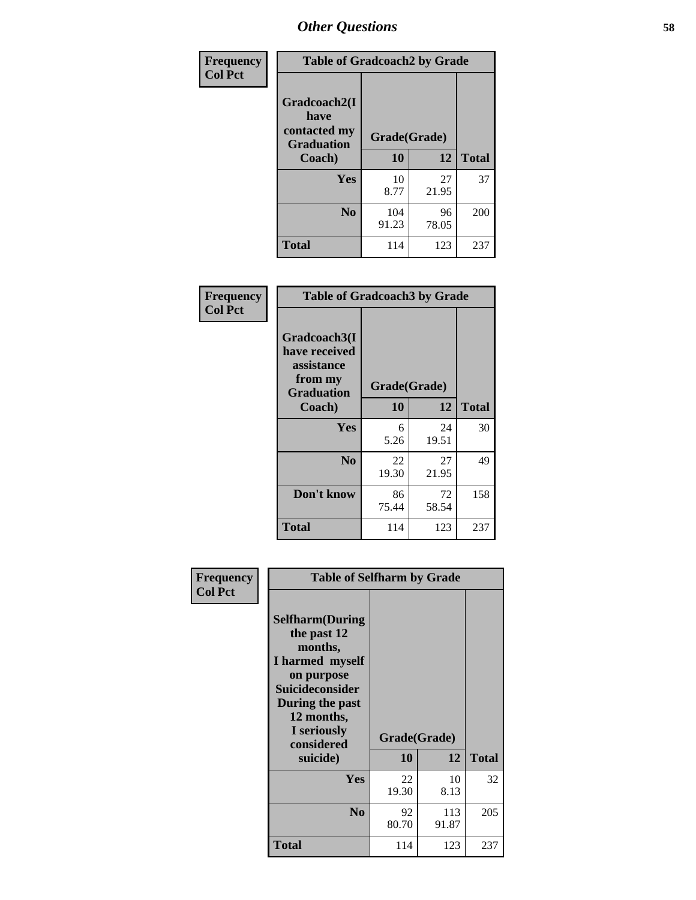# Other Questions

**Frequency**
**Col Pct**

**Table of Gradcoach2 by Grade**

| Gradcoach2(I have contacted my Graduation Coach) | Grade(Grade) 10 | 12 | Total |
|---|---|---|---|
| **Yes** | 10<br>8.77 | 27<br>21.95 | 37 |
| **No** | 104<br>91.23 | 96<br>78.05 | 200 |
| **Total** | 114 | 123 | 237 |

**Frequency**
**Col Pct**

**Table of Gradcoach3 by Grade**

| Gradcoach3(I have received assistance from my Graduation Coach) | Grade(Grade) 10 | 12 | Total |
|---|---|---|---|
| **Yes** | 6<br>5.26 | 24<br>19.51 | 30 |
| **No** | 22<br>19.30 | 27<br>21.95 | 49 |
| **Don't know** | 86<br>75.44 | 72<br>58.54 | 158 |
| **Total** | 114 | 123 | 237 |

**Frequency**
**Col Pct**

**Table of Selfharm by Grade**

| Selfharm(During the past 12 months, I harmed myself on purpose Suicideconsider During the past 12 months, I seriously considered suicide) | Grade(Grade) 10 | 12 | Total |
|---|---|---|---|
| **Yes** | 22<br>19.30 | 10<br>8.13 | 32 |
| **No** | 92<br>80.70 | 113<br>91.87 | 205 |
| **Total** | 114 | 123 | 237 |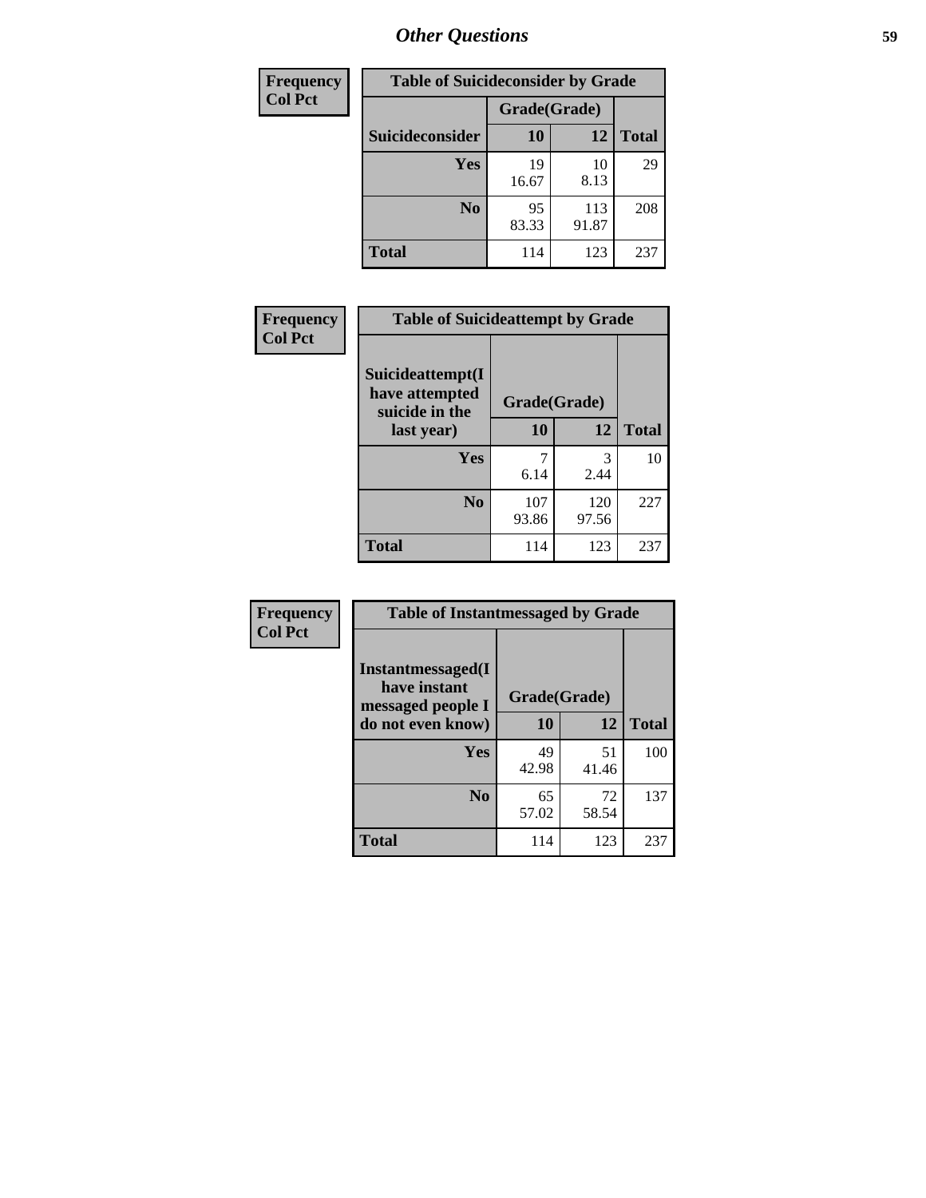## Other Questions

| Frequency Col Pct | Table of Suicideconsider by Grade | | |
|---|---|---|---|
| | Grade(Grade) | | |
| Suicideconsider | 10 | 12 | Total |
| Yes | 19<br>16.67 | 10<br>8.13 | 29 |
| No | 95<br>83.33 | 113<br>91.87 | 208 |
| Total | 114 | 123 | 237 |

| Frequency Col Pct | Table of Suicideattempt by Grade | | |
|---|---|---|---|
| Suicideattempt(I have attempted suicide in the last year) | Grade(Grade) | | |
| | 10 | 12 | Total |
| Yes | 7<br>6.14 | 3<br>2.44 | 10 |
| No | 107<br>93.86 | 120<br>97.56 | 227 |
| Total | 114 | 123 | 237 |

| Frequency Col Pct | Table of Instantmessaged by Grade | | |
|---|---|---|---|
| Instantmessaged(I have instant messaged people I do not even know) | Grade(Grade) | | |
| | 10 | 12 | Total |
| Yes | 49<br>42.98 | 51<br>41.46 | 100 |
| No | 65<br>57.02 | 72<br>58.54 | 137 |
| Total | 114 | 123 | 237 |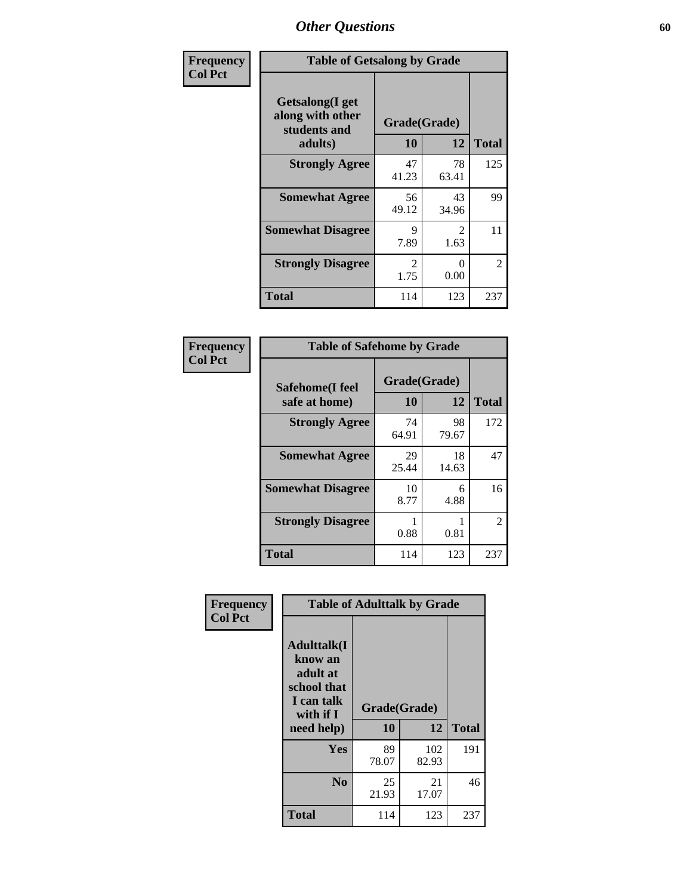# Other Questions

**Frequency**
**Col Pct**

| Getsalong(I get along with other students and adults) | Grade(Grade) | | Total |
|---|---|---|---|
| | 10 | 12 | |
| **Strongly Agree** | 47<br>41.23 | 78<br>63.41 | 125 |
| **Somewhat Agree** | 56<br>49.12 | 43<br>34.96 | 99 |
| **Somewhat Disagree** | 9<br>7.89 | 2<br>1.63 | 11 |
| **Strongly Disagree** | 2<br>1.75 | 0<br>0.00 | 2 |
| **Total** | 114 | 123 | 237 |

Table of Getsalong by Grade

**Frequency**
**Col Pct**

| Safehome(I feel safe at home) | Grade(Grade) | | Total |
|---|---|---|---|
| | 10 | 12 | |
| **Strongly Agree** | 74<br>64.91 | 98<br>79.67 | 172 |
| **Somewhat Agree** | 29<br>25.44 | 18<br>14.63 | 47 |
| **Somewhat Disagree** | 10<br>8.77 | 6<br>4.88 | 16 |
| **Strongly Disagree** | 1<br>0.88 | 1<br>0.81 | 2 |
| **Total** | 114 | 123 | 237 |

Table of Safehome by Grade

**Frequency**
**Col Pct**

| Adulttalk(I know an adult at school that I can talk with if I need help) | Grade(Grade) | | Total |
|---|---|---|---|
| | 10 | 12 | |
| **Yes** | 89<br>78.07 | 102<br>82.93 | 191 |
| **No** | 25<br>21.93 | 21<br>17.07 | 46 |
| **Total** | 114 | 123 | 237 |

Table of Adulttalk by Grade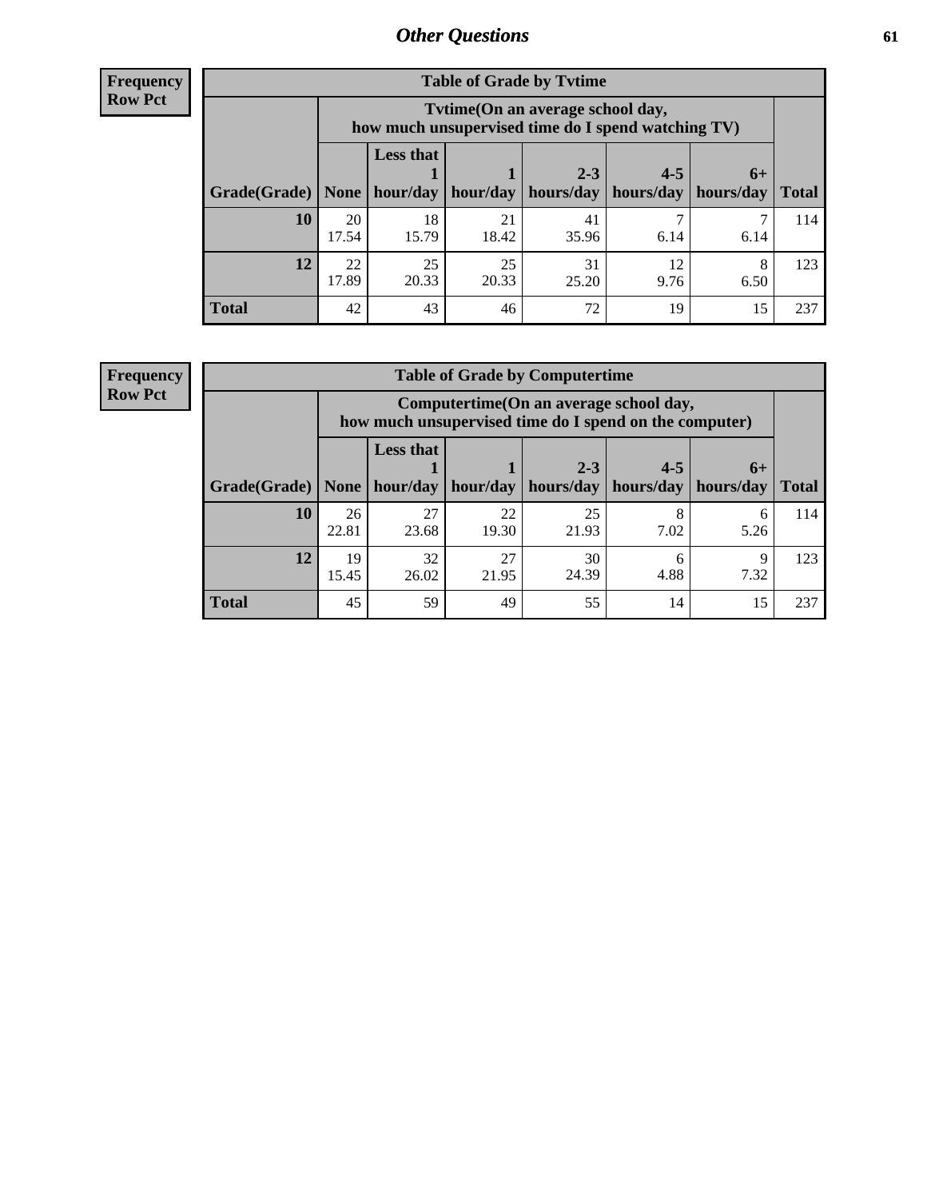**Frequency**
**Row Pct**

**Table of Grade by Tvtime**

| Grade(Grade) | Tvtime(On an average school day, how much unsupervised time do I spend watching TV) | | | | | | Total |
|---|---|---|---|---|---|---|---|
| | None | Less that 1 hour/day | 1 hour/day | 2-3 hours/day | 4-5 hours/day | 6+ hours/day | |
| **10** | 20<br>17.54 | 18<br>15.79 | 21<br>18.42 | 41<br>35.96 | 7<br>6.14 | 7<br>6.14 | 114 |
| **12** | 22<br>17.89 | 25<br>20.33 | 25<br>20.33 | 31<br>25.20 | 12<br>9.76 | 8<br>6.50 | 123 |
| **Total** | 42 | 43 | 46 | 72 | 19 | 15 | 237 |

**Frequency**
**Row Pct**

**Table of Grade by Computertime**

| Grade(Grade) | Computertime(On an average school day, how much unsupervised time do I spend on the computer) | | | | | | Total |
|---|---|---|---|---|---|---|---|
| | None | Less that 1 hour/day | 1 hour/day | 2-3 hours/day | 4-5 hours/day | 6+ hours/day | |
| **10** | 26<br>22.81 | 27<br>23.68 | 22<br>19.30 | 25<br>21.93 | 8<br>7.02 | 6<br>5.26 | 114 |
| **12** | 19<br>15.45 | 32<br>26.02 | 27<br>21.95 | 30<br>24.39 | 6<br>4.88 | 9<br>7.32 | 123 |
| **Total** | 45 | 59 | 49 | 55 | 14 | 15 | 237 |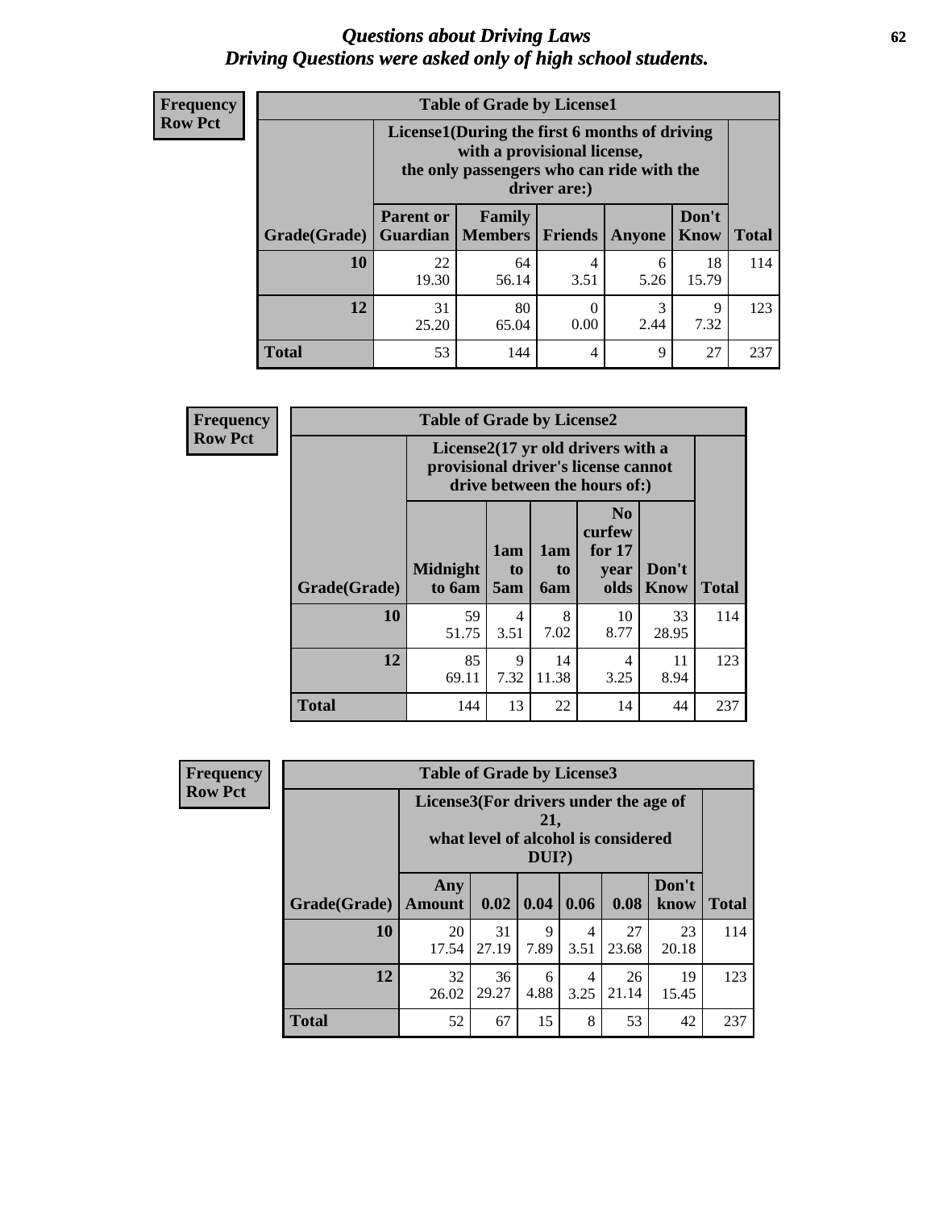# *Questions about Driving Laws*
# *Driving Questions were asked only of high school students.*

**Frequency**
**Row Pct**

**Table of Grade by License1**

| Grade(Grade) | License1(During the first 6 months of driving with a provisional license, the only passengers who can ride with the driver are:) | | | | | Total |
|---|---|---|---|---|---|---|
| | Parent or Guardian | Family Members | Friends | Anyone | Don't Know | |
| 10 | 22<br>19.30 | 64<br>56.14 | 4<br>3.51 | 6<br>5.26 | 18<br>15.79 | 114 |
| 12 | 31<br>25.20 | 80<br>65.04 | 0<br>0.00 | 3<br>2.44 | 9<br>7.32 | 123 |
| Total | 53 | 144 | 4 | 9 | 27 | 237 |

**Frequency**
**Row Pct**

**Table of Grade by License2**

| Grade(Grade) | License2(17 yr old drivers with a provisional driver's license cannot drive between the hours of:) | | | | | Total |
|---|---|---|---|---|---|---|
| | Midnight to 6am | 1am to 5am | 1am to 6am | No curfew for 17 year olds | Don't Know | |
| 10 | 59<br>51.75 | 4<br>3.51 | 8<br>7.02 | 10<br>8.77 | 33<br>28.95 | 114 |
| 12 | 85<br>69.11 | 9<br>7.32 | 14<br>11.38 | 4<br>3.25 | 11<br>8.94 | 123 |
| Total | 144 | 13 | 22 | 14 | 44 | 237 |

**Frequency**
**Row Pct**

**Table of Grade by License3**

| Grade(Grade) | License3(For drivers under the age of 21, what level of alcohol is considered DUI?) | | | | | | Total |
|---|---|---|---|---|---|---|---|
| | Any Amount | 0.02 | 0.04 | 0.06 | 0.08 | Don't know | |
| 10 | 20<br>17.54 | 31<br>27.19 | 9<br>7.89 | 4<br>3.51 | 27<br>23.68 | 23<br>20.18 | 114 |
| 12 | 32<br>26.02 | 36<br>29.27 | 6<br>4.88 | 4<br>3.25 | 26<br>21.14 | 19<br>15.45 | 123 |
| Total | 52 | 67 | 15 | 8 | 53 | 42 | 237 |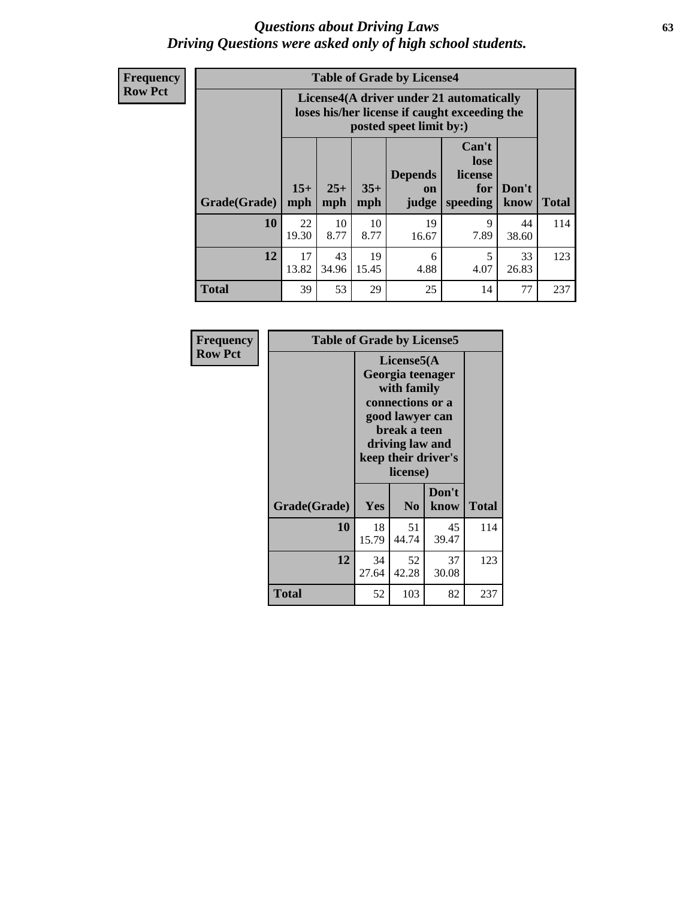# *Questions about Driving Laws*
# *Driving Questions were asked only of high school students.*

**Frequency**
**Row Pct**

| Table of Grade by License4 | | | | | | | |
|---|---|---|---|---|---|---|---|
| | License4(A driver under 21 automatically loses his/her license if caught exceeding the posted speet limit by:) | | | | | | |
| Grade(Grade) | 15+ mph | 25+ mph | 35+ mph | Depends on judge | Can't lose license for speeding | Don't know | Total |
| 10 | 22<br>19.30 | 10<br>8.77 | 10<br>8.77 | 19<br>16.67 | 9<br>7.89 | 44<br>38.60 | 114 |
| 12 | 17<br>13.82 | 43<br>34.96 | 19<br>15.45 | 6<br>4.88 | 5<br>4.07 | 33<br>26.83 | 123 |
| Total | 39 | 53 | 29 | 25 | 14 | 77 | 237 |

**Frequency**
**Row Pct**

| Table of Grade by License5 | | | | |
|---|---|---|---|---|
| | License5(A Georgia teenager with family connections or a good lawyer can break a teen driving law and keep their driver's license) | | | |
| Grade(Grade) | Yes | No | Don't know | Total |
| 10 | 18<br>15.79 | 51<br>44.74 | 45<br>39.47 | 114 |
| 12 | 34<br>27.64 | 52<br>42.28 | 37<br>30.08 | 123 |
| Total | 52 | 103 | 82 | 237 |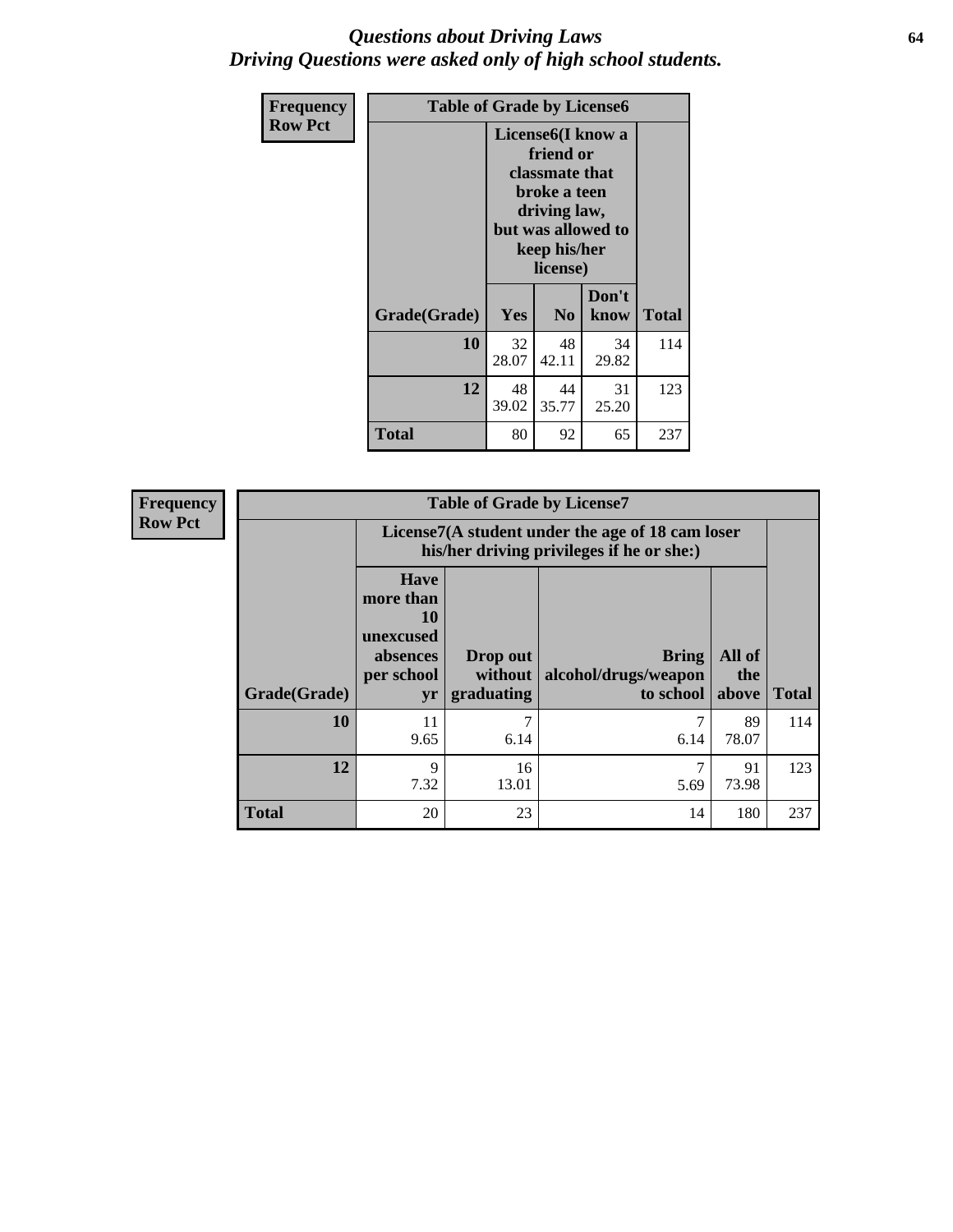# *Questions about Driving Laws*
## *Driving Questions were asked only of high school students.*

| Frequency Row Pct | Table of Grade by License6 | | | |
|---|---|---|---|---|
| | License6(I know a friend or classmate that broke a teen driving law, but was allowed to keep his/her license) | | | |
| Grade(Grade) | Yes | No | Don't know | Total |
| 10 | 32<br>28.07 | 48<br>42.11 | 34<br>29.82 | 114 |
| 12 | 48<br>39.02 | 44<br>35.77 | 31<br>25.20 | 123 |
| Total | 80 | 92 | 65 | 237 |

| Frequency Row Pct | Table of Grade by License7 | | | | |
|---|---|---|---|---|---|
| | License7(A student under the age of 18 cam loser his/her driving privileges if he or she:) | | | | |
| Grade(Grade) | Have more than 10 unexcused absences per school yr | Drop out without graduating | Bring alcohol/drugs/weapon to school | All of the above | Total |
| 10 | 11<br>9.65 | 7<br>6.14 | 7<br>6.14 | 89<br>78.07 | 114 |
| 12 | 9<br>7.32 | 16<br>13.01 | 7<br>5.69 | 91<br>73.98 | 123 |
| Total | 20 | 23 | 14 | 180 | 237 |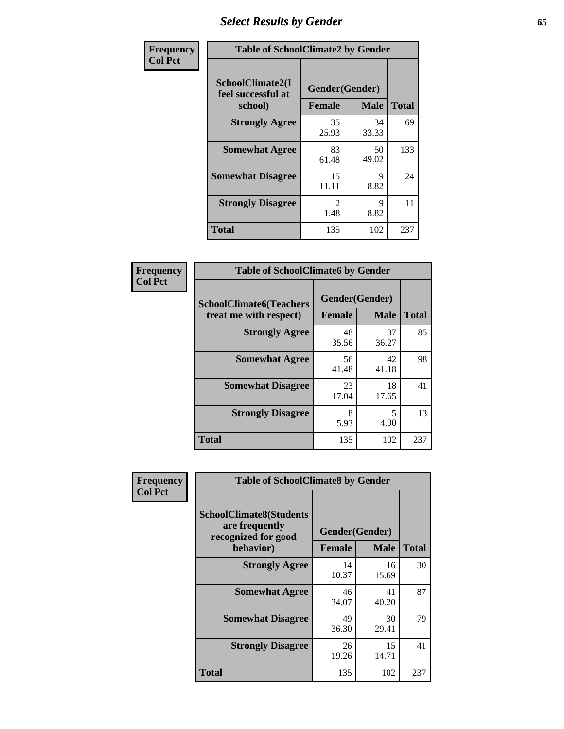## Select Results by Gender

**Frequency / Col Pct**

| Table of SchoolClimate2 by Gender | | | |
|---|---|---|---|
| SchoolClimate2(I feel successful at school) | Gender(Gender) | | |
| | Female | Male | Total |
| Strongly Agree | 35<br>25.93 | 34<br>33.33 | 69 |
| Somewhat Agree | 83<br>61.48 | 50<br>49.02 | 133 |
| Somewhat Disagree | 15<br>11.11 | 9<br>8.82 | 24 |
| Strongly Disagree | 2<br>1.48 | 9<br>8.82 | 11 |
| Total | 135 | 102 | 237 |

**Frequency / Col Pct**

| Table of SchoolClimate6 by Gender | | | |
|---|---|---|---|
| SchoolClimate6(Teachers treat me with respect) | Gender(Gender) | | |
| | Female | Male | Total |
| Strongly Agree | 48<br>35.56 | 37<br>36.27 | 85 |
| Somewhat Agree | 56<br>41.48 | 42<br>41.18 | 98 |
| Somewhat Disagree | 23<br>17.04 | 18<br>17.65 | 41 |
| Strongly Disagree | 8<br>5.93 | 5<br>4.90 | 13 |
| Total | 135 | 102 | 237 |

**Frequency / Col Pct**

| Table of SchoolClimate8 by Gender | | | |
|---|---|---|---|
| SchoolClimate8(Students are frequently recognized for good behavior) | Gender(Gender) | | |
| | Female | Male | Total |
| Strongly Agree | 14<br>10.37 | 16<br>15.69 | 30 |
| Somewhat Agree | 46<br>34.07 | 41<br>40.20 | 87 |
| Somewhat Disagree | 49<br>36.30 | 30<br>29.41 | 79 |
| Strongly Disagree | 26<br>19.26 | 15<br>14.71 | 41 |
| Total | 135 | 102 | 237 |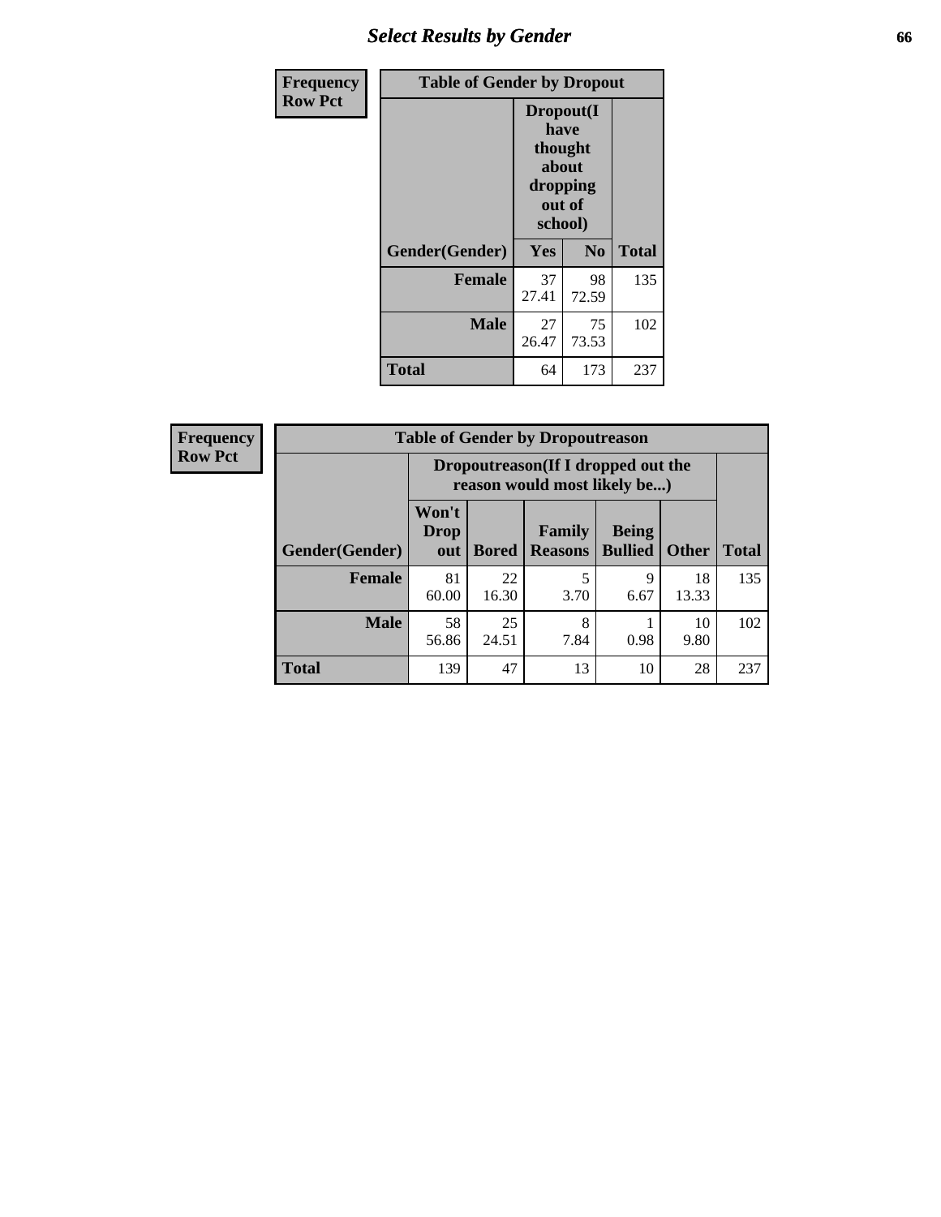## Select Results by Gender

| Frequency<br>Row Pct |
|---|

**Table of Gender by Dropout**

| Gender(Gender) | Dropout(I have thought about dropping out of school) | | Total |
|---|---|---|---|
| | Yes | No | |
| Female | 37<br>27.41 | 98<br>72.59 | 135 |
| Male | 27<br>26.47 | 75<br>73.53 | 102 |
| Total | 64 | 173 | 237 |

| Frequency<br>Row Pct |
|---|

**Table of Gender by Dropoutreason**

| Gender(Gender) | Dropoutreason(If I dropped out the reason would most likely be...) | | | | | Total |
|---|---|---|---|---|---|---|
| | Won't Drop out | Bored | Family Reasons | Being Bullied | Other | |
| Female | 81<br>60.00 | 22<br>16.30 | 5<br>3.70 | 9<br>6.67 | 18<br>13.33 | 135 |
| Male | 58<br>56.86 | 25<br>24.51 | 8<br>7.84 | 1<br>0.98 | 10<br>9.80 | 102 |
| Total | 139 | 47 | 13 | 10 | 28 | 237 |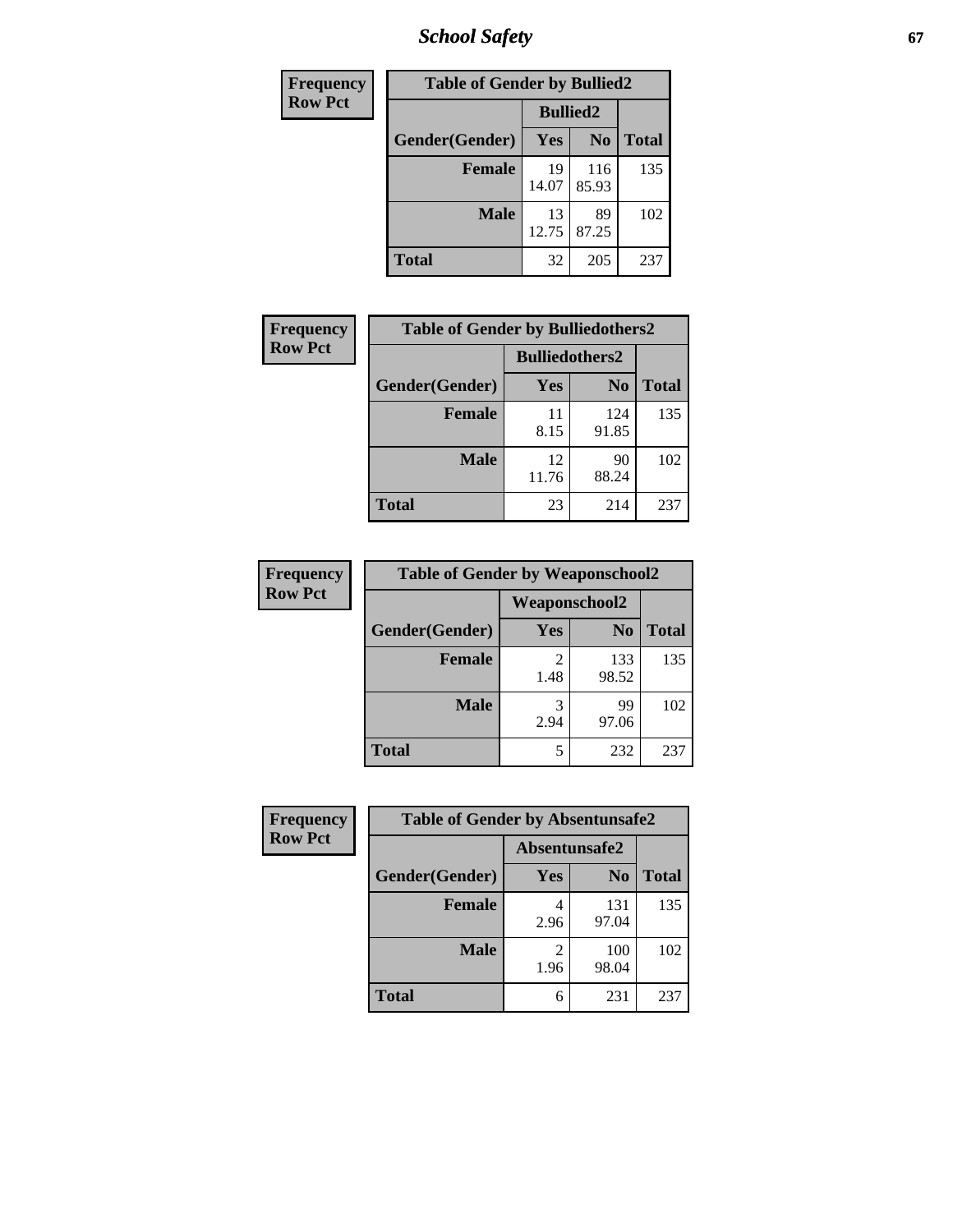| Frequency |
|---|
| Row Pct |

| Table of Gender by Bullied2 | | | |
|---|---|---|---|
| | Bullied2 | | |
| Gender(Gender) | Yes | No | Total |
| Female | 19<br>14.07 | 116<br>85.93 | 135 |
| Male | 13<br>12.75 | 89<br>87.25 | 102 |
| Total | 32 | 205 | 237 |

| Frequency |
|---|
| Row Pct |

| Table of Gender by Bulliedothers2 | | | |
|---|---|---|---|
| | Bulliedothers2 | | |
| Gender(Gender) | Yes | No | Total |
| Female | 11<br>8.15 | 124<br>91.85 | 135 |
| Male | 12<br>11.76 | 90<br>88.24 | 102 |
| Total | 23 | 214 | 237 |

| Frequency |
|---|
| Row Pct |

| Table of Gender by Weaponschool2 | | | |
|---|---|---|---|
| | Weaponschool2 | | |
| Gender(Gender) | Yes | No | Total |
| Female | 2<br>1.48 | 133<br>98.52 | 135 |
| Male | 3<br>2.94 | 99<br>97.06 | 102 |
| Total | 5 | 232 | 237 |

| Frequency |
|---|
| Row Pct |

| Table of Gender by Absentunsafe2 | | | |
|---|---|---|---|
| | Absentunsafe2 | | |
| Gender(Gender) | Yes | No | Total |
| Female | 4<br>2.96 | 131<br>97.04 | 135 |
| Male | 2<br>1.96 | 100<br>98.04 | 102 |
| Total | 6 | 231 | 237 |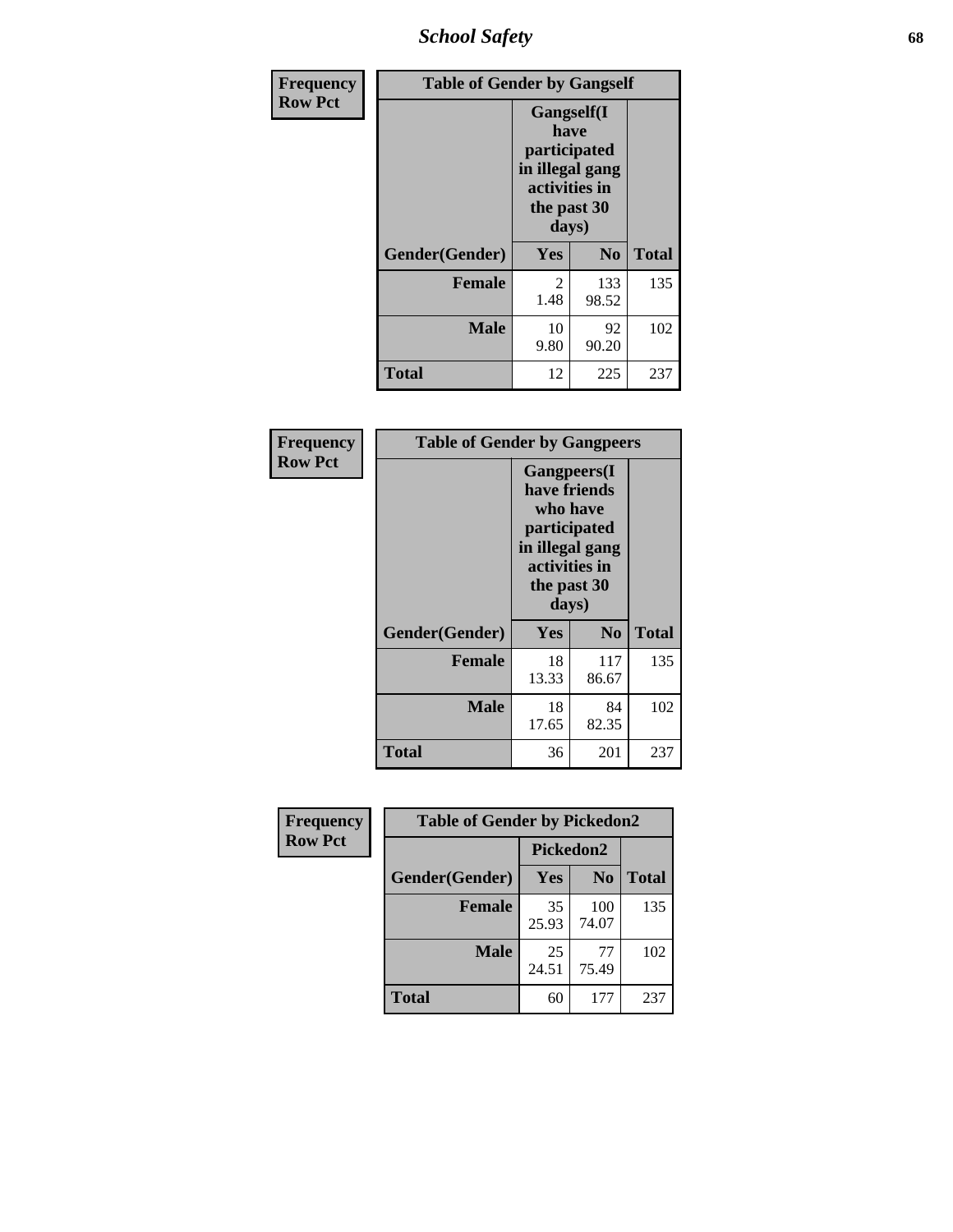| Frequency Row Pct |
|---|

**Table of Gender by Gangself**

| | Gangself(I have participated in illegal gang activities in the past 30 days) | | |
|---|---|---|---|
| Gender(Gender) | Yes | No | Total |
| Female | 2<br>1.48 | 133<br>98.52 | 135 |
| Male | 10<br>9.80 | 92<br>90.20 | 102 |
| Total | 12 | 225 | 237 |

| Frequency Row Pct |
|---|

**Table of Gender by Gangpeers**

| | Gangpeers(I have friends who have participated in illegal gang activities in the past 30 days) | | |
|---|---|---|---|
| Gender(Gender) | Yes | No | Total |
| Female | 18<br>13.33 | 117<br>86.67 | 135 |
| Male | 18<br>17.65 | 84<br>82.35 | 102 |
| Total | 36 | 201 | 237 |

| Frequency Row Pct |
|---|

**Table of Gender by Pickedon2**

| | Pickedon2 | | |
|---|---|---|---|
| Gender(Gender) | Yes | No | Total |
| Female | 35<br>25.93 | 100<br>74.07 | 135 |
| Male | 25<br>24.51 | 77<br>75.49 | 102 |
| Total | 60 | 177 | 237 |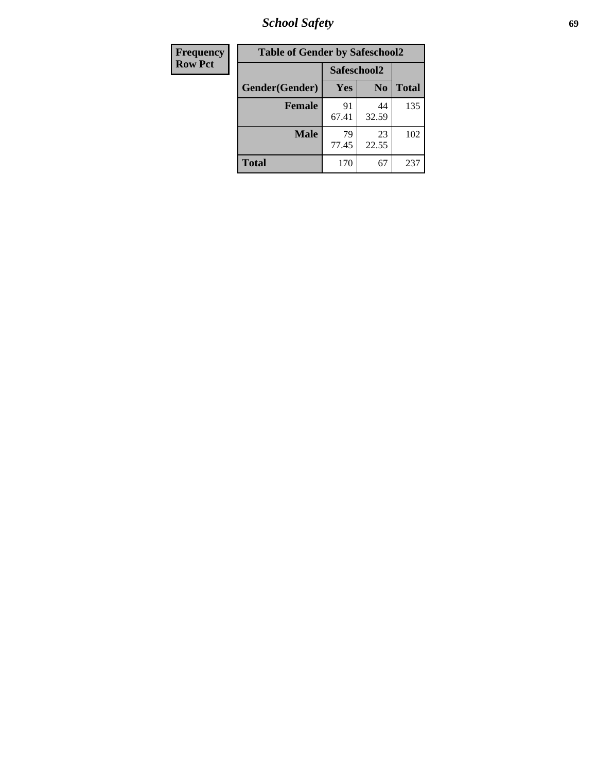| Frequency<br>Row Pct | Table of Gender by Safeschool2 | | | |
|---|---|---|---|---|
| | Gender(Gender) | Safeschool2 | | Total |
| | | Yes | No | |
| | Female | 91<br>67.41 | 44<br>32.59 | 135 |
| | Male | 79<br>77.45 | 23<br>22.55 | 102 |
| | Total | 170 | 67 | 237 |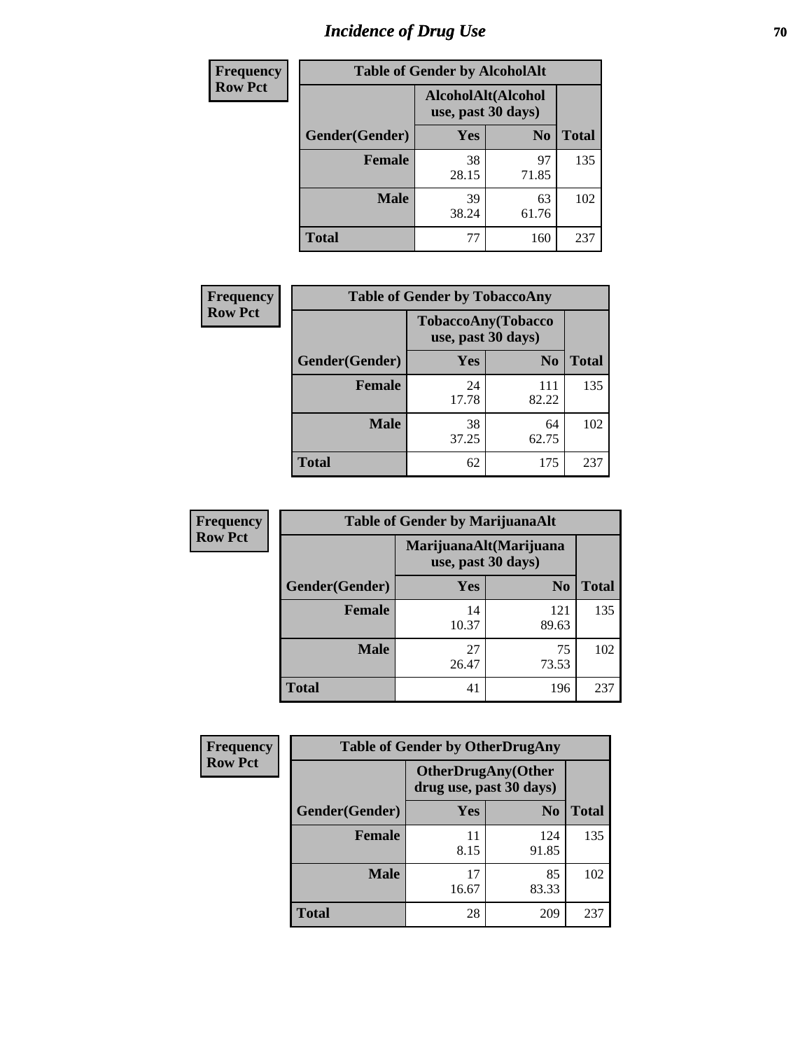# Incidence of Drug Use

**Frequency**
**Row Pct**

| Table of Gender by AlcoholAlt | | | |
|---|---|---|---|
| | AlcoholAlt(Alcohol use, past 30 days) | | |
| Gender(Gender) | Yes | No | Total |
| Female | 38<br>28.15 | 97<br>71.85 | 135 |
| Male | 39<br>38.24 | 63<br>61.76 | 102 |
| Total | 77 | 160 | 237 |

**Frequency**
**Row Pct**

| Table of Gender by TobaccoAny | | | |
|---|---|---|---|
| | TobaccoAny(Tobacco use, past 30 days) | | |
| Gender(Gender) | Yes | No | Total |
| Female | 24<br>17.78 | 111<br>82.22 | 135 |
| Male | 38<br>37.25 | 64<br>62.75 | 102 |
| Total | 62 | 175 | 237 |

**Frequency**
**Row Pct**

| Table of Gender by MarijuanaAlt | | | |
|---|---|---|---|
| | MarijuanaAlt(Marijuana use, past 30 days) | | |
| Gender(Gender) | Yes | No | Total |
| Female | 14<br>10.37 | 121<br>89.63 | 135 |
| Male | 27<br>26.47 | 75<br>73.53 | 102 |
| Total | 41 | 196 | 237 |

**Frequency**
**Row Pct**

| Table of Gender by OtherDrugAny | | | |
|---|---|---|---|
| | OtherDrugAny(Other drug use, past 30 days) | | |
| Gender(Gender) | Yes | No | Total |
| Female | 11<br>8.15 | 124<br>91.85 | 135 |
| Male | 17<br>16.67 | 85<br>83.33 | 102 |
| Total | 28 | 209 | 237 |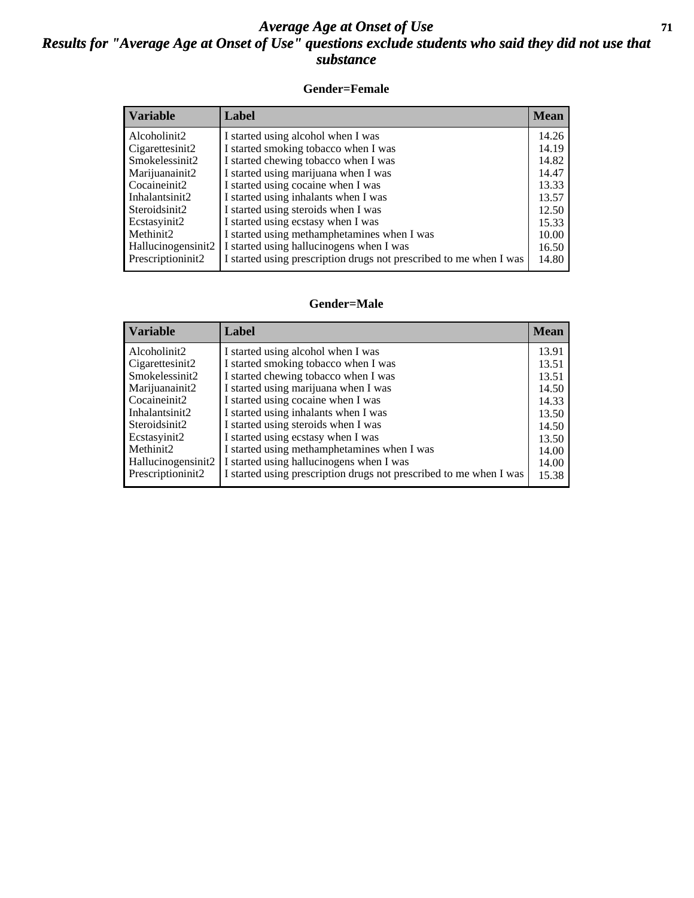# *Average Age at Onset of Use*

## *Results for "Average Age at Onset of Use" questions exclude students who said they did not use that substance*

### Gender=Female

| Variable | Label | Mean |
|---|---|---|
| Alcoholinit2 | I started using alcohol when I was | 14.26 |
| Cigarettesinit2 | I started smoking tobacco when I was | 14.19 |
| Smokelessinit2 | I started chewing tobacco when I was | 14.82 |
| Marijuanainit2 | I started using marijuana when I was | 14.47 |
| Cocaineinit2 | I started using cocaine when I was | 13.33 |
| Inhalantsinit2 | I started using inhalants when I was | 13.57 |
| Steroidsinit2 | I started using steroids when I was | 12.50 |
| Ecstasyinit2 | I started using ecstasy when I was | 15.33 |
| Methinit2 | I started using methamphetamines when I was | 10.00 |
| Hallucinogensinit2 | I started using hallucinogens when I was | 16.50 |
| Prescriptioninit2 | I started using prescription drugs not prescribed to me when I was | 14.80 |

### Gender=Male

| Variable | Label | Mean |
|---|---|---|
| Alcoholinit2 | I started using alcohol when I was | 13.91 |
| Cigarettesinit2 | I started smoking tobacco when I was | 13.51 |
| Smokelessinit2 | I started chewing tobacco when I was | 13.51 |
| Marijuanainit2 | I started using marijuana when I was | 14.50 |
| Cocaineinit2 | I started using cocaine when I was | 14.33 |
| Inhalantsinit2 | I started using inhalants when I was | 13.50 |
| Steroidsinit2 | I started using steroids when I was | 14.50 |
| Ecstasyinit2 | I started using ecstasy when I was | 13.50 |
| Methinit2 | I started using methamphetamines when I was | 14.00 |
| Hallucinogensinit2 | I started using hallucinogens when I was | 14.00 |
| Prescriptioninit2 | I started using prescription drugs not prescribed to me when I was | 15.38 |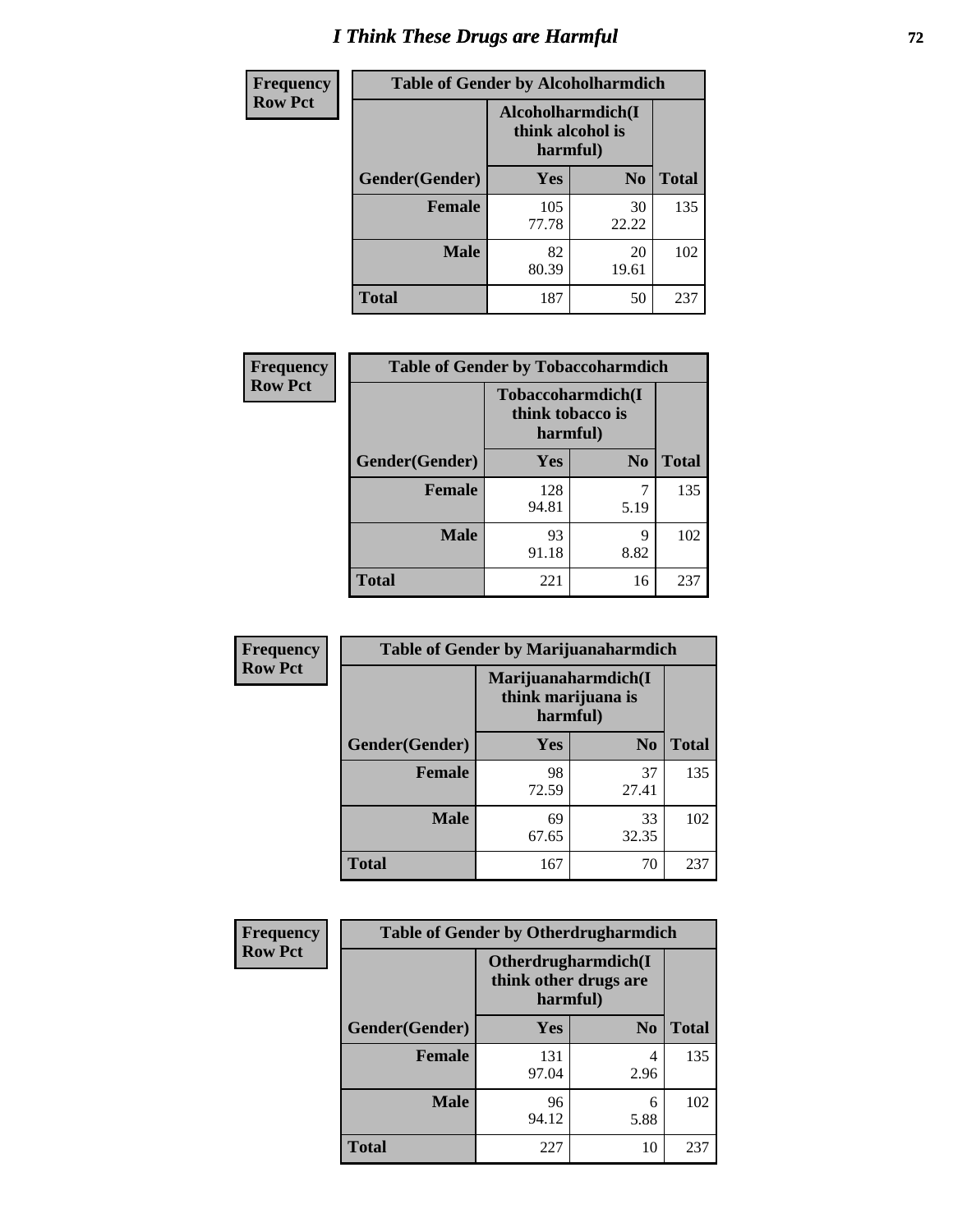# I Think These Drugs are Harmful

| Frequency<br>Row Pct | Table of Gender by Alcoholharmdich | | |
|---|---|---|---|
| | Alcoholharmdich(I think alcohol is harmful) | | |
| Gender(Gender) | Yes | No | Total |
| Female | 105<br>77.78 | 30<br>22.22 | 135 |
| Male | 82<br>80.39 | 20<br>19.61 | 102 |
| Total | 187 | 50 | 237 |

| Frequency<br>Row Pct | Table of Gender by Tobaccoharmdich | | |
|---|---|---|---|
| | Tobaccoharmdich(I think tobacco is harmful) | | |
| Gender(Gender) | Yes | No | Total |
| Female | 128<br>94.81 | 7<br>5.19 | 135 |
| Male | 93<br>91.18 | 9<br>8.82 | 102 |
| Total | 221 | 16 | 237 |

| Frequency<br>Row Pct | Table of Gender by Marijuanaharmdich | | |
|---|---|---|---|
| | Marijuanaharmdich(I think marijuana is harmful) | | |
| Gender(Gender) | Yes | No | Total |
| Female | 98<br>72.59 | 37<br>27.41 | 135 |
| Male | 69<br>67.65 | 33<br>32.35 | 102 |
| Total | 167 | 70 | 237 |

| Frequency<br>Row Pct | Table of Gender by Otherdrugharmdich | | |
|---|---|---|---|
| | Otherdrugharmdich(I think other drugs are harmful) | | |
| Gender(Gender) | Yes | No | Total |
| Female | 131<br>97.04 | 4<br>2.96 | 135 |
| Male | 96<br>94.12 | 6<br>5.88 | 102 |
| Total | 227 | 10 | 237 |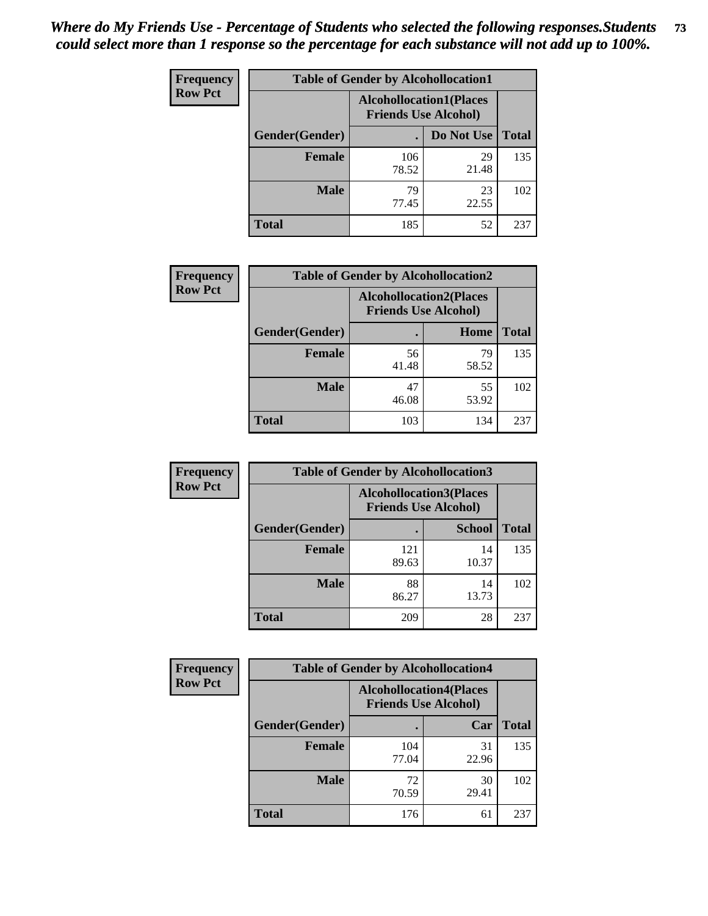*Where do My Friends Use - Percentage of Students who selected the following responses.Students could select more than 1 response so the percentage for each substance will not add up to 100%.*

**Frequency**
**Row Pct**

| Table of Gender by Alcohollocation1 | | | |
|---|---|---|---|
| | Alcohollocation1(Places Friends Use Alcohol) | | |
| Gender(Gender) | . | Do Not Use | Total |
| Female | 106<br>78.52 | 29<br>21.48 | 135 |
| Male | 79<br>77.45 | 23<br>22.55 | 102 |
| Total | 185 | 52 | 237 |

**Frequency**
**Row Pct**

| Table of Gender by Alcohollocation2 | | | |
|---|---|---|---|
| | Alcohollocation2(Places Friends Use Alcohol) | | |
| Gender(Gender) | . | Home | Total |
| Female | 56<br>41.48 | 79<br>58.52 | 135 |
| Male | 47<br>46.08 | 55<br>53.92 | 102 |
| Total | 103 | 134 | 237 |

**Frequency**
**Row Pct**

| Table of Gender by Alcohollocation3 | | | |
|---|---|---|---|
| | Alcohollocation3(Places Friends Use Alcohol) | | |
| Gender(Gender) | . | School | Total |
| Female | 121<br>89.63 | 14<br>10.37 | 135 |
| Male | 88<br>86.27 | 14<br>13.73 | 102 |
| Total | 209 | 28 | 237 |

**Frequency**
**Row Pct**

| Table of Gender by Alcohollocation4 | | | |
|---|---|---|---|
| | Alcohollocation4(Places Friends Use Alcohol) | | |
| Gender(Gender) | . | Car | Total |
| Female | 104<br>77.04 | 31<br>22.96 | 135 |
| Male | 72<br>70.59 | 30<br>29.41 | 102 |
| Total | 176 | 61 | 237 |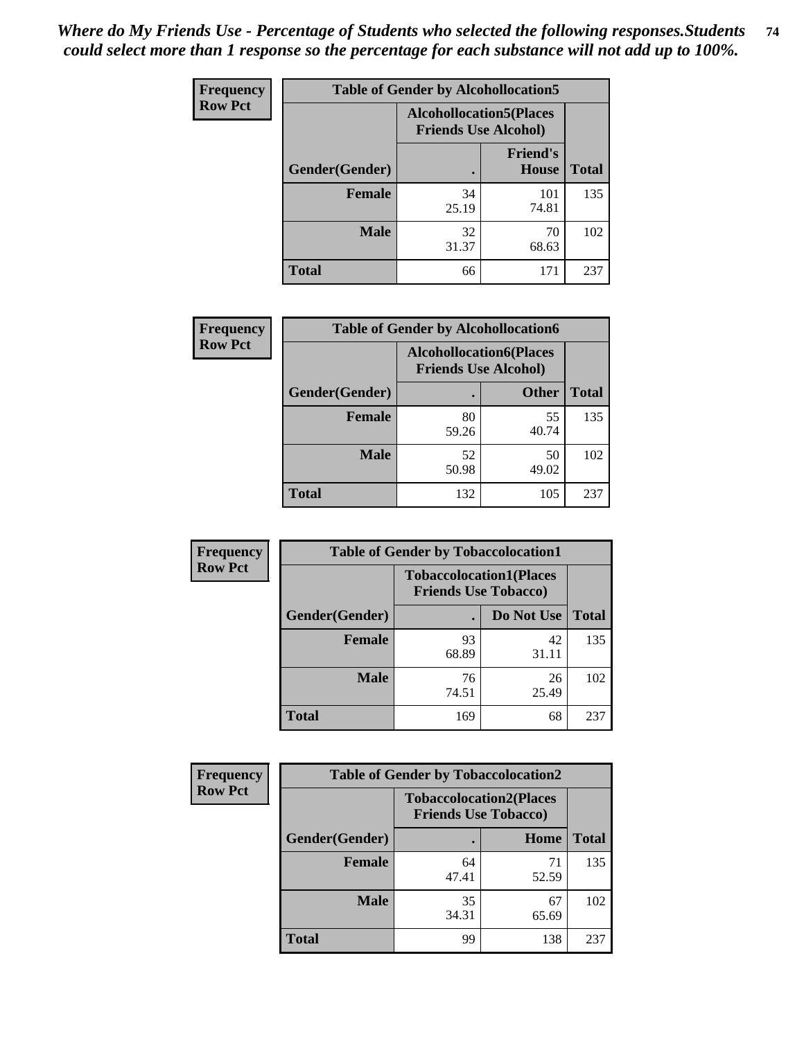*Where do My Friends Use - Percentage of Students who selected the following responses.Students could select more than 1 response so the percentage for each substance will not add up to 100%.*

**Frequency / Row Pct**

| Table of Gender by Alcohollocation5 | | | |
|---|---|---|---|
| | Alcohollocation5(Places Friends Use Alcohol) | | |
| Gender(Gender) | . | Friend's House | Total |
| Female | 34<br>25.19 | 101<br>74.81 | 135 |
| Male | 32<br>31.37 | 70<br>68.63 | 102 |
| Total | 66 | 171 | 237 |

**Frequency / Row Pct**

| Table of Gender by Alcohollocation6 | | | |
|---|---|---|---|
| | Alcohollocation6(Places Friends Use Alcohol) | | |
| Gender(Gender) | . | Other | Total |
| Female | 80<br>59.26 | 55<br>40.74 | 135 |
| Male | 52<br>50.98 | 50<br>49.02 | 102 |
| Total | 132 | 105 | 237 |

**Frequency / Row Pct**

| Table of Gender by Tobaccolocation1 | | | |
|---|---|---|---|
| | Tobaccolocation1(Places Friends Use Tobacco) | | |
| Gender(Gender) | . | Do Not Use | Total |
| Female | 93<br>68.89 | 42<br>31.11 | 135 |
| Male | 76<br>74.51 | 26<br>25.49 | 102 |
| Total | 169 | 68 | 237 |

**Frequency / Row Pct**

| Table of Gender by Tobaccolocation2 | | | |
|---|---|---|---|
| | Tobaccolocation2(Places Friends Use Tobacco) | | |
| Gender(Gender) | . | Home | Total |
| Female | 64<br>47.41 | 71<br>52.59 | 135 |
| Male | 35<br>34.31 | 67<br>65.69 | 102 |
| Total | 99 | 138 | 237 |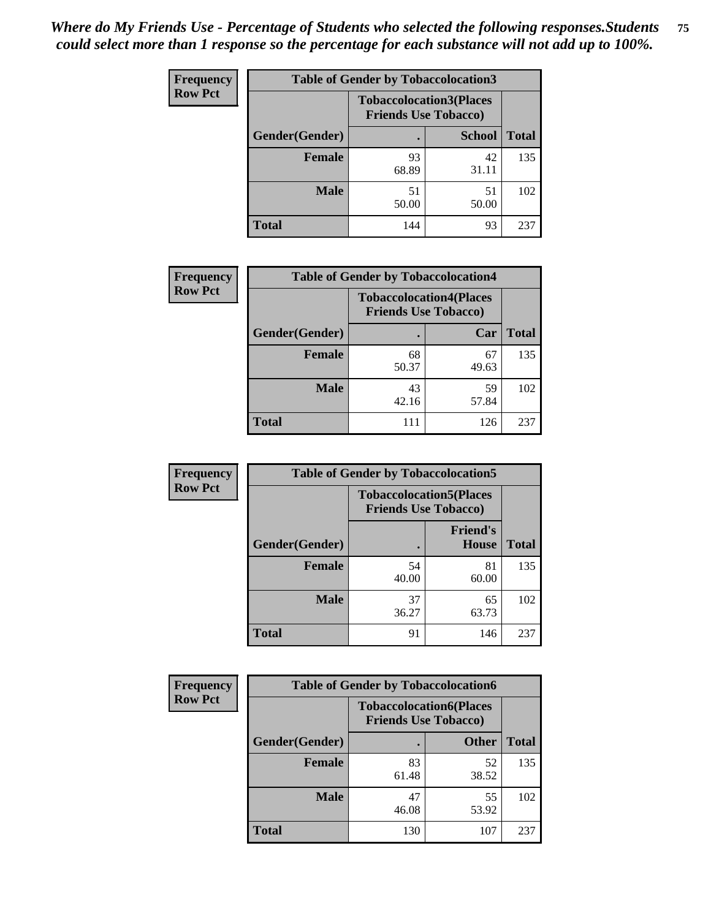*Where do My Friends Use - Percentage of Students who selected the following responses.Students could select more than 1 response so the percentage for each substance will not add up to 100%.*

**Frequency**
**Row Pct**

| Table of Gender by Tobaccolocation3 | | | |
|---|---|---|---|
| | Tobaccolocation3(Places Friends Use Tobacco) | | |
| Gender(Gender) | . | School | Total |
| Female | 93<br>68.89 | 42<br>31.11 | 135 |
| Male | 51<br>50.00 | 51<br>50.00 | 102 |
| Total | 144 | 93 | 237 |

**Frequency**
**Row Pct**

| Table of Gender by Tobaccolocation4 | | | |
|---|---|---|---|
| | Tobaccolocation4(Places Friends Use Tobacco) | | |
| Gender(Gender) | . | Car | Total |
| Female | 68<br>50.37 | 67<br>49.63 | 135 |
| Male | 43<br>42.16 | 59<br>57.84 | 102 |
| Total | 111 | 126 | 237 |

**Frequency**
**Row Pct**

| Table of Gender by Tobaccolocation5 | | | |
|---|---|---|---|
| | Tobaccolocation5(Places Friends Use Tobacco) | | |
| Gender(Gender) | . | Friend's House | Total |
| Female | 54<br>40.00 | 81<br>60.00 | 135 |
| Male | 37<br>36.27 | 65<br>63.73 | 102 |
| Total | 91 | 146 | 237 |

**Frequency**
**Row Pct**

| Table of Gender by Tobaccolocation6 | | | |
|---|---|---|---|
| | Tobaccolocation6(Places Friends Use Tobacco) | | |
| Gender(Gender) | . | Other | Total |
| Female | 83<br>61.48 | 52<br>38.52 | 135 |
| Male | 47<br>46.08 | 55<br>53.92 | 102 |
| Total | 130 | 107 | 237 |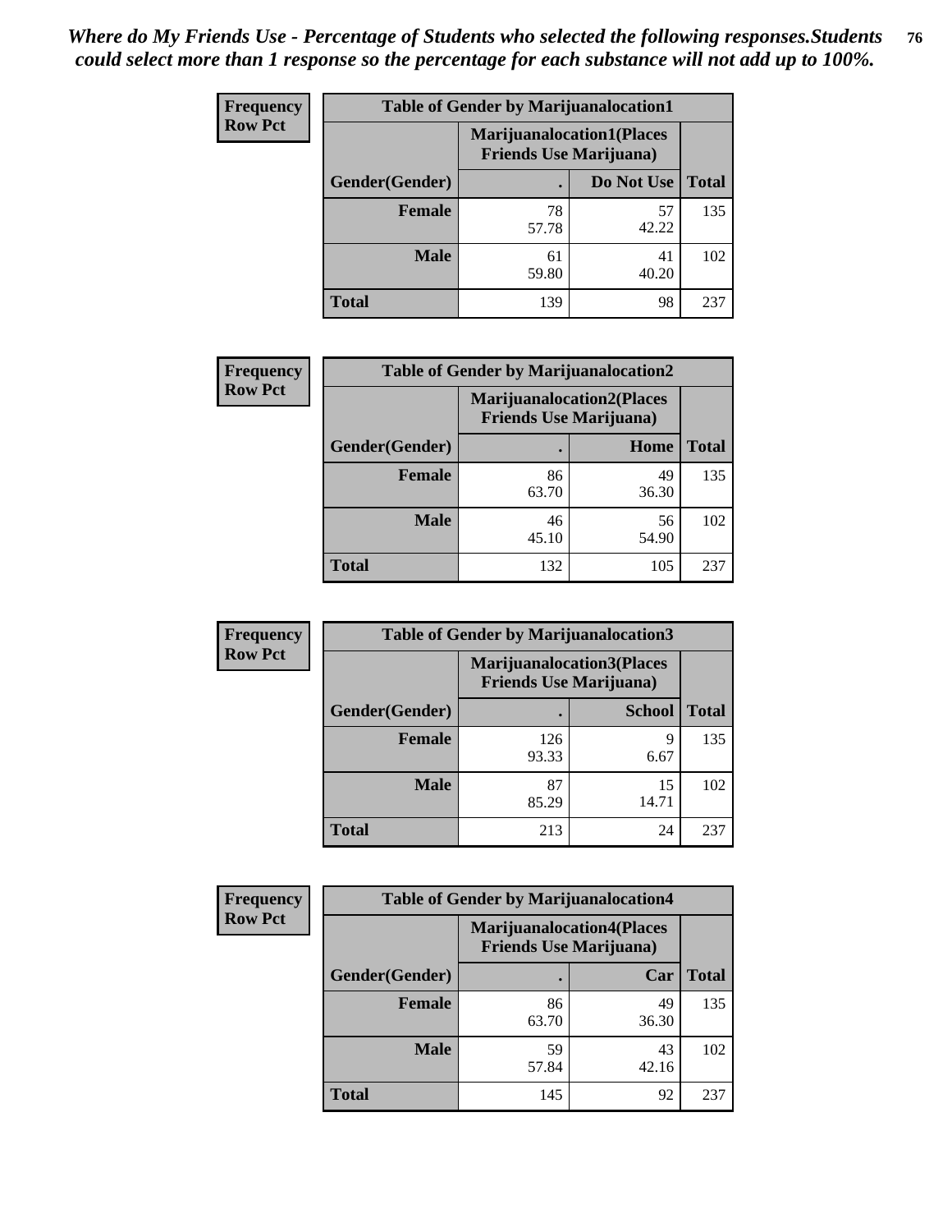*Where do My Friends Use - Percentage of Students who selected the following responses.Students could select more than 1 response so the percentage for each substance will not add up to 100%.*

| Frequency Row Pct | Table of Gender by Marijuanalocation1 | | |
|---|---|---|---|
| | Marijuanalocation1(Places Friends Use Marijuana) | | |
| Gender(Gender) | . | Do Not Use | Total |
| Female | 78 57.78 | 57 42.22 | 135 |
| Male | 61 59.80 | 41 40.20 | 102 |
| Total | 139 | 98 | 237 |

| Frequency Row Pct | Table of Gender by Marijuanalocation2 | | |
|---|---|---|---|
| | Marijuanalocation2(Places Friends Use Marijuana) | | |
| Gender(Gender) | . | Home | Total |
| Female | 86 63.70 | 49 36.30 | 135 |
| Male | 46 45.10 | 56 54.90 | 102 |
| Total | 132 | 105 | 237 |

| Frequency Row Pct | Table of Gender by Marijuanalocation3 | | |
|---|---|---|---|
| | Marijuanalocation3(Places Friends Use Marijuana) | | |
| Gender(Gender) | . | School | Total |
| Female | 126 93.33 | 9 6.67 | 135 |
| Male | 87 85.29 | 15 14.71 | 102 |
| Total | 213 | 24 | 237 |

| Frequency Row Pct | Table of Gender by Marijuanalocation4 | | |
|---|---|---|---|
| | Marijuanalocation4(Places Friends Use Marijuana) | | |
| Gender(Gender) | . | Car | Total |
| Female | 86 63.70 | 49 36.30 | 135 |
| Male | 59 57.84 | 43 42.16 | 102 |
| Total | 145 | 92 | 237 |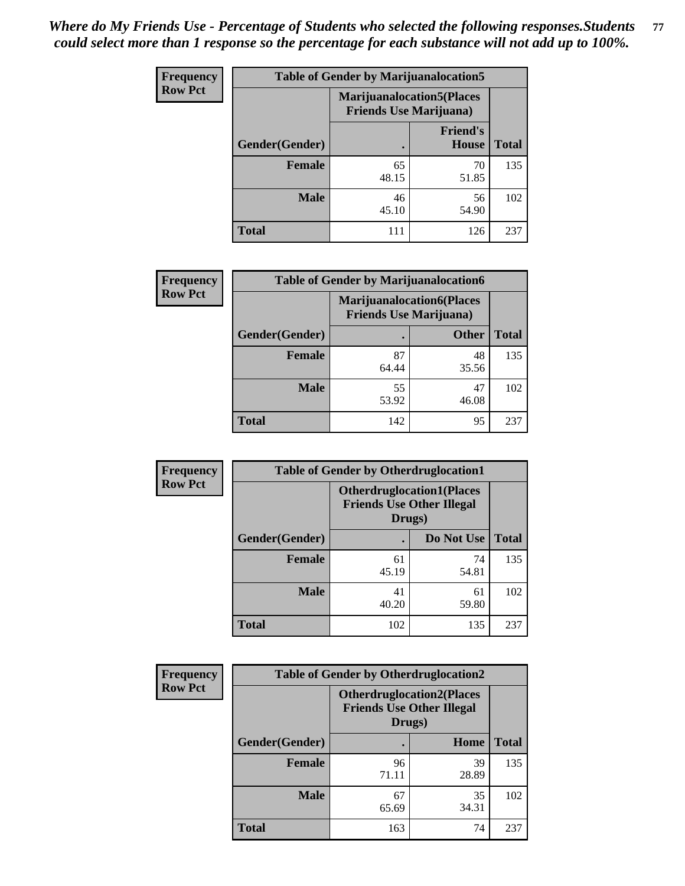*Where do My Friends Use - Percentage of Students who selected the following responses.Students could select more than 1 response so the percentage for each substance will not add up to 100%.*

**Frequency**
**Row Pct**

| Table of Gender by Marijuanalocation5 | | | |
|---|---|---|---|
| | Marijuanalocation5(Places Friends Use Marijuana) | | |
| Gender(Gender) | . | Friend's House | Total |
| **Female** | 65<br>48.15 | 70<br>51.85 | 135 |
| **Male** | 46<br>45.10 | 56<br>54.90 | 102 |
| **Total** | 111 | 126 | 237 |

**Frequency**
**Row Pct**

| Table of Gender by Marijuanalocation6 | | | |
|---|---|---|---|
| | Marijuanalocation6(Places Friends Use Marijuana) | | |
| Gender(Gender) | . | Other | Total |
| **Female** | 87<br>64.44 | 48<br>35.56 | 135 |
| **Male** | 55<br>53.92 | 47<br>46.08 | 102 |
| **Total** | 142 | 95 | 237 |

**Frequency**
**Row Pct**

| Table of Gender by Otherdruglocation1 | | | |
|---|---|---|---|
| | Otherdruglocation1(Places Friends Use Other Illegal Drugs) | | |
| Gender(Gender) | . | Do Not Use | Total |
| **Female** | 61<br>45.19 | 74<br>54.81 | 135 |
| **Male** | 41<br>40.20 | 61<br>59.80 | 102 |
| **Total** | 102 | 135 | 237 |

**Frequency**
**Row Pct**

| Table of Gender by Otherdruglocation2 | | | |
|---|---|---|---|
| | Otherdruglocation2(Places Friends Use Other Illegal Drugs) | | |
| Gender(Gender) | . | Home | Total |
| **Female** | 96<br>71.11 | 39<br>28.89 | 135 |
| **Male** | 67<br>65.69 | 35<br>34.31 | 102 |
| **Total** | 163 | 74 | 237 |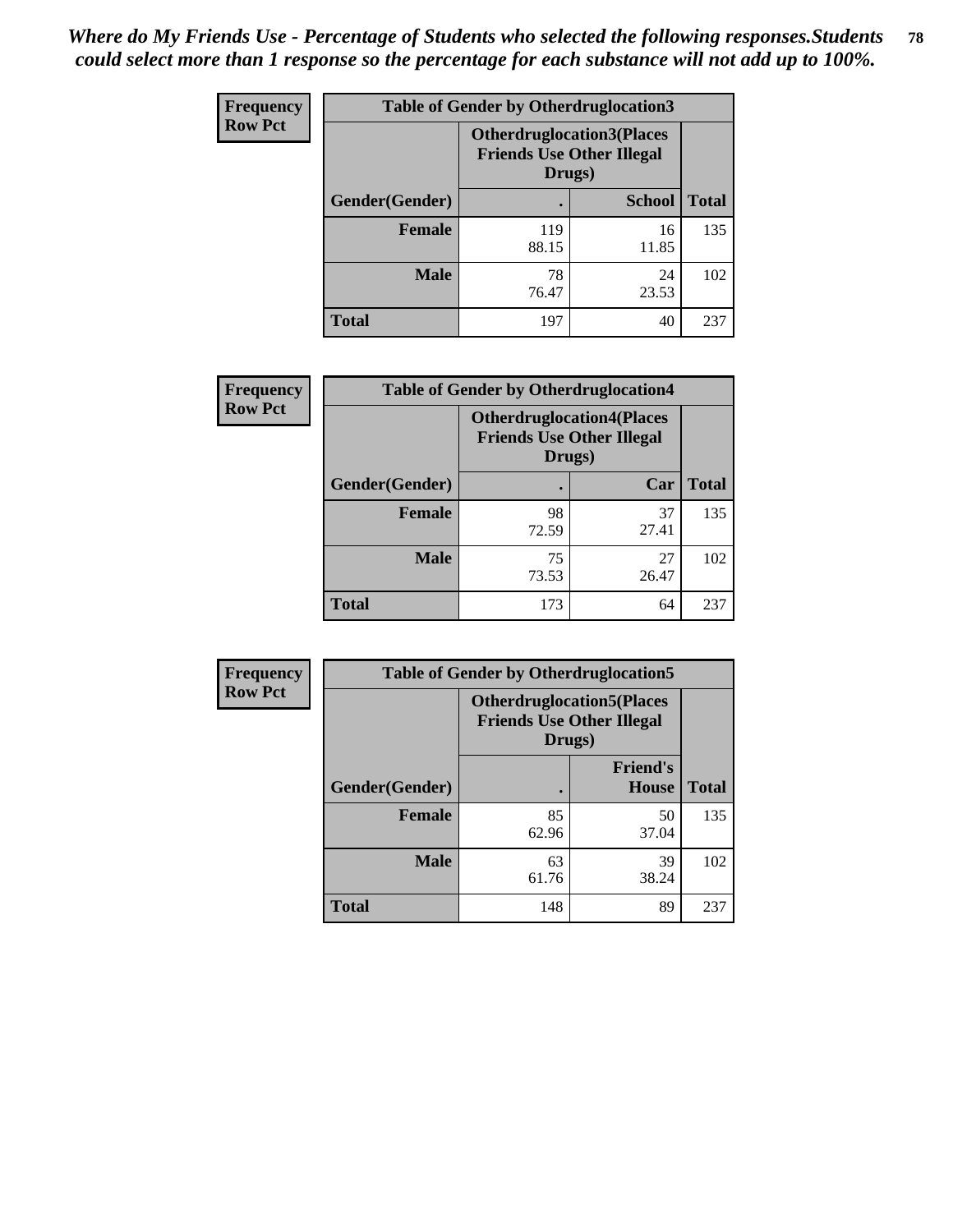*Where do My Friends Use - Percentage of Students who selected the following responses.Students could select more than 1 response so the percentage for each substance will not add up to 100%.*

**Frequency**
**Row Pct**

| Table of Gender by Otherdruglocation3 | | | |
|---|---|---|---|
| | Otherdruglocation3(Places Friends Use Other Illegal Drugs) | | |
| Gender(Gender) | . | School | Total |
| **Female** | 119<br>88.15 | 16<br>11.85 | 135 |
| **Male** | 78<br>76.47 | 24<br>23.53 | 102 |
| **Total** | 197 | 40 | 237 |

**Frequency**
**Row Pct**

| Table of Gender by Otherdruglocation4 | | | |
|---|---|---|---|
| | Otherdruglocation4(Places Friends Use Other Illegal Drugs) | | |
| Gender(Gender) | . | Car | Total |
| **Female** | 98<br>72.59 | 37<br>27.41 | 135 |
| **Male** | 75<br>73.53 | 27<br>26.47 | 102 |
| **Total** | 173 | 64 | 237 |

**Frequency**
**Row Pct**

| Table of Gender by Otherdruglocation5 | | | |
|---|---|---|---|
| | Otherdruglocation5(Places Friends Use Other Illegal Drugs) | | |
| Gender(Gender) | . | Friend's House | Total |
| **Female** | 85<br>62.96 | 50<br>37.04 | 135 |
| **Male** | 63<br>61.76 | 39<br>38.24 | 102 |
| **Total** | 148 | 89 | 237 |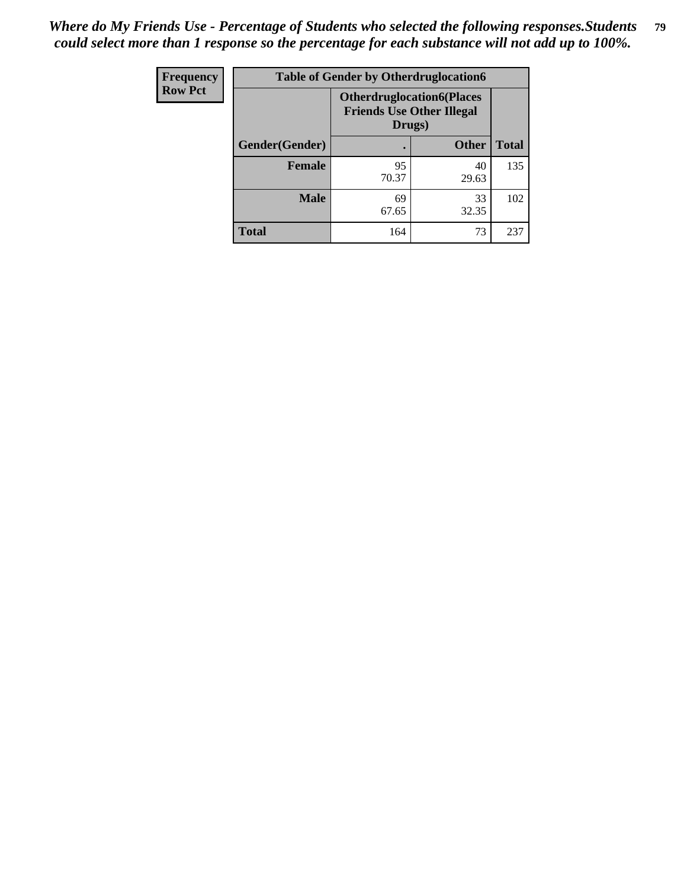*Where do My Friends Use - Percentage of Students who selected the following responses.Students could select more than 1 response so the percentage for each substance will not add up to 100%.*

| Frequency<br>Row Pct | Table of Gender by Otherdruglocation6 | | |
|---|---|---|---|
| | Otherdruglocation6(Places Friends Use Other Illegal Drugs) | | |
| Gender(Gender) | . | Other | Total |
| Female | 95<br>70.37 | 40<br>29.63 | 135 |
| Male | 69<br>67.65 | 33<br>32.35 | 102 |
| Total | 164 | 73 | 237 |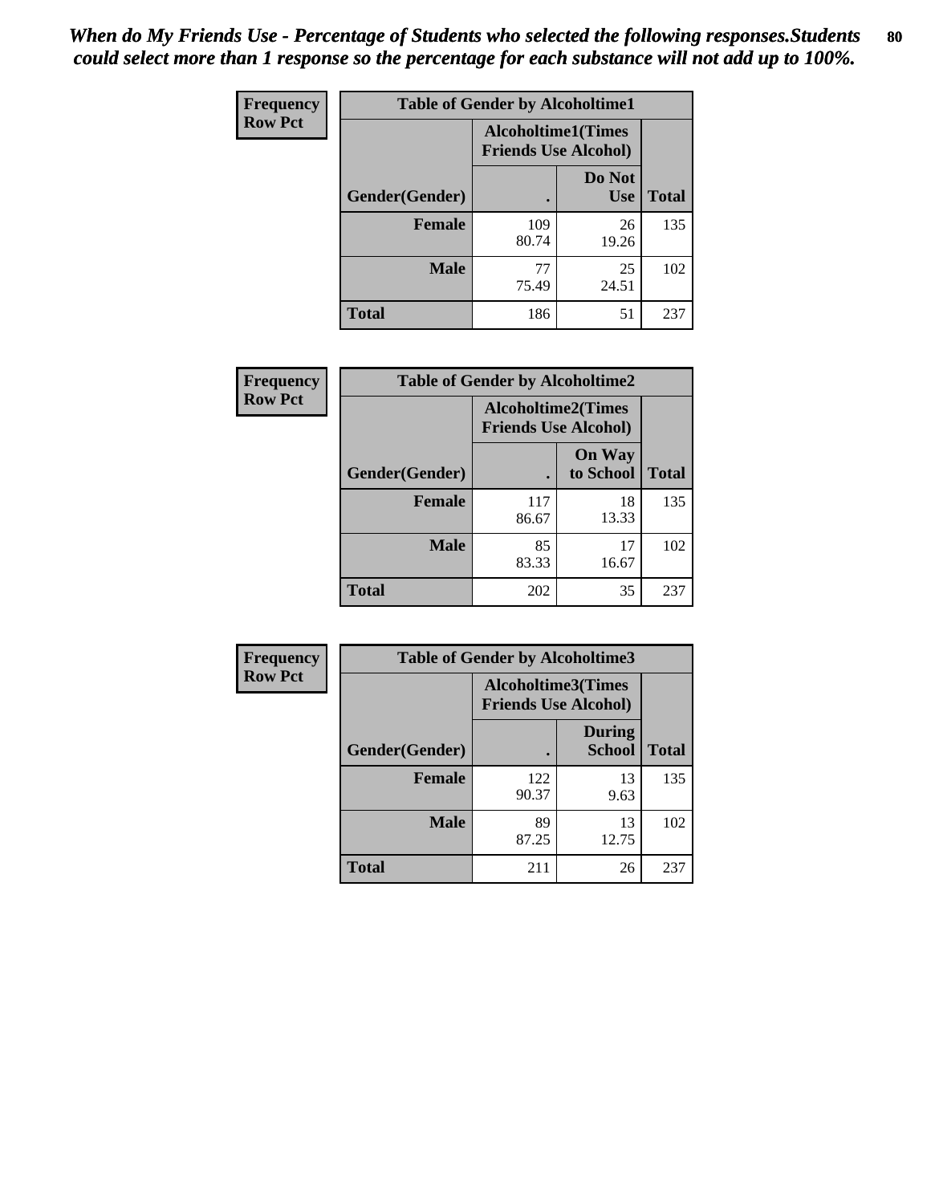*When do My Friends Use - Percentage of Students who selected the following responses.Students could select more than 1 response so the percentage for each substance will not add up to 100%.*

**Frequency**
**Row Pct**

| Table of Gender by Alcoholtime1 | | | |
|---|---|---|---|
| | Alcoholtime1(Times Friends Use Alcohol) | | |
| Gender(Gender) | . | Do Not Use | Total |
| **Female** | 109<br>80.74 | 26<br>19.26 | 135 |
| **Male** | 77<br>75.49 | 25<br>24.51 | 102 |
| **Total** | 186 | 51 | 237 |

**Frequency**
**Row Pct**

| Table of Gender by Alcoholtime2 | | | |
|---|---|---|---|
| | Alcoholtime2(Times Friends Use Alcohol) | | |
| Gender(Gender) | . | On Way to School | Total |
| **Female** | 117<br>86.67 | 18<br>13.33 | 135 |
| **Male** | 85<br>83.33 | 17<br>16.67 | 102 |
| **Total** | 202 | 35 | 237 |

**Frequency**
**Row Pct**

| Table of Gender by Alcoholtime3 | | | |
|---|---|---|---|
| | Alcoholtime3(Times Friends Use Alcohol) | | |
| Gender(Gender) | . | During School | Total |
| **Female** | 122<br>90.37 | 13<br>9.63 | 135 |
| **Male** | 89<br>87.25 | 13<br>12.75 | 102 |
| **Total** | 211 | 26 | 237 |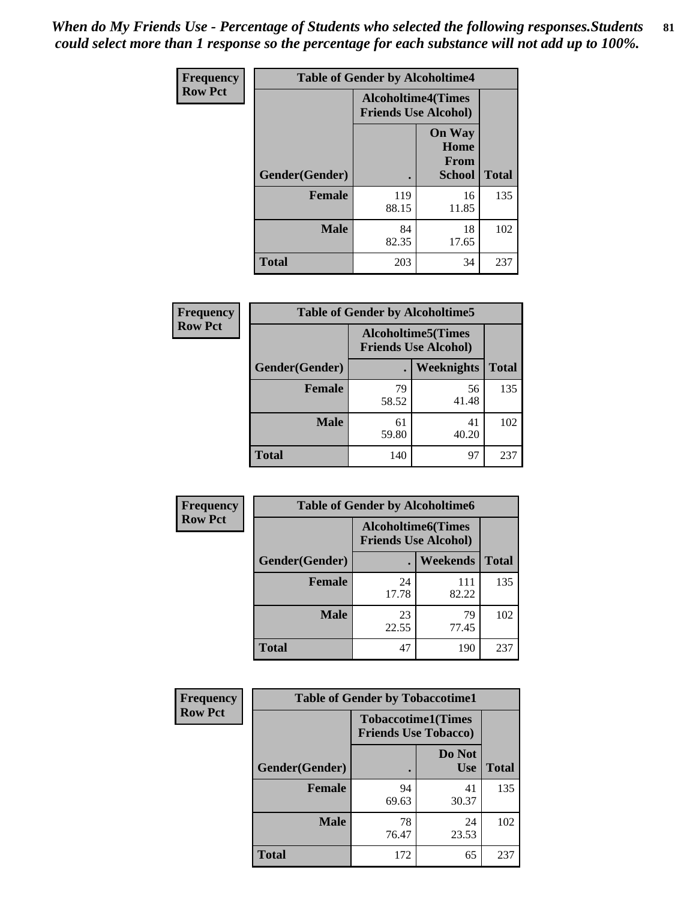*When do My Friends Use - Percentage of Students who selected the following responses.Students could select more than 1 response so the percentage for each substance will not add up to 100%.*

**Frequency**
**Row Pct**

| Table of Gender by Alcoholtime4 | | | |
|---|---|---|---|
| | Alcoholtime4(Times Friends Use Alcohol) | | |
| Gender(Gender) | . | On Way Home From School | Total |
| **Female** | 119<br>88.15 | 16<br>11.85 | 135 |
| **Male** | 84<br>82.35 | 18<br>17.65 | 102 |
| **Total** | 203 | 34 | 237 |

**Frequency**
**Row Pct**

| Table of Gender by Alcoholtime5 | | | |
|---|---|---|---|
| | Alcoholtime5(Times Friends Use Alcohol) | | |
| Gender(Gender) | . | Weeknights | Total |
| **Female** | 79<br>58.52 | 56<br>41.48 | 135 |
| **Male** | 61<br>59.80 | 41<br>40.20 | 102 |
| **Total** | 140 | 97 | 237 |

**Frequency**
**Row Pct**

| Table of Gender by Alcoholtime6 | | | |
|---|---|---|---|
| | Alcoholtime6(Times Friends Use Alcohol) | | |
| Gender(Gender) | . | Weekends | Total |
| **Female** | 24<br>17.78 | 111<br>82.22 | 135 |
| **Male** | 23<br>22.55 | 79<br>77.45 | 102 |
| **Total** | 47 | 190 | 237 |

**Frequency**
**Row Pct**

| Table of Gender by Tobaccotime1 | | | |
|---|---|---|---|
| | Tobaccotime1(Times Friends Use Tobacco) | | |
| Gender(Gender) | . | Do Not Use | Total |
| **Female** | 94<br>69.63 | 41<br>30.37 | 135 |
| **Male** | 78<br>76.47 | 24<br>23.53 | 102 |
| **Total** | 172 | 65 | 237 |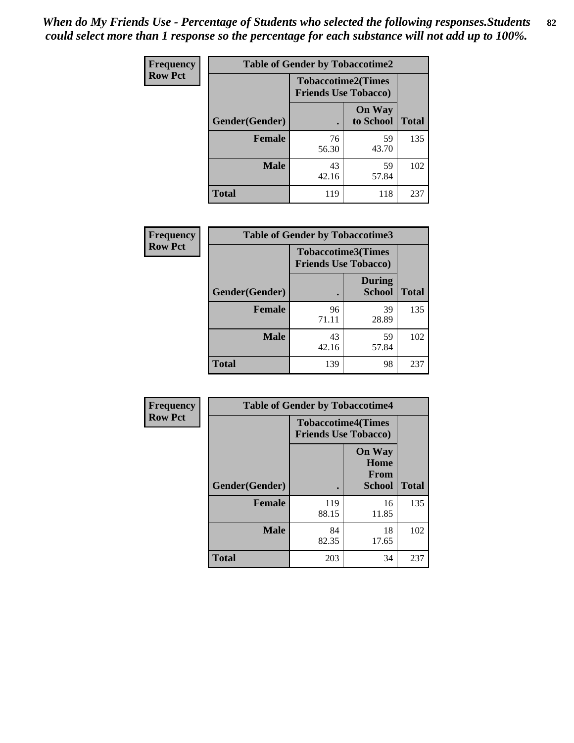*When do My Friends Use - Percentage of Students who selected the following responses.Students could select more than 1 response so the percentage for each substance will not add up to 100%.*

| Frequency Row Pct | Table of Gender by Tobaccotime2 | | |
|---|---|---|---|
| | Tobaccotime2(Times Friends Use Tobacco) | | |
| Gender(Gender) | . | On Way to School | Total |
| **Female** | 76<br>56.30 | 59<br>43.70 | 135 |
| **Male** | 43<br>42.16 | 59<br>57.84 | 102 |
| **Total** | 119 | 118 | 237 |

| Frequency Row Pct | Table of Gender by Tobaccotime3 | | |
|---|---|---|---|
| | Tobaccotime3(Times Friends Use Tobacco) | | |
| Gender(Gender) | . | During School | Total |
| **Female** | 96<br>71.11 | 39<br>28.89 | 135 |
| **Male** | 43<br>42.16 | 59<br>57.84 | 102 |
| **Total** | 139 | 98 | 237 |

| Frequency Row Pct | Table of Gender by Tobaccotime4 | | |
|---|---|---|---|
| | Tobaccotime4(Times Friends Use Tobacco) | | |
| Gender(Gender) | . | On Way Home From School | Total |
| **Female** | 119<br>88.15 | 16<br>11.85 | 135 |
| **Male** | 84<br>82.35 | 18<br>17.65 | 102 |
| **Total** | 203 | 34 | 237 |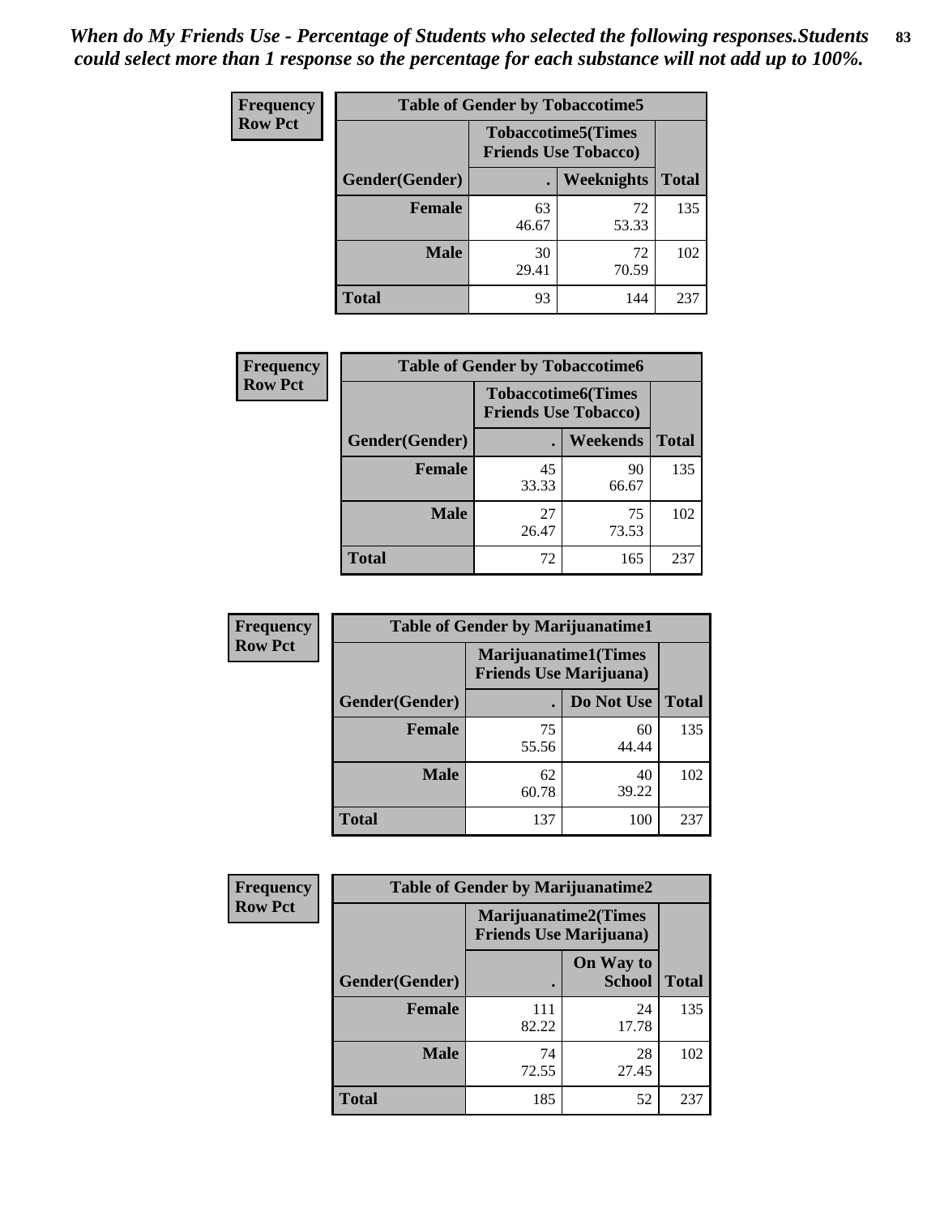*When do My Friends Use - Percentage of Students who selected the following responses.Students could select more than 1 response so the percentage for each substance will not add up to 100%.*

**Frequency**
**Row Pct**

| Table of Gender by Tobaccotime5 | | | |
|---|---|---|---|
| | Tobaccotime5(Times Friends Use Tobacco) | | |
| Gender(Gender) | . | Weeknights | Total |
| **Female** | 63<br>46.67 | 72<br>53.33 | 135 |
| **Male** | 30<br>29.41 | 72<br>70.59 | 102 |
| **Total** | 93 | 144 | 237 |

**Frequency**
**Row Pct**

| Table of Gender by Tobaccotime6 | | | |
|---|---|---|---|
| | Tobaccotime6(Times Friends Use Tobacco) | | |
| Gender(Gender) | . | Weekends | Total |
| **Female** | 45<br>33.33 | 90<br>66.67 | 135 |
| **Male** | 27<br>26.47 | 75<br>73.53 | 102 |
| **Total** | 72 | 165 | 237 |

**Frequency**
**Row Pct**

| Table of Gender by Marijuanatime1 | | | |
|---|---|---|---|
| | Marijuanatime1(Times Friends Use Marijuana) | | |
| Gender(Gender) | . | Do Not Use | Total |
| **Female** | 75<br>55.56 | 60<br>44.44 | 135 |
| **Male** | 62<br>60.78 | 40<br>39.22 | 102 |
| **Total** | 137 | 100 | 237 |

**Frequency**
**Row Pct**

| Table of Gender by Marijuanatime2 | | | |
|---|---|---|---|
| | Marijuanatime2(Times Friends Use Marijuana) | | |
| Gender(Gender) | . | On Way to School | Total |
| **Female** | 111<br>82.22 | 24<br>17.78 | 135 |
| **Male** | 74<br>72.55 | 28<br>27.45 | 102 |
| **Total** | 185 | 52 | 237 |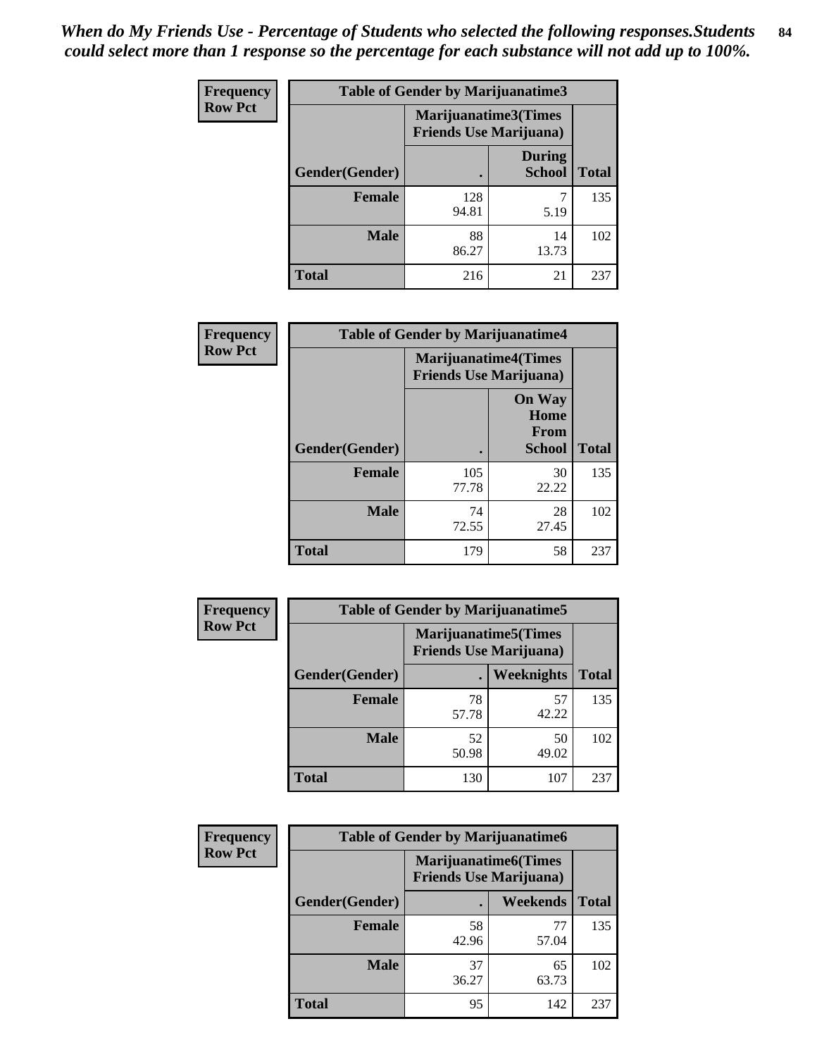*When do My Friends Use - Percentage of Students who selected the following responses.Students could select more than 1 response so the percentage for each substance will not add up to 100%.*

**Frequency**
**Row Pct**

| Table of Gender by Marijuanatime3 | | | |
|---|---|---|---|
| | Marijuanatime3(Times Friends Use Marijuana) | | |
| Gender(Gender) | . | During School | Total |
| **Female** | 128<br>94.81 | 7<br>5.19 | 135 |
| **Male** | 88<br>86.27 | 14<br>13.73 | 102 |
| **Total** | 216 | 21 | 237 |

**Frequency**
**Row Pct**

| Table of Gender by Marijuanatime4 | | | |
|---|---|---|---|
| | Marijuanatime4(Times Friends Use Marijuana) | | |
| Gender(Gender) | . | On Way Home From School | Total |
| **Female** | 105<br>77.78 | 30<br>22.22 | 135 |
| **Male** | 74<br>72.55 | 28<br>27.45 | 102 |
| **Total** | 179 | 58 | 237 |

**Frequency**
**Row Pct**

| Table of Gender by Marijuanatime5 | | | |
|---|---|---|---|
| | Marijuanatime5(Times Friends Use Marijuana) | | |
| Gender(Gender) | . | Weeknights | Total |
| **Female** | 78<br>57.78 | 57<br>42.22 | 135 |
| **Male** | 52<br>50.98 | 50<br>49.02 | 102 |
| **Total** | 130 | 107 | 237 |

**Frequency**
**Row Pct**

| Table of Gender by Marijuanatime6 | | | |
|---|---|---|---|
| | Marijuanatime6(Times Friends Use Marijuana) | | |
| Gender(Gender) | . | Weekends | Total |
| **Female** | 58<br>42.96 | 77<br>57.04 | 135 |
| **Male** | 37<br>36.27 | 65<br>63.73 | 102 |
| **Total** | 95 | 142 | 237 |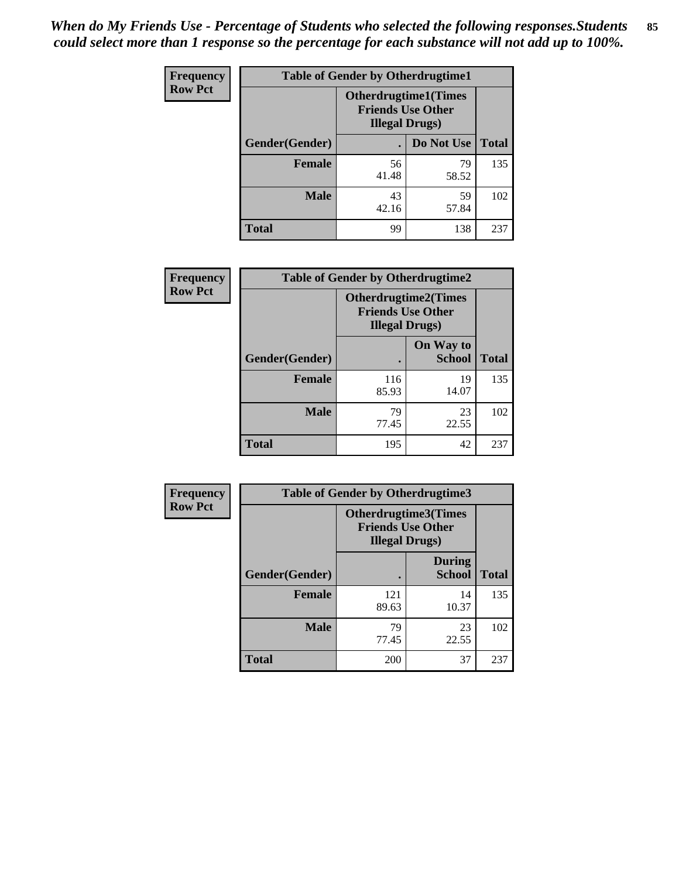*When do My Friends Use - Percentage of Students who selected the following responses.Students could select more than 1 response so the percentage for each substance will not add up to 100%.*

**Frequency**
**Row Pct**

| Table of Gender by Otherdrugtime1 | | | |
|---|---|---|---|
| | Otherdrugtime1(Times Friends Use Other Illegal Drugs) | | |
| Gender(Gender) | . | Do Not Use | Total |
| Female | 56<br>41.48 | 79<br>58.52 | 135 |
| Male | 43<br>42.16 | 59<br>57.84 | 102 |
| Total | 99 | 138 | 237 |

**Frequency**
**Row Pct**

| Table of Gender by Otherdrugtime2 | | | |
|---|---|---|---|
| | Otherdrugtime2(Times Friends Use Other Illegal Drugs) | | |
| Gender(Gender) | . | On Way to School | Total |
| Female | 116<br>85.93 | 19<br>14.07 | 135 |
| Male | 79<br>77.45 | 23<br>22.55 | 102 |
| Total | 195 | 42 | 237 |

**Frequency**
**Row Pct**

| Table of Gender by Otherdrugtime3 | | | |
|---|---|---|---|
| | Otherdrugtime3(Times Friends Use Other Illegal Drugs) | | |
| Gender(Gender) | . | During School | Total |
| Female | 121<br>89.63 | 14<br>10.37 | 135 |
| Male | 79<br>77.45 | 23<br>22.55 | 102 |
| Total | 200 | 37 | 237 |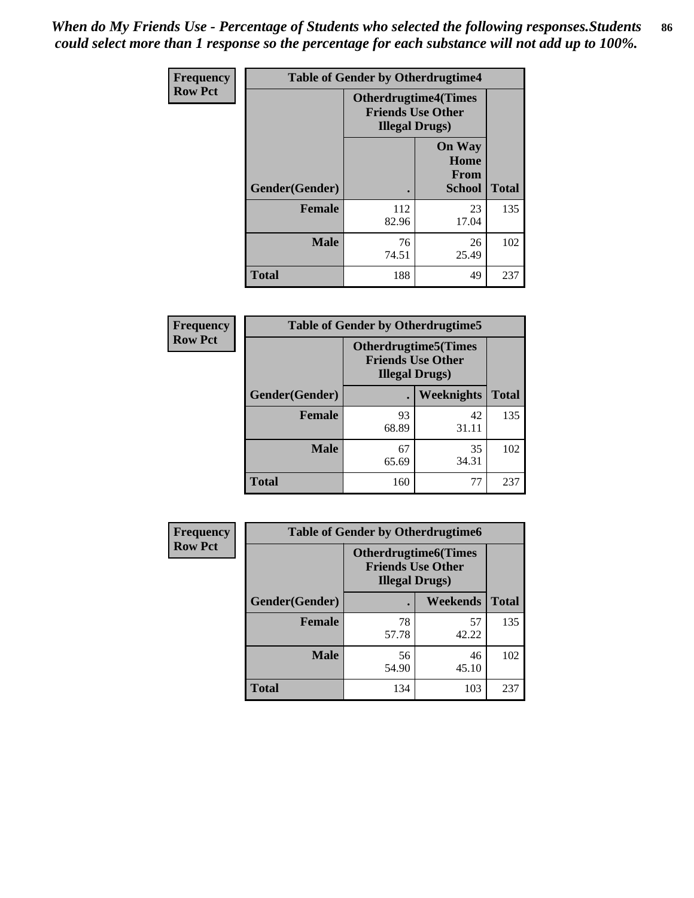*When do My Friends Use - Percentage of Students who selected the following responses.Students could select more than 1 response so the percentage for each substance will not add up to 100%.*

**Frequency**
**Row Pct**

| Table of Gender by Otherdrugtime4 | | | |
|---|---|---|---|
| | Otherdrugtime4(Times Friends Use Other Illegal Drugs) | | |
| Gender(Gender) | . | On Way Home From School | Total |
| **Female** | 112<br>82.96 | 23<br>17.04 | 135 |
| **Male** | 76<br>74.51 | 26<br>25.49 | 102 |
| **Total** | 188 | 49 | 237 |

**Frequency**
**Row Pct**

| Table of Gender by Otherdrugtime5 | | | |
|---|---|---|---|
| | Otherdrugtime5(Times Friends Use Other Illegal Drugs) | | |
| Gender(Gender) | . | Weeknights | Total |
| **Female** | 93<br>68.89 | 42<br>31.11 | 135 |
| **Male** | 67<br>65.69 | 35<br>34.31 | 102 |
| **Total** | 160 | 77 | 237 |

**Frequency**
**Row Pct**

| Table of Gender by Otherdrugtime6 | | | |
|---|---|---|---|
| | Otherdrugtime6(Times Friends Use Other Illegal Drugs) | | |
| Gender(Gender) | . | Weekends | Total |
| **Female** | 78<br>57.78 | 57<br>42.22 | 135 |
| **Male** | 56<br>54.90 | 46<br>45.10 | 102 |
| **Total** | 134 | 103 | 237 |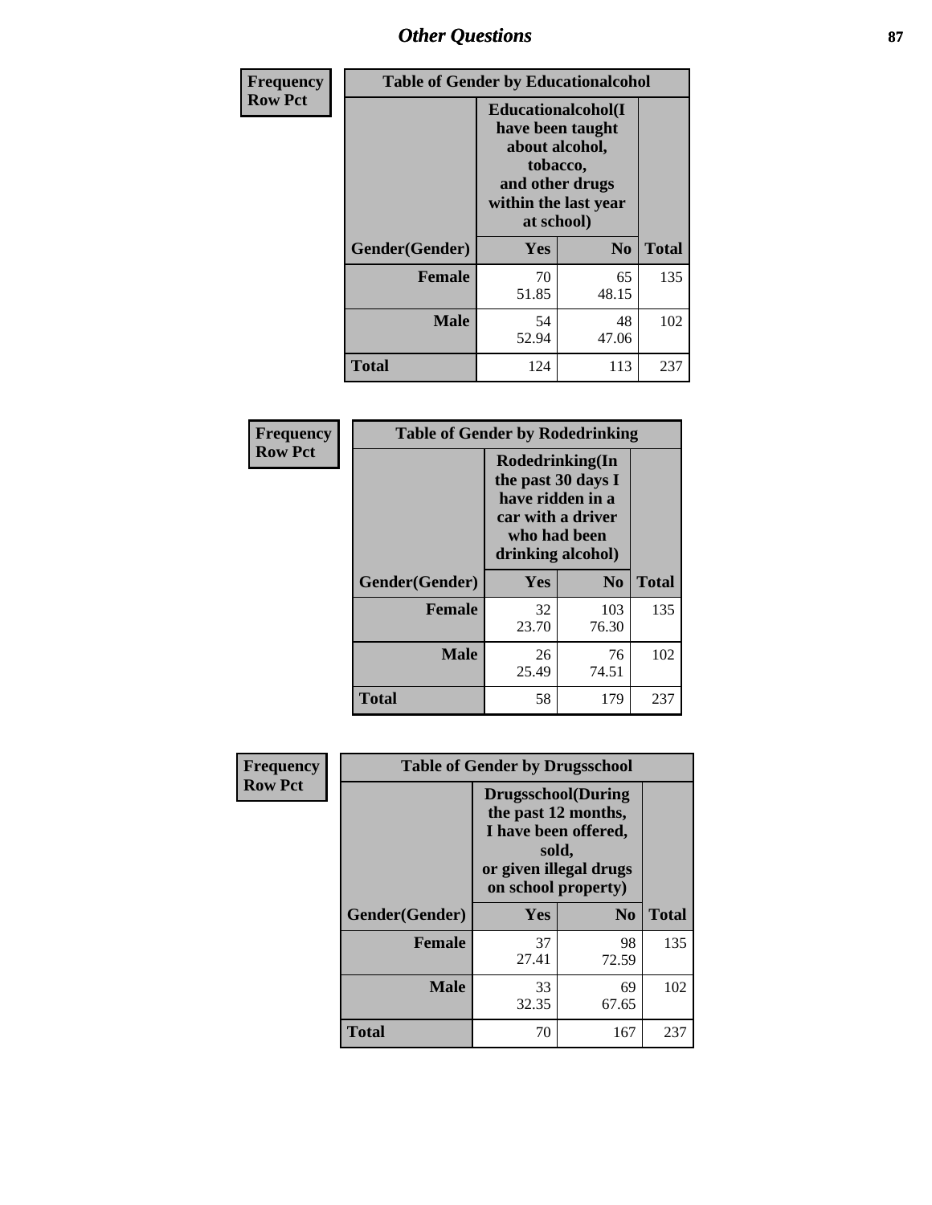## Other Questions

**Frequency**
**Row Pct**

| Table of Gender by Educationalcohol | | | |
|---|---|---|---|
| | Educationalcohol(I have been taught about alcohol, tobacco, and other drugs within the last year at school) | | |
| Gender(Gender) | Yes | No | Total |
| Female | 70<br>51.85 | 65<br>48.15 | 135 |
| Male | 54<br>52.94 | 48<br>47.06 | 102 |
| Total | 124 | 113 | 237 |

**Frequency**
**Row Pct**

| Table of Gender by Rodedrinking | | | |
|---|---|---|---|
| | Rodedrinking(In the past 30 days I have ridden in a car with a driver who had been drinking alcohol) | | |
| Gender(Gender) | Yes | No | Total |
| Female | 32<br>23.70 | 103<br>76.30 | 135 |
| Male | 26<br>25.49 | 76<br>74.51 | 102 |
| Total | 58 | 179 | 237 |

**Frequency**
**Row Pct**

| Table of Gender by Drugsschool | | | |
|---|---|---|---|
| | Drugsschool(During the past 12 months, I have been offered, sold, or given illegal drugs on school property) | | |
| Gender(Gender) | Yes | No | Total |
| Female | 37<br>27.41 | 98<br>72.59 | 135 |
| Male | 33<br>32.35 | 69<br>67.65 | 102 |
| Total | 70 | 167 | 237 |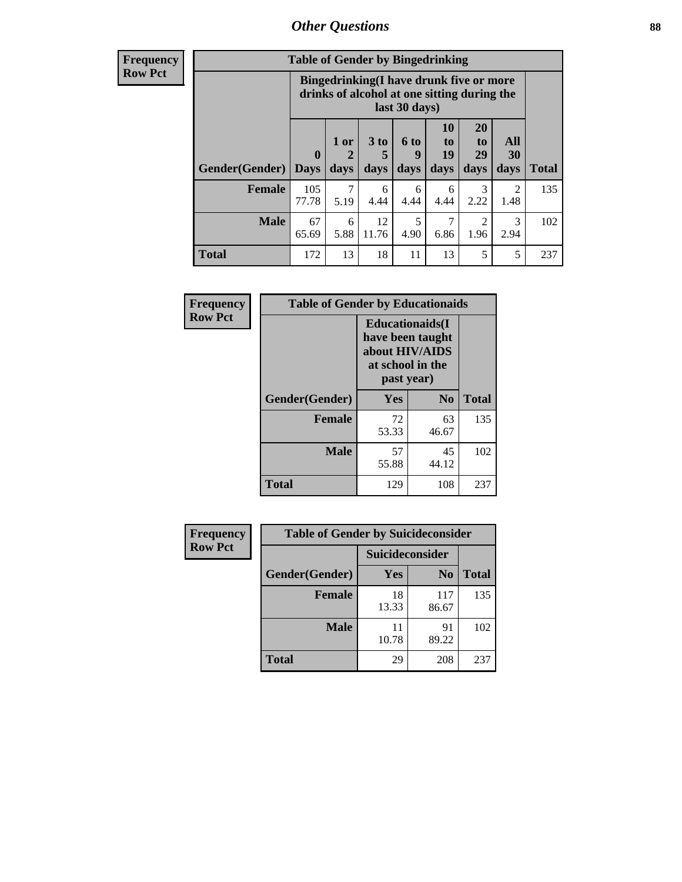# Other Questions

**Frequency**
**Row Pct**

| Table of Gender by Bingedrinking | | | | | | | | |
|---|---|---|---|---|---|---|---|---|
| | Bingedrinking(I have drunk five or more drinks of alcohol at one sitting during the last 30 days) | | | | | | | |
| Gender(Gender) | 0 Days | 1 or 2 days | 3 to 5 days | 6 to 9 days | 10 to 19 days | 20 to 29 days | All 30 days | Total |
| **Female** | 105<br>77.78 | 7<br>5.19 | 6<br>4.44 | 6<br>4.44 | 6<br>4.44 | 3<br>2.22 | 2<br>1.48 | 135 |
| **Male** | 67<br>65.69 | 6<br>5.88 | 12<br>11.76 | 5<br>4.90 | 7<br>6.86 | 2<br>1.96 | 3<br>2.94 | 102 |
| **Total** | 172 | 13 | 18 | 11 | 13 | 5 | 5 | 237 |

**Frequency**
**Row Pct**

| Table of Gender by Educationaids | | | |
|---|---|---|---|
| | Educationaids(I have been taught about HIV/AIDS at school in the past year) | | |
| Gender(Gender) | Yes | No | Total |
| **Female** | 72<br>53.33 | 63<br>46.67 | 135 |
| **Male** | 57<br>55.88 | 45<br>44.12 | 102 |
| **Total** | 129 | 108 | 237 |

**Frequency**
**Row Pct**

| Table of Gender by Suicideconsider | | | |
|---|---|---|---|
| | Suicideconsider | | |
| Gender(Gender) | Yes | No | Total |
| **Female** | 18<br>13.33 | 117<br>86.67 | 135 |
| **Male** | 11<br>10.78 | 91<br>89.22 | 102 |
| **Total** | 29 | 208 | 237 |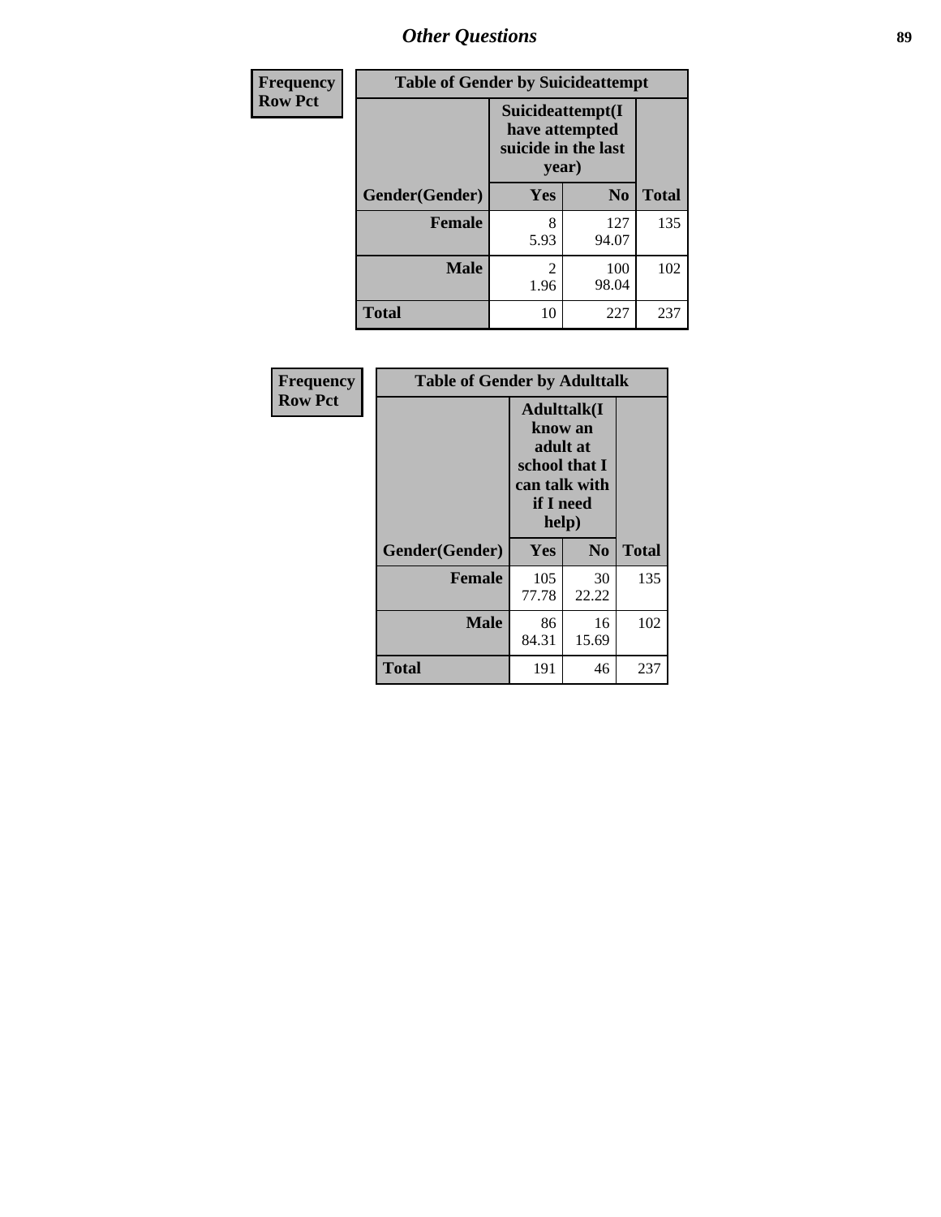| Frequency Row Pct | Table of Gender by Suicideattempt | | |
|---|---|---|---|
| | Suicideattempt(I have attempted suicide in the last year) | | |
| Gender(Gender) | Yes | No | Total |
| Female | 8<br>5.93 | 127<br>94.07 | 135 |
| Male | 2<br>1.96 | 100<br>98.04 | 102 |
| Total | 10 | 227 | 237 |

| Frequency Row Pct | Table of Gender by Adulttalk | | |
|---|---|---|---|
| | Adulttalk(I know an adult at school that I can talk with if I need help) | | |
| Gender(Gender) | Yes | No | Total |
| Female | 105<br>77.78 | 30<br>22.22 | 135 |
| Male | 86<br>84.31 | 16<br>15.69 | 102 |
| Total | 191 | 46 | 237 |